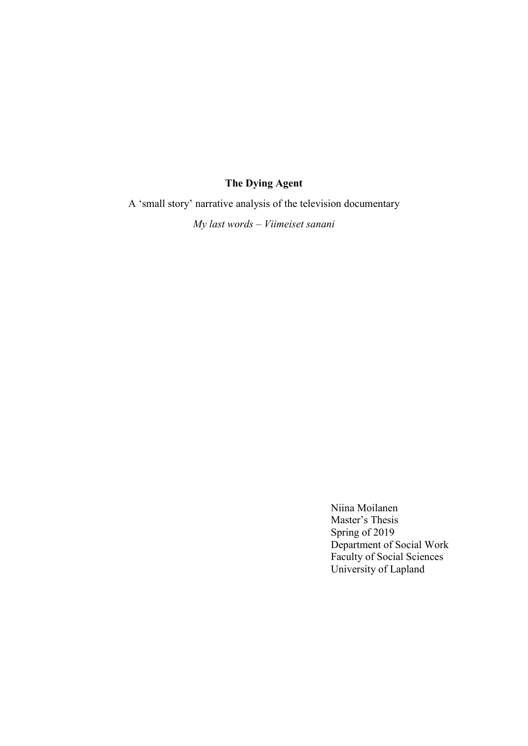# The Dying Agent

A 'small story' narrative analysis of the television documentary

*My last words – Viimeiset sanani*

Niina Moilanen
Master's Thesis
Spring of 2019
Department of Social Work
Faculty of Social Sciences
University of Lapland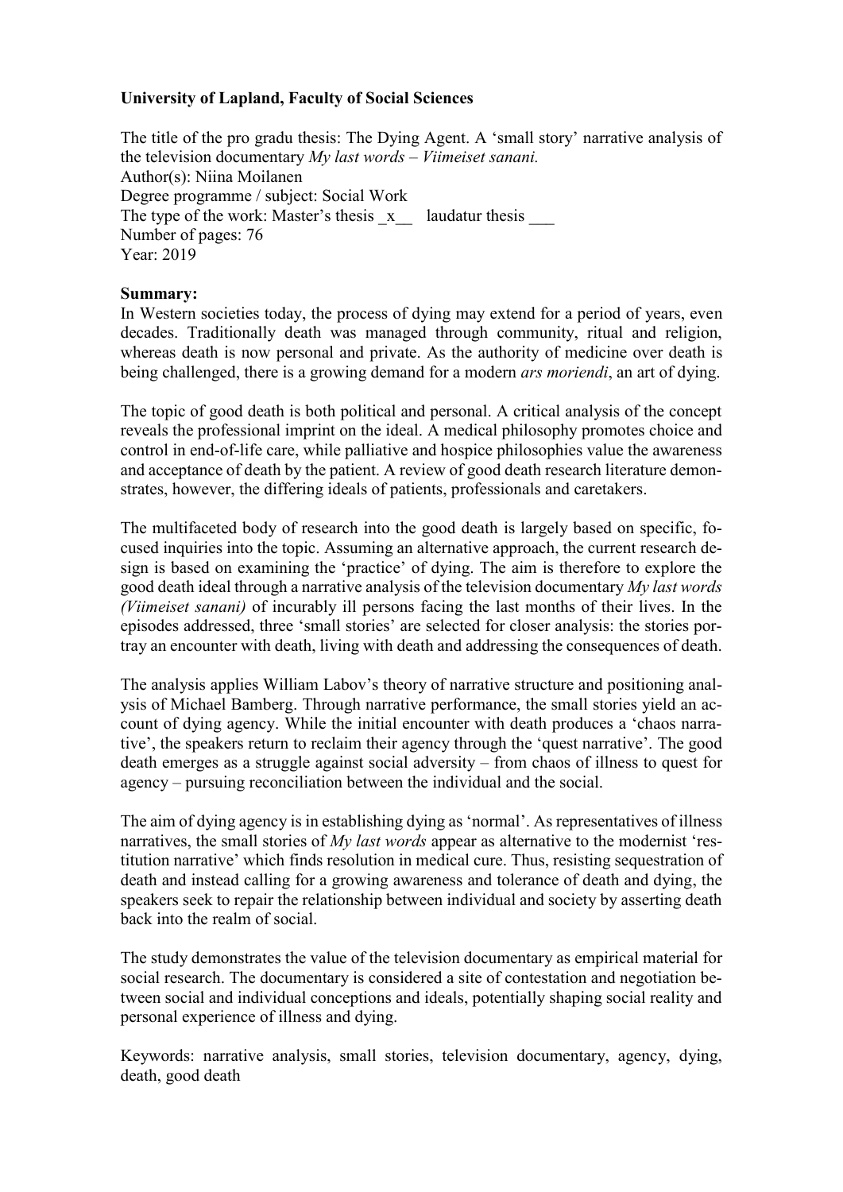**University of Lapland, Faculty of Social Sciences**

The title of the pro gradu thesis: The Dying Agent. A 'small story' narrative analysis of the television documentary *My last words – Viimeiset sanani.*
Author(s): Niina Moilanen
Degree programme / subject: Social Work
The type of the work: Master's thesis _x__ laudatur thesis ___
Number of pages: 76
Year: 2019

**Summary:**
In Western societies today, the process of dying may extend for a period of years, even decades. Traditionally death was managed through community, ritual and religion, whereas death is now personal and private. As the authority of medicine over death is being challenged, there is a growing demand for a modern *ars moriendi*, an art of dying.

The topic of good death is both political and personal. A critical analysis of the concept reveals the professional imprint on the ideal. A medical philosophy promotes choice and control in end-of-life care, while palliative and hospice philosophies value the awareness and acceptance of death by the patient. A review of good death research literature demonstrates, however, the differing ideals of patients, professionals and caretakers.

The multifaceted body of research into the good death is largely based on specific, focused inquiries into the topic. Assuming an alternative approach, the current research design is based on examining the 'practice' of dying. The aim is therefore to explore the good death ideal through a narrative analysis of the television documentary *My last words (Viimeiset sanani)* of incurably ill persons facing the last months of their lives. In the episodes addressed, three 'small stories' are selected for closer analysis: the stories portray an encounter with death, living with death and addressing the consequences of death.

The analysis applies William Labov's theory of narrative structure and positioning analysis of Michael Bamberg. Through narrative performance, the small stories yield an account of dying agency. While the initial encounter with death produces a 'chaos narrative', the speakers return to reclaim their agency through the 'quest narrative'. The good death emerges as a struggle against social adversity – from chaos of illness to quest for agency – pursuing reconciliation between the individual and the social.

The aim of dying agency is in establishing dying as 'normal'. As representatives of illness narratives, the small stories of *My last words* appear as alternative to the modernist 'restitution narrative' which finds resolution in medical cure. Thus, resisting sequestration of death and instead calling for a growing awareness and tolerance of death and dying, the speakers seek to repair the relationship between individual and society by asserting death back into the realm of social.

The study demonstrates the value of the television documentary as empirical material for social research. The documentary is considered a site of contestation and negotiation between social and individual conceptions and ideals, potentially shaping social reality and personal experience of illness and dying.

Keywords: narrative analysis, small stories, television documentary, agency, dying, death, good death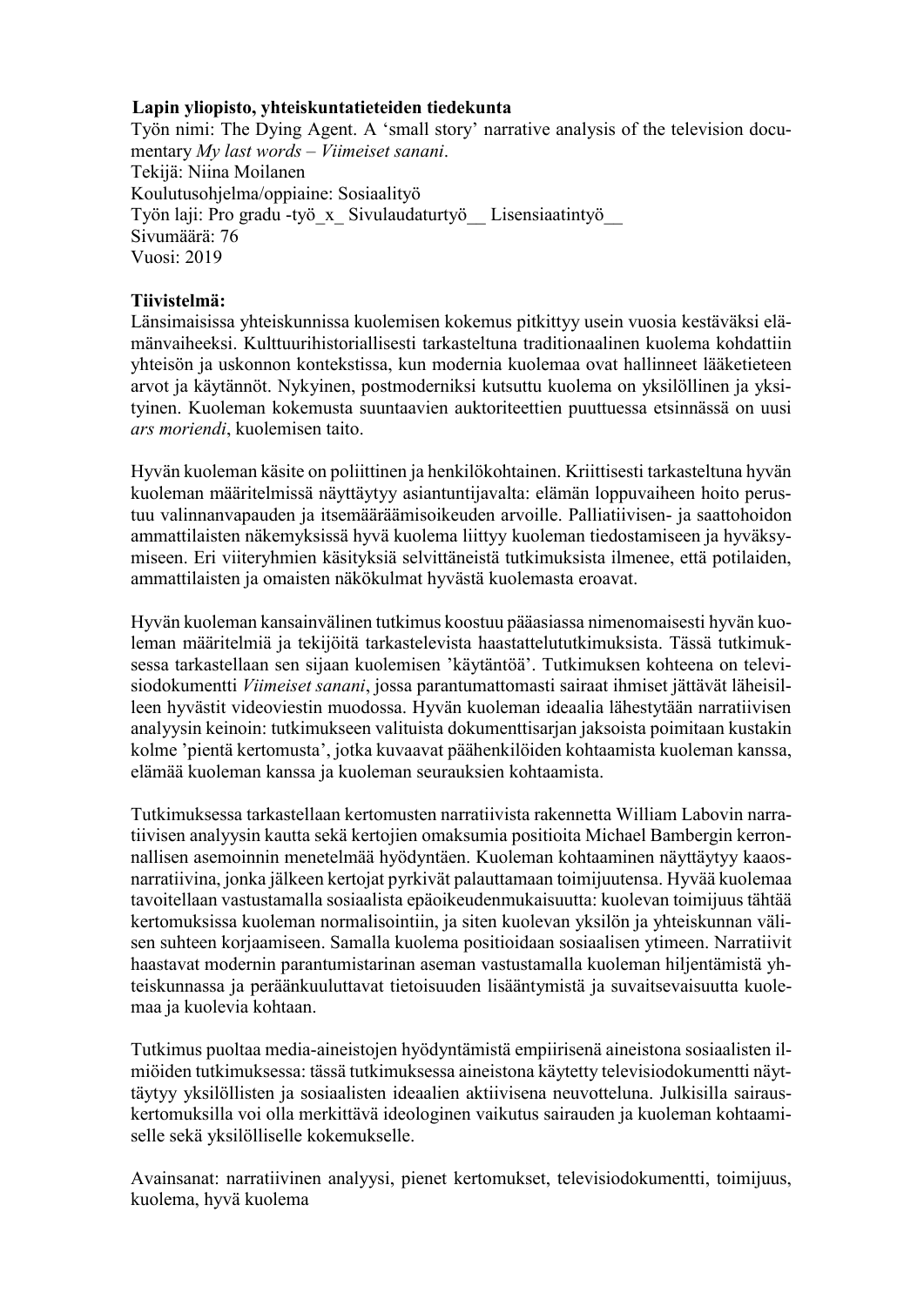**Lapin yliopisto, yhteiskuntatieteiden tiedekunta**

Työn nimi: The Dying Agent. A 'small story' narrative analysis of the television documentary *My last words – Viimeiset sanani*.
Tekijä: Niina Moilanen
Koulutusohjelma/oppiaine: Sosiaalityö
Työn laji: Pro gradu -työ_x_ Sivulaudaturtyö__ Lisensiaatintyö__
Sivumäärä: 76
Vuosi: 2019

**Tiivistelmä:**

Länsimaisissa yhteiskunnissa kuolemisen kokemus pitkittyy usein vuosia kestäväksi elämänvaiheeksi. Kulttuurihistoriallisesti tarkasteltuna traditionaalinen kuolema kohdattiin yhteisön ja uskonnon kontekstissa, kun modernia kuolemaa ovat hallinneet lääketieteen arvot ja käytännöt. Nykyinen, postmoderniksi kutsuttu kuolema on yksilöllinen ja yksityinen. Kuoleman kokemusta suuntaavien auktoriteettien puuttuessa etsinnässä on uusi *ars moriendi*, kuolemisen taito.

Hyvän kuoleman käsite on poliittinen ja henkilökohtainen. Kriittisesti tarkasteltuna hyvän kuoleman määritelmissä näyttäytyy asiantuntijavalta: elämän loppuvaiheen hoito perustuu valinnanvapauden ja itsemääräämisoikeuden arvoille. Palliatiivisen- ja saattohoidon ammattilaisten näkemyksissä hyvä kuolema liittyy kuoleman tiedostamiseen ja hyväksymiseen. Eri viiteryhmien käsityksiä selvittäneistä tutkimuksista ilmenee, että potilaiden, ammattilaisten ja omaisten näkökulmat hyvästä kuolemasta eroavat.

Hyvän kuoleman kansainvälinen tutkimus koostuu pääasiassa nimenomaisesti hyvän kuoleman määritelmiä ja tekijöitä tarkastelevista haastattelututkimuksista. Tässä tutkimuksessa tarkastellaan sen sijaan kuolemisen 'käytäntöä'. Tutkimuksen kohteena on televisiodokumentti *Viimeiset sanani*, jossa parantumattomasti sairaat ihmiset jättävät läheisilleen hyvästit videoviestin muodossa. Hyvän kuoleman ideaalia lähestytään narratiivisen analyysin keinoin: tutkimukseen valituista dokumenttisarjan jaksoista poimitaan kustakin kolme 'pientä kertomusta', jotka kuvaavat päähenkilöiden kohtaamista kuoleman kanssa, elämää kuoleman kanssa ja kuoleman seurauksien kohtaamista.

Tutkimuksessa tarkastellaan kertomusten narratiivista rakennetta William Labovin narratiivisen analyysin kautta sekä kertojien omaksumia positioita Michael Bambergin kerronnallisen asemoinnin menetelmää hyödyntäen. Kuoleman kohtaaminen näyttäytyy kaaosnarratiivina, jonka jälkeen kertojat pyrkivät palauttamaan toimijuutensa. Hyvää kuolemaa tavoitellaan vastustamalla sosiaalista epäoikeudenmukaisuutta: kuolevan toimijuus tähtää kertomuksissa kuoleman normalisointiin, ja siten kuolevan yksilön ja yhteiskunnan välisen suhteen korjaamiseen. Samalla kuolema positioidaan sosiaalisen ytimeen. Narratiivit haastavat modernin parantumistarinan aseman vastustamalla kuoleman hiljentämistä yhteiskunnassa ja peräänkuuluttavat tietoisuuden lisääntymistä ja suvaitsevaisuutta kuolemaa ja kuolevia kohtaan.

Tutkimus puoltaa media-aineistojen hyödyntämistä empiirisenä aineistona sosiaalisten ilmiöiden tutkimuksessa: tässä tutkimuksessa aineistona käytetty televisiodokumentti näyttäytyy yksilöllisten ja sosiaalisten ideaalien aktiivisena neuvotteluna. Julkisilla sairauskertomuksilla voi olla merkittävä ideologinen vaikutus sairauden ja kuoleman kohtaamiselle sekä yksilölliselle kokemukselle.

Avainsanat: narratiivinen analyysi, pienet kertomukset, televisiodokumentti, toimijuus, kuolema, hyvä kuolema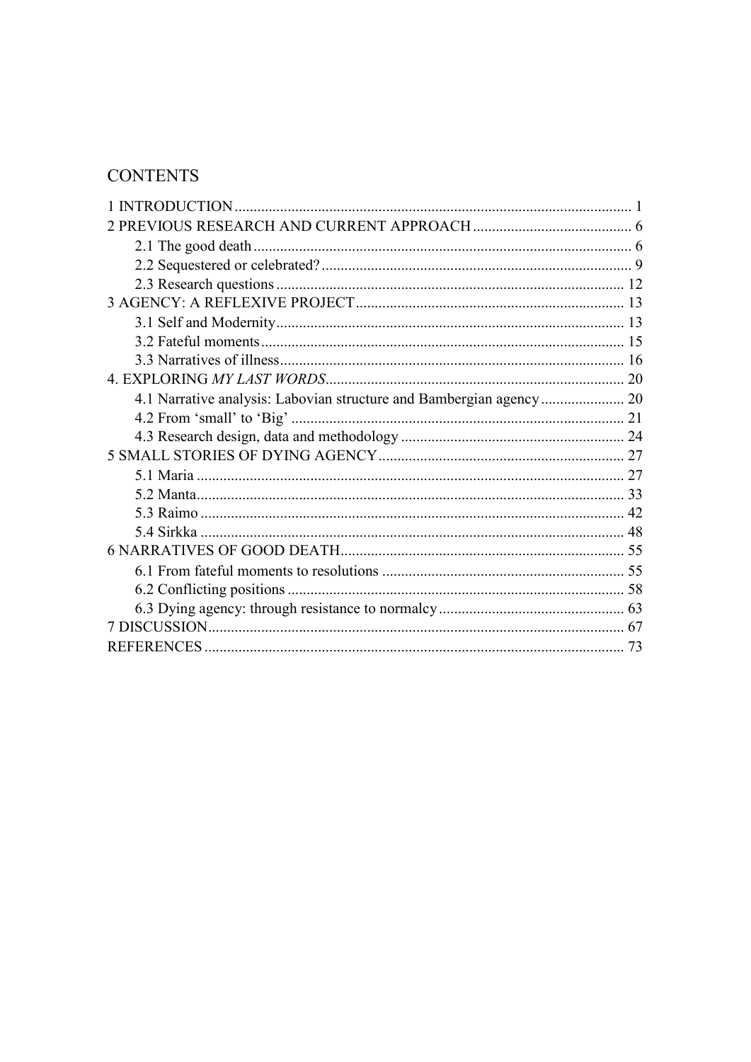## CONTENTS

1 INTRODUCTION ........................................................................................................ 1
2 PREVIOUS RESEARCH AND CURRENT APPROACH .......................................... 6
  2.1 The good death ................................................................................................... 6
  2.2 Sequestered or celebrated? ................................................................................. 9
  2.3 Research questions ........................................................................................... 12
3 AGENCY: A REFLEXIVE PROJECT ...................................................................... 13
  3.1 Self and Modernity ........................................................................................... 13
  3.2 Fateful moments ............................................................................................... 15
  3.3 Narratives of illness .......................................................................................... 16
4. EXPLORING *MY LAST WORDS* ............................................................................ 20
  4.1 Narrative analysis: Labovian structure and Bambergian agency ...................... 20
  4.2 From 'small' to 'Big' ........................................................................................ 21
  4.3 Research design, data and methodology ........................................................... 24
5 SMALL STORIES OF DYING AGENCY ................................................................. 27
  5.1 Maria ................................................................................................................ 27
  5.2 Manta ................................................................................................................ 33
  5.3 Raimo ............................................................................................................... 42
  5.4 Sirkka ............................................................................................................... 48
6 NARRATIVES OF GOOD DEATH ........................................................................... 55
  6.1 From fateful moments to resolutions ................................................................ 55
  6.2 Conflicting positions ......................................................................................... 58
  6.3 Dying agency: through resistance to normalcy ................................................. 63
7 DISCUSSION ............................................................................................................. 67
REFERENCES .............................................................................................................. 73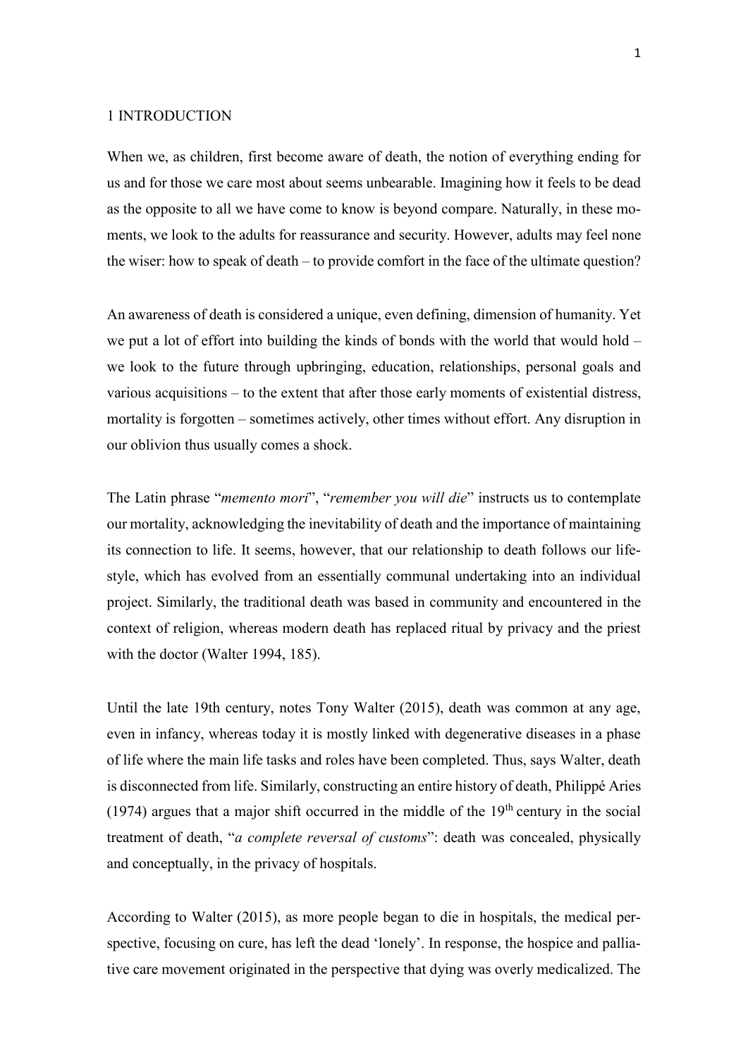# 1 INTRODUCTION

When we, as children, first become aware of death, the notion of everything ending for us and for those we care most about seems unbearable. Imagining how it feels to be dead as the opposite to all we have come to know is beyond compare. Naturally, in these moments, we look to the adults for reassurance and security. However, adults may feel none the wiser: how to speak of death – to provide comfort in the face of the ultimate question?

An awareness of death is considered a unique, even defining, dimension of humanity. Yet we put a lot of effort into building the kinds of bonds with the world that would hold – we look to the future through upbringing, education, relationships, personal goals and various acquisitions – to the extent that after those early moments of existential distress, mortality is forgotten – sometimes actively, other times without effort. Any disruption in our oblivion thus usually comes a shock.

The Latin phrase "*memento mori*", "*remember you will die*" instructs us to contemplate our mortality, acknowledging the inevitability of death and the importance of maintaining its connection to life. It seems, however, that our relationship to death follows our lifestyle, which has evolved from an essentially communal undertaking into an individual project. Similarly, the traditional death was based in community and encountered in the context of religion, whereas modern death has replaced ritual by privacy and the priest with the doctor (Walter 1994, 185).

Until the late 19th century, notes Tony Walter (2015), death was common at any age, even in infancy, whereas today it is mostly linked with degenerative diseases in a phase of life where the main life tasks and roles have been completed. Thus, says Walter, death is disconnected from life. Similarly, constructing an entire history of death, Philippé Aries (1974) argues that a major shift occurred in the middle of the 19th century in the social treatment of death, "*a complete reversal of customs*": death was concealed, physically and conceptually, in the privacy of hospitals.

According to Walter (2015), as more people began to die in hospitals, the medical perspective, focusing on cure, has left the dead 'lonely'. In response, the hospice and palliative care movement originated in the perspective that dying was overly medicalized. The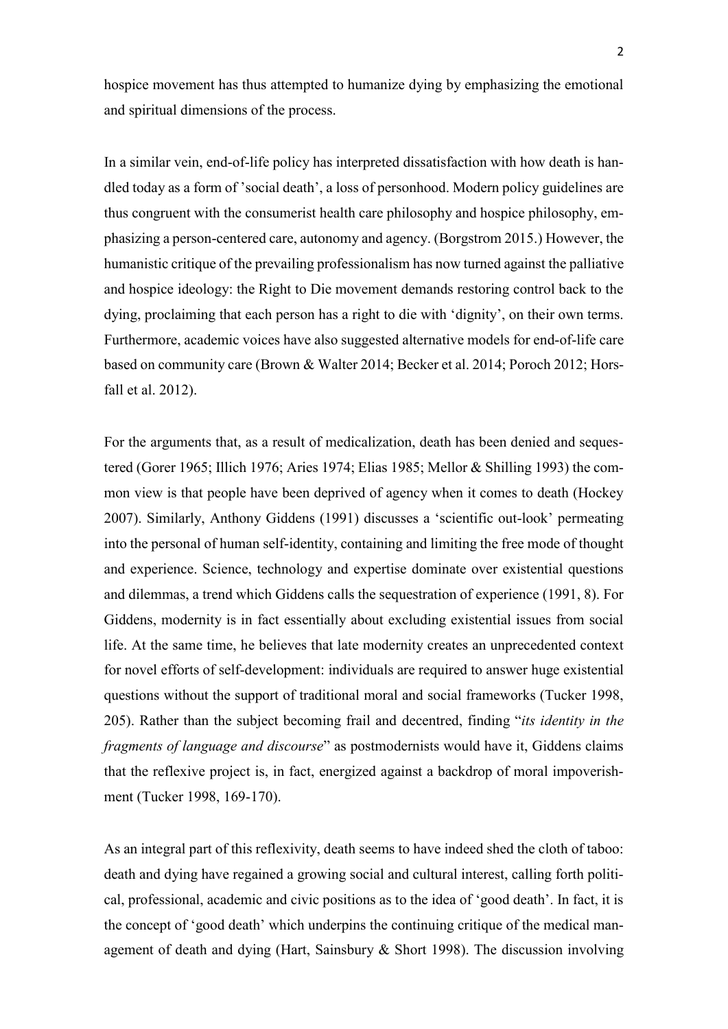hospice movement has thus attempted to humanize dying by emphasizing the emotional and spiritual dimensions of the process.

In a similar vein, end-of-life policy has interpreted dissatisfaction with how death is handled today as a form of 'social death', a loss of personhood. Modern policy guidelines are thus congruent with the consumerist health care philosophy and hospice philosophy, emphasizing a person-centered care, autonomy and agency. (Borgstrom 2015.) However, the humanistic critique of the prevailing professionalism has now turned against the palliative and hospice ideology: the Right to Die movement demands restoring control back to the dying, proclaiming that each person has a right to die with 'dignity', on their own terms. Furthermore, academic voices have also suggested alternative models for end-of-life care based on community care (Brown & Walter 2014; Becker et al. 2014; Poroch 2012; Horsfall et al. 2012).

For the arguments that, as a result of medicalization, death has been denied and sequestered (Gorer 1965; Illich 1976; Aries 1974; Elias 1985; Mellor & Shilling 1993) the common view is that people have been deprived of agency when it comes to death (Hockey 2007). Similarly, Anthony Giddens (1991) discusses a 'scientific out-look' permeating into the personal of human self-identity, containing and limiting the free mode of thought and experience. Science, technology and expertise dominate over existential questions and dilemmas, a trend which Giddens calls the sequestration of experience (1991, 8). For Giddens, modernity is in fact essentially about excluding existential issues from social life. At the same time, he believes that late modernity creates an unprecedented context for novel efforts of self-development: individuals are required to answer huge existential questions without the support of traditional moral and social frameworks (Tucker 1998, 205). Rather than the subject becoming frail and decentred, finding "*its identity in the fragments of language and discourse*" as postmodernists would have it, Giddens claims that the reflexive project is, in fact, energized against a backdrop of moral impoverishment (Tucker 1998, 169-170).

As an integral part of this reflexivity, death seems to have indeed shed the cloth of taboo: death and dying have regained a growing social and cultural interest, calling forth political, professional, academic and civic positions as to the idea of 'good death'. In fact, it is the concept of 'good death' which underpins the continuing critique of the medical management of death and dying (Hart, Sainsbury & Short 1998). The discussion involving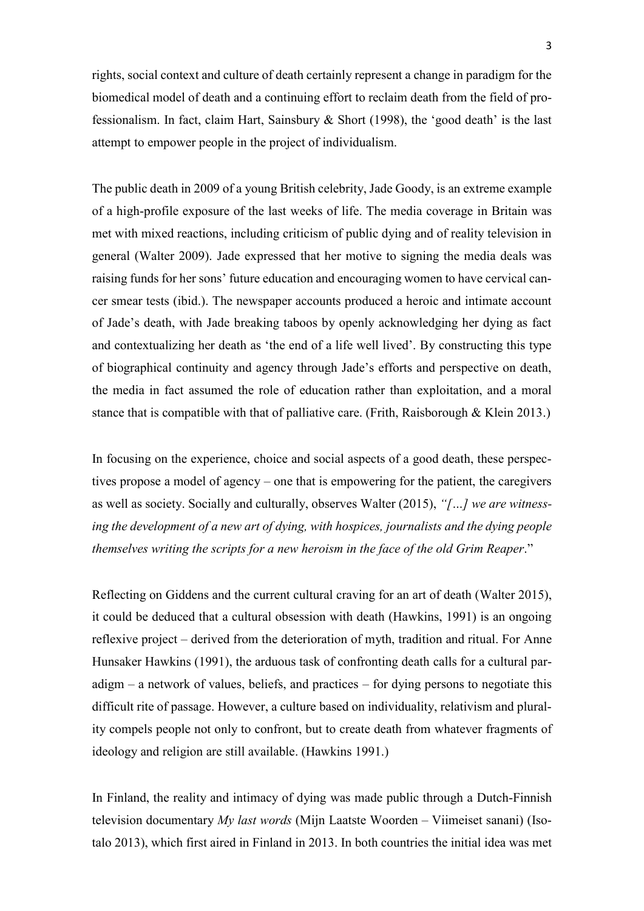rights, social context and culture of death certainly represent a change in paradigm for the biomedical model of death and a continuing effort to reclaim death from the field of professionalism. In fact, claim Hart, Sainsbury & Short (1998), the 'good death' is the last attempt to empower people in the project of individualism.

The public death in 2009 of a young British celebrity, Jade Goody, is an extreme example of a high-profile exposure of the last weeks of life. The media coverage in Britain was met with mixed reactions, including criticism of public dying and of reality television in general (Walter 2009). Jade expressed that her motive to signing the media deals was raising funds for her sons' future education and encouraging women to have cervical cancer smear tests (ibid.). The newspaper accounts produced a heroic and intimate account of Jade's death, with Jade breaking taboos by openly acknowledging her dying as fact and contextualizing her death as 'the end of a life well lived'. By constructing this type of biographical continuity and agency through Jade's efforts and perspective on death, the media in fact assumed the role of education rather than exploitation, and a moral stance that is compatible with that of palliative care. (Frith, Raisborough & Klein 2013.)

In focusing on the experience, choice and social aspects of a good death, these perspectives propose a model of agency – one that is empowering for the patient, the caregivers as well as society. Socially and culturally, observes Walter (2015), *"[…] we are witnessing the development of a new art of dying, with hospices, journalists and the dying people themselves writing the scripts for a new heroism in the face of the old Grim Reaper*."

Reflecting on Giddens and the current cultural craving for an art of death (Walter 2015), it could be deduced that a cultural obsession with death (Hawkins, 1991) is an ongoing reflexive project – derived from the deterioration of myth, tradition and ritual. For Anne Hunsaker Hawkins (1991), the arduous task of confronting death calls for a cultural paradigm – a network of values, beliefs, and practices – for dying persons to negotiate this difficult rite of passage. However, a culture based on individuality, relativism and plurality compels people not only to confront, but to create death from whatever fragments of ideology and religion are still available. (Hawkins 1991.)

In Finland, the reality and intimacy of dying was made public through a Dutch-Finnish television documentary *My last words* (Mijn Laatste Woorden – Viimeiset sanani) (Isotalo 2013), which first aired in Finland in 2013. In both countries the initial idea was met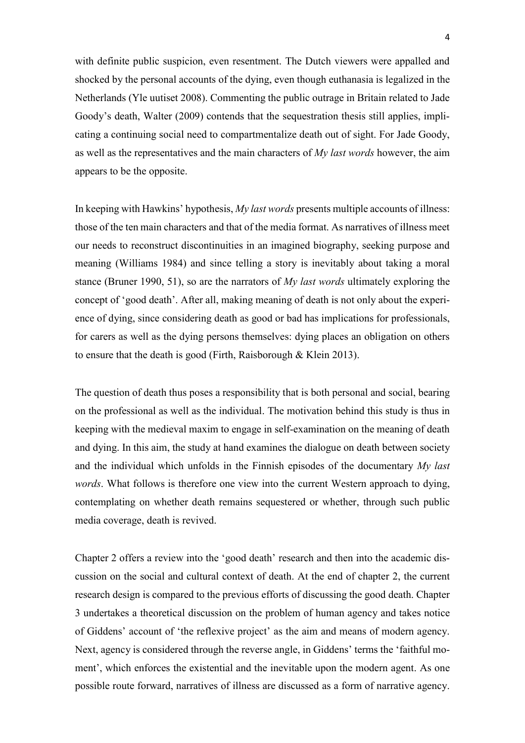with definite public suspicion, even resentment. The Dutch viewers were appalled and shocked by the personal accounts of the dying, even though euthanasia is legalized in the Netherlands (Yle uutiset 2008). Commenting the public outrage in Britain related to Jade Goody's death, Walter (2009) contends that the sequestration thesis still applies, implicating a continuing social need to compartmentalize death out of sight. For Jade Goody, as well as the representatives and the main characters of *My last words* however, the aim appears to be the opposite.

In keeping with Hawkins' hypothesis, *My last words* presents multiple accounts of illness: those of the ten main characters and that of the media format. As narratives of illness meet our needs to reconstruct discontinuities in an imagined biography, seeking purpose and meaning (Williams 1984) and since telling a story is inevitably about taking a moral stance (Bruner 1990, 51), so are the narrators of *My last words* ultimately exploring the concept of 'good death'. After all, making meaning of death is not only about the experience of dying, since considering death as good or bad has implications for professionals, for carers as well as the dying persons themselves: dying places an obligation on others to ensure that the death is good (Firth, Raisborough & Klein 2013).

The question of death thus poses a responsibility that is both personal and social, bearing on the professional as well as the individual. The motivation behind this study is thus in keeping with the medieval maxim to engage in self-examination on the meaning of death and dying. In this aim, the study at hand examines the dialogue on death between society and the individual which unfolds in the Finnish episodes of the documentary *My last words*. What follows is therefore one view into the current Western approach to dying, contemplating on whether death remains sequestered or whether, through such public media coverage, death is revived.

Chapter 2 offers a review into the 'good death' research and then into the academic discussion on the social and cultural context of death. At the end of chapter 2, the current research design is compared to the previous efforts of discussing the good death. Chapter 3 undertakes a theoretical discussion on the problem of human agency and takes notice of Giddens' account of 'the reflexive project' as the aim and means of modern agency. Next, agency is considered through the reverse angle, in Giddens' terms the 'faithful moment', which enforces the existential and the inevitable upon the modern agent. As one possible route forward, narratives of illness are discussed as a form of narrative agency.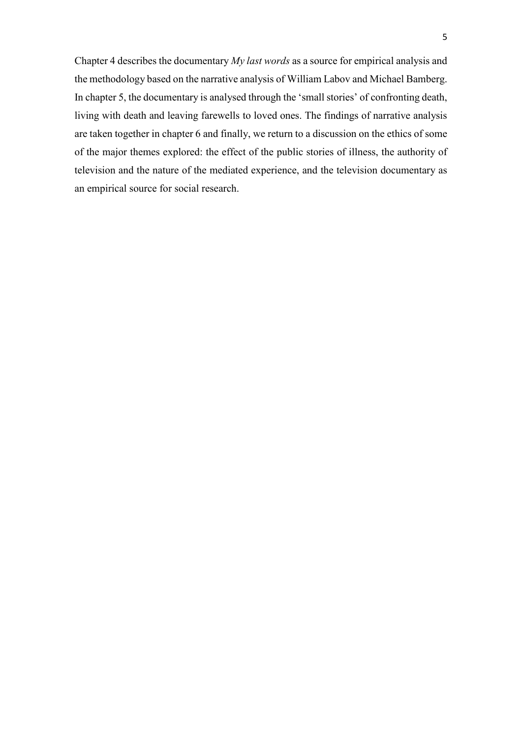Chapter 4 describes the documentary *My last words* as a source for empirical analysis and the methodology based on the narrative analysis of William Labov and Michael Bamberg. In chapter 5, the documentary is analysed through the 'small stories' of confronting death, living with death and leaving farewells to loved ones. The findings of narrative analysis are taken together in chapter 6 and finally, we return to a discussion on the ethics of some of the major themes explored: the effect of the public stories of illness, the authority of television and the nature of the mediated experience, and the television documentary as an empirical source for social research.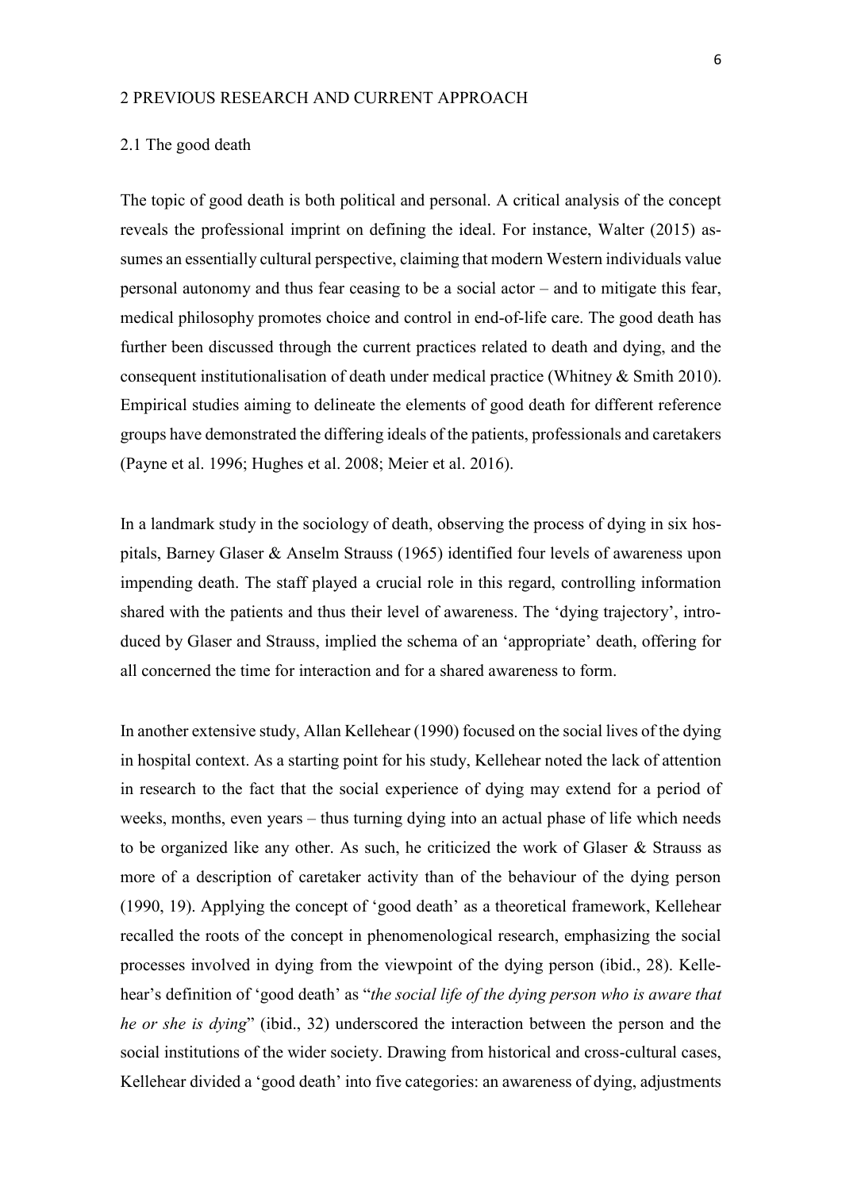## 2 PREVIOUS RESEARCH AND CURRENT APPROACH

### 2.1 The good death

The topic of good death is both political and personal. A critical analysis of the concept reveals the professional imprint on defining the ideal. For instance, Walter (2015) assumes an essentially cultural perspective, claiming that modern Western individuals value personal autonomy and thus fear ceasing to be a social actor – and to mitigate this fear, medical philosophy promotes choice and control in end-of-life care. The good death has further been discussed through the current practices related to death and dying, and the consequent institutionalisation of death under medical practice (Whitney & Smith 2010). Empirical studies aiming to delineate the elements of good death for different reference groups have demonstrated the differing ideals of the patients, professionals and caretakers (Payne et al. 1996; Hughes et al. 2008; Meier et al. 2016).

In a landmark study in the sociology of death, observing the process of dying in six hospitals, Barney Glaser & Anselm Strauss (1965) identified four levels of awareness upon impending death. The staff played a crucial role in this regard, controlling information shared with the patients and thus their level of awareness. The 'dying trajectory', introduced by Glaser and Strauss, implied the schema of an 'appropriate' death, offering for all concerned the time for interaction and for a shared awareness to form.

In another extensive study, Allan Kellehear (1990) focused on the social lives of the dying in hospital context. As a starting point for his study, Kellehear noted the lack of attention in research to the fact that the social experience of dying may extend for a period of weeks, months, even years – thus turning dying into an actual phase of life which needs to be organized like any other. As such, he criticized the work of Glaser & Strauss as more of a description of caretaker activity than of the behaviour of the dying person (1990, 19). Applying the concept of 'good death' as a theoretical framework, Kellehear recalled the roots of the concept in phenomenological research, emphasizing the social processes involved in dying from the viewpoint of the dying person (ibid., 28). Kellehear's definition of 'good death' as "*the social life of the dying person who is aware that he or she is dying*" (ibid., 32) underscored the interaction between the person and the social institutions of the wider society. Drawing from historical and cross-cultural cases, Kellehear divided a 'good death' into five categories: an awareness of dying, adjustments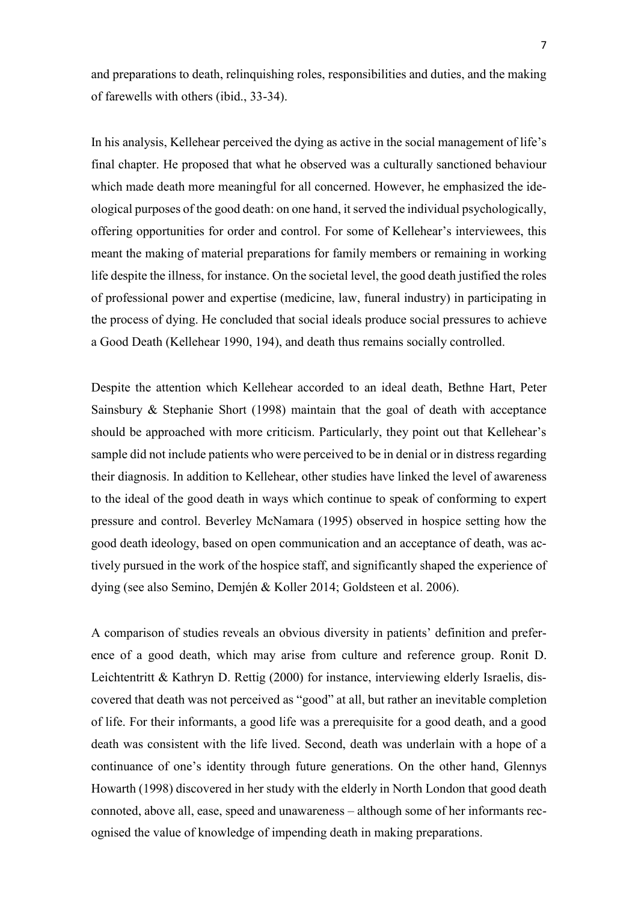and preparations to death, relinquishing roles, responsibilities and duties, and the making of farewells with others (ibid., 33-34).

In his analysis, Kellehear perceived the dying as active in the social management of life's final chapter. He proposed that what he observed was a culturally sanctioned behaviour which made death more meaningful for all concerned. However, he emphasized the ideological purposes of the good death: on one hand, it served the individual psychologically, offering opportunities for order and control. For some of Kellehear's interviewees, this meant the making of material preparations for family members or remaining in working life despite the illness, for instance. On the societal level, the good death justified the roles of professional power and expertise (medicine, law, funeral industry) in participating in the process of dying. He concluded that social ideals produce social pressures to achieve a Good Death (Kellehear 1990, 194), and death thus remains socially controlled.

Despite the attention which Kellehear accorded to an ideal death, Bethne Hart, Peter Sainsbury & Stephanie Short (1998) maintain that the goal of death with acceptance should be approached with more criticism. Particularly, they point out that Kellehear's sample did not include patients who were perceived to be in denial or in distress regarding their diagnosis. In addition to Kellehear, other studies have linked the level of awareness to the ideal of the good death in ways which continue to speak of conforming to expert pressure and control. Beverley McNamara (1995) observed in hospice setting how the good death ideology, based on open communication and an acceptance of death, was actively pursued in the work of the hospice staff, and significantly shaped the experience of dying (see also Semino, Demjén & Koller 2014; Goldsteen et al. 2006).

A comparison of studies reveals an obvious diversity in patients' definition and preference of a good death, which may arise from culture and reference group. Ronit D. Leichtentritt & Kathryn D. Rettig (2000) for instance, interviewing elderly Israelis, discovered that death was not perceived as "good" at all, but rather an inevitable completion of life. For their informants, a good life was a prerequisite for a good death, and a good death was consistent with the life lived. Second, death was underlain with a hope of a continuance of one's identity through future generations. On the other hand, Glennys Howarth (1998) discovered in her study with the elderly in North London that good death connoted, above all, ease, speed and unawareness – although some of her informants recognised the value of knowledge of impending death in making preparations.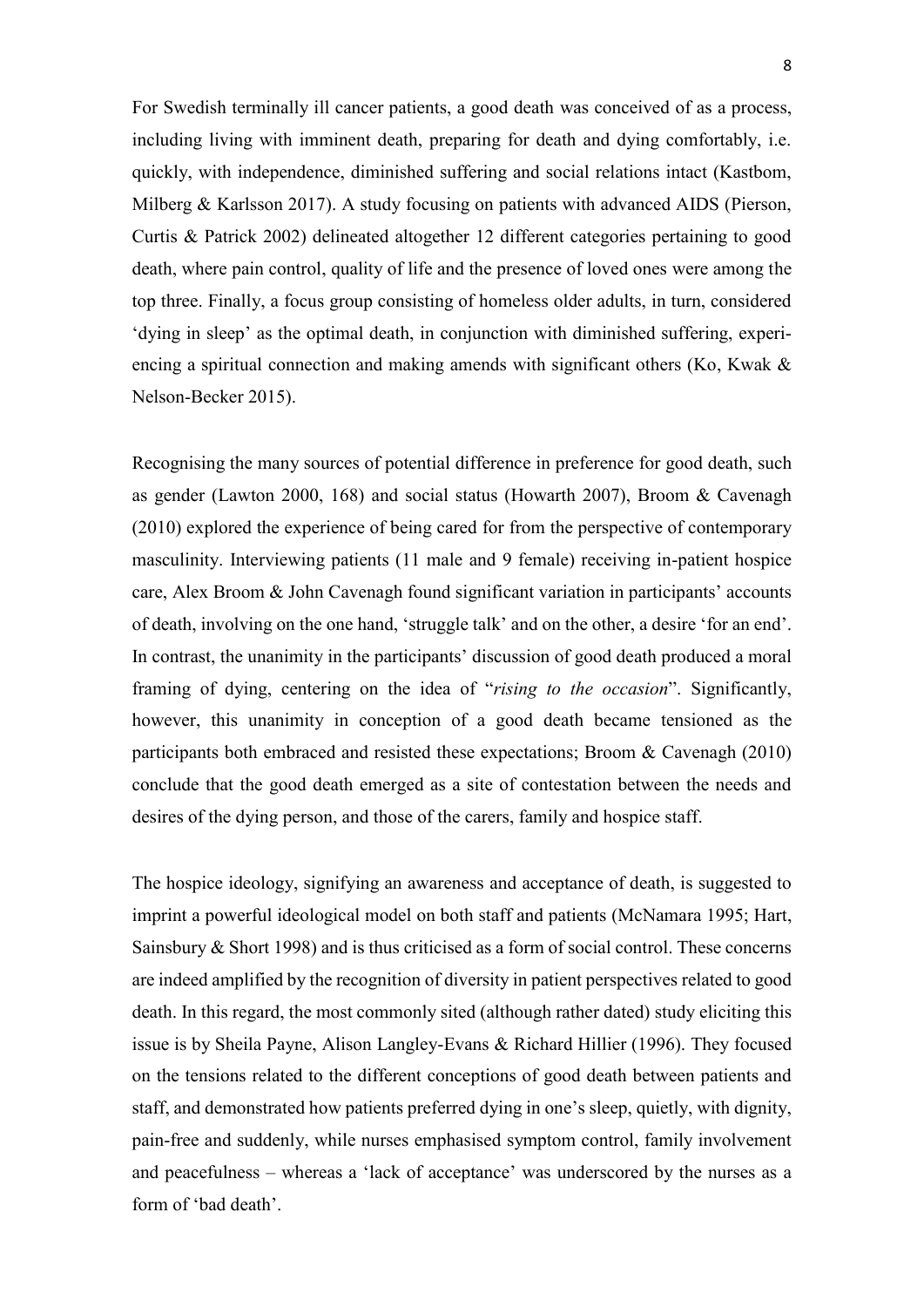For Swedish terminally ill cancer patients, a good death was conceived of as a process, including living with imminent death, preparing for death and dying comfortably, i.e. quickly, with independence, diminished suffering and social relations intact (Kastbom, Milberg & Karlsson 2017). A study focusing on patients with advanced AIDS (Pierson, Curtis & Patrick 2002) delineated altogether 12 different categories pertaining to good death, where pain control, quality of life and the presence of loved ones were among the top three. Finally, a focus group consisting of homeless older adults, in turn, considered 'dying in sleep' as the optimal death, in conjunction with diminished suffering, experiencing a spiritual connection and making amends with significant others (Ko, Kwak & Nelson-Becker 2015).

Recognising the many sources of potential difference in preference for good death, such as gender (Lawton 2000, 168) and social status (Howarth 2007), Broom & Cavenagh (2010) explored the experience of being cared for from the perspective of contemporary masculinity. Interviewing patients (11 male and 9 female) receiving in-patient hospice care, Alex Broom & John Cavenagh found significant variation in participants' accounts of death, involving on the one hand, 'struggle talk' and on the other, a desire 'for an end'. In contrast, the unanimity in the participants' discussion of good death produced a moral framing of dying, centering on the idea of "*rising to the occasion*". Significantly, however, this unanimity in conception of a good death became tensioned as the participants both embraced and resisted these expectations; Broom & Cavenagh (2010) conclude that the good death emerged as a site of contestation between the needs and desires of the dying person, and those of the carers, family and hospice staff.

The hospice ideology, signifying an awareness and acceptance of death, is suggested to imprint a powerful ideological model on both staff and patients (McNamara 1995; Hart, Sainsbury & Short 1998) and is thus criticised as a form of social control. These concerns are indeed amplified by the recognition of diversity in patient perspectives related to good death. In this regard, the most commonly sited (although rather dated) study eliciting this issue is by Sheila Payne, Alison Langley-Evans & Richard Hillier (1996). They focused on the tensions related to the different conceptions of good death between patients and staff, and demonstrated how patients preferred dying in one's sleep, quietly, with dignity, pain-free and suddenly, while nurses emphasised symptom control, family involvement and peacefulness – whereas a 'lack of acceptance' was underscored by the nurses as a form of 'bad death'.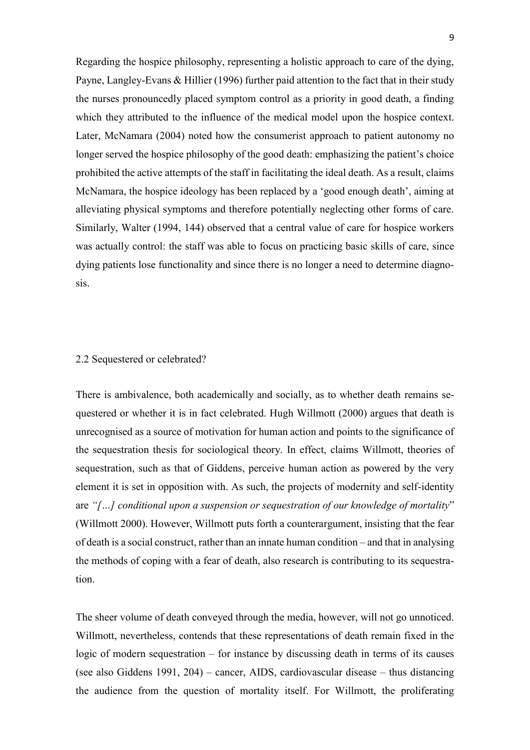Regarding the hospice philosophy, representing a holistic approach to care of the dying, Payne, Langley-Evans & Hillier (1996) further paid attention to the fact that in their study the nurses pronouncedly placed symptom control as a priority in good death, a finding which they attributed to the influence of the medical model upon the hospice context. Later, McNamara (2004) noted how the consumerist approach to patient autonomy no longer served the hospice philosophy of the good death: emphasizing the patient's choice prohibited the active attempts of the staff in facilitating the ideal death. As a result, claims McNamara, the hospice ideology has been replaced by a 'good enough death', aiming at alleviating physical symptoms and therefore potentially neglecting other forms of care. Similarly, Walter (1994, 144) observed that a central value of care for hospice workers was actually control: the staff was able to focus on practicing basic skills of care, since dying patients lose functionality and since there is no longer a need to determine diagnosis.

## 2.2 Sequestered or celebrated?

There is ambivalence, both academically and socially, as to whether death remains sequestered or whether it is in fact celebrated. Hugh Willmott (2000) argues that death is unrecognised as a source of motivation for human action and points to the significance of the sequestration thesis for sociological theory. In effect, claims Willmott, theories of sequestration, such as that of Giddens, perceive human action as powered by the very element it is set in opposition with. As such, the projects of modernity and self-identity are *"[…] conditional upon a suspension or sequestration of our knowledge of mortality"* (Willmott 2000). However, Willmott puts forth a counterargument, insisting that the fear of death is a social construct, rather than an innate human condition – and that in analysing the methods of coping with a fear of death, also research is contributing to its sequestration.

The sheer volume of death conveyed through the media, however, will not go unnoticed. Willmott, nevertheless, contends that these representations of death remain fixed in the logic of modern sequestration – for instance by discussing death in terms of its causes (see also Giddens 1991, 204) – cancer, AIDS, cardiovascular disease – thus distancing the audience from the question of mortality itself. For Willmott, the proliferating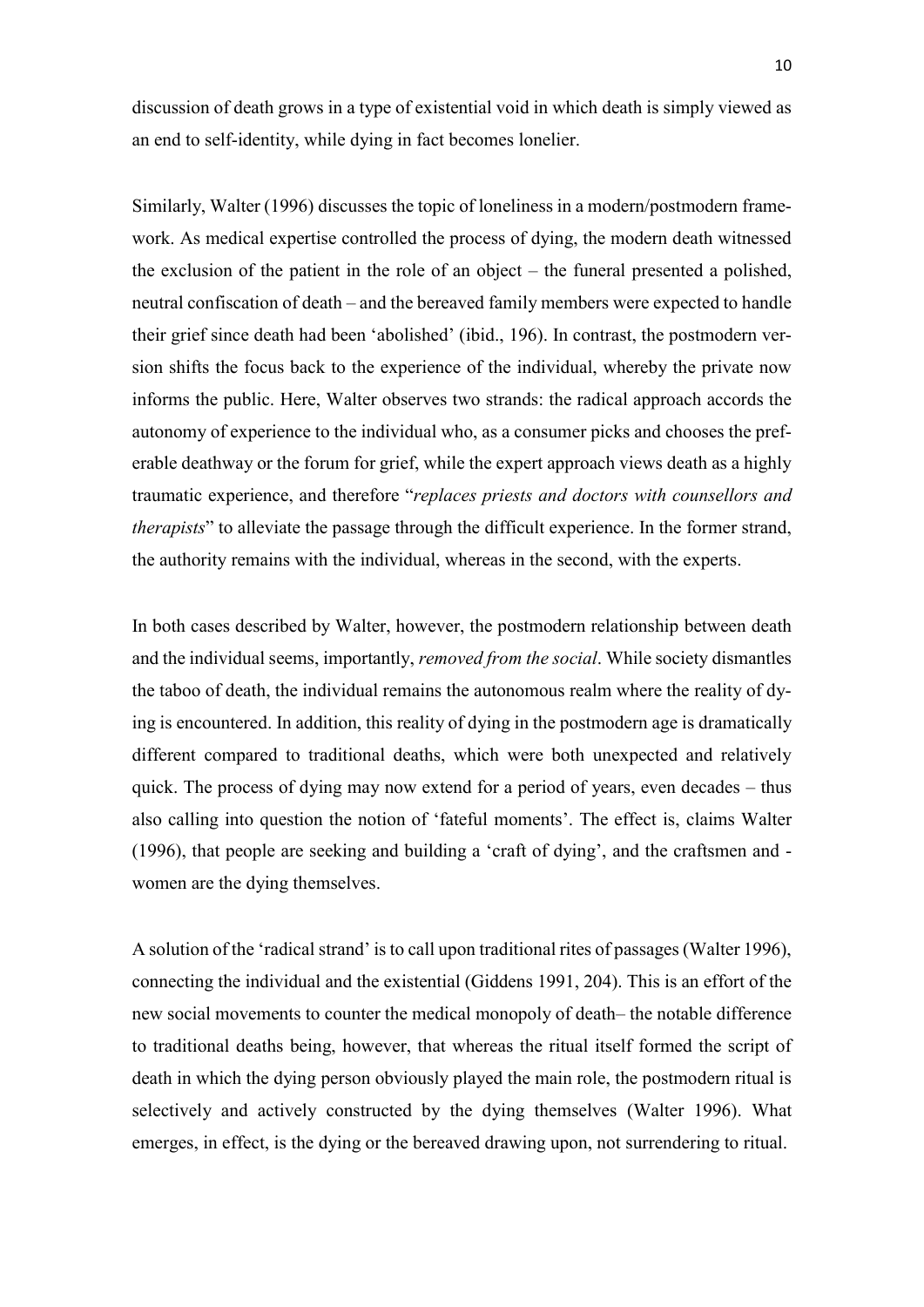discussion of death grows in a type of existential void in which death is simply viewed as an end to self-identity, while dying in fact becomes lonelier.

Similarly, Walter (1996) discusses the topic of loneliness in a modern/postmodern framework. As medical expertise controlled the process of dying, the modern death witnessed the exclusion of the patient in the role of an object – the funeral presented a polished, neutral confiscation of death – and the bereaved family members were expected to handle their grief since death had been 'abolished' (ibid., 196). In contrast, the postmodern version shifts the focus back to the experience of the individual, whereby the private now informs the public. Here, Walter observes two strands: the radical approach accords the autonomy of experience to the individual who, as a consumer picks and chooses the preferable deathway or the forum for grief, while the expert approach views death as a highly traumatic experience, and therefore "*replaces priests and doctors with counsellors and therapists*" to alleviate the passage through the difficult experience. In the former strand, the authority remains with the individual, whereas in the second, with the experts.

In both cases described by Walter, however, the postmodern relationship between death and the individual seems, importantly, *removed from the social*. While society dismantles the taboo of death, the individual remains the autonomous realm where the reality of dying is encountered. In addition, this reality of dying in the postmodern age is dramatically different compared to traditional deaths, which were both unexpected and relatively quick. The process of dying may now extend for a period of years, even decades – thus also calling into question the notion of 'fateful moments'. The effect is, claims Walter (1996), that people are seeking and building a 'craft of dying', and the craftsmen and -women are the dying themselves.

A solution of the 'radical strand' is to call upon traditional rites of passages (Walter 1996), connecting the individual and the existential (Giddens 1991, 204). This is an effort of the new social movements to counter the medical monopoly of death– the notable difference to traditional deaths being, however, that whereas the ritual itself formed the script of death in which the dying person obviously played the main role, the postmodern ritual is selectively and actively constructed by the dying themselves (Walter 1996). What emerges, in effect, is the dying or the bereaved drawing upon, not surrendering to ritual.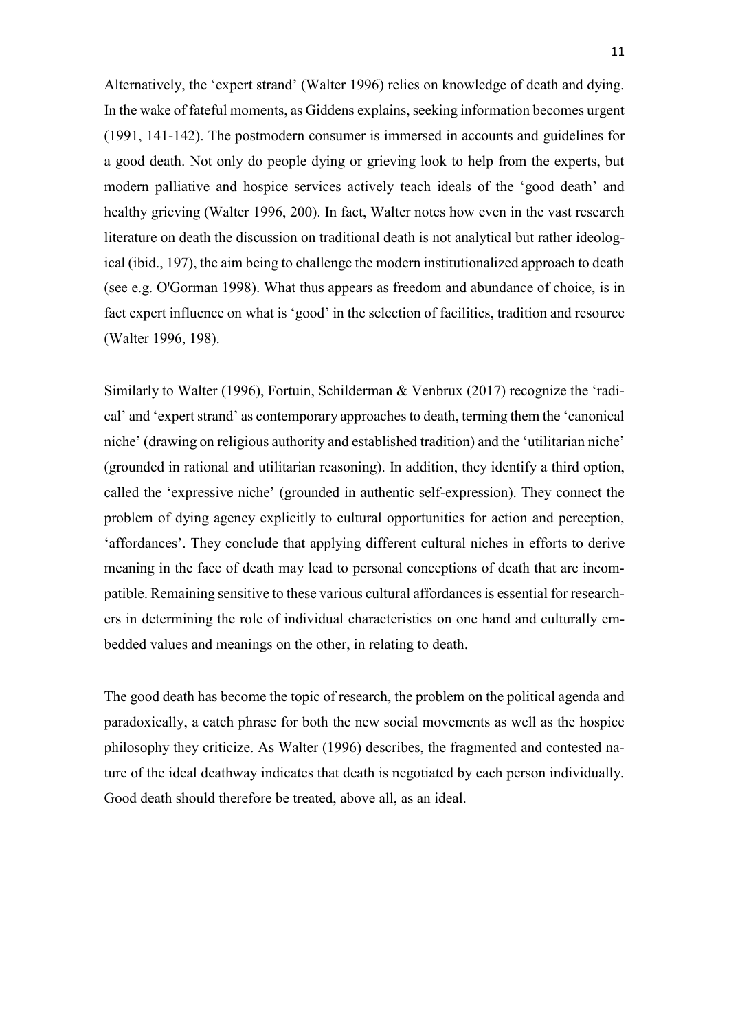Alternatively, the 'expert strand' (Walter 1996) relies on knowledge of death and dying. In the wake of fateful moments, as Giddens explains, seeking information becomes urgent (1991, 141-142). The postmodern consumer is immersed in accounts and guidelines for a good death. Not only do people dying or grieving look to help from the experts, but modern palliative and hospice services actively teach ideals of the 'good death' and healthy grieving (Walter 1996, 200). In fact, Walter notes how even in the vast research literature on death the discussion on traditional death is not analytical but rather ideological (ibid., 197), the aim being to challenge the modern institutionalized approach to death (see e.g. O'Gorman 1998). What thus appears as freedom and abundance of choice, is in fact expert influence on what is 'good' in the selection of facilities, tradition and resource (Walter 1996, 198).

Similarly to Walter (1996), Fortuin, Schilderman & Venbrux (2017) recognize the 'radical' and 'expert strand' as contemporary approaches to death, terming them the 'canonical niche' (drawing on religious authority and established tradition) and the 'utilitarian niche' (grounded in rational and utilitarian reasoning). In addition, they identify a third option, called the 'expressive niche' (grounded in authentic self-expression). They connect the problem of dying agency explicitly to cultural opportunities for action and perception, 'affordances'. They conclude that applying different cultural niches in efforts to derive meaning in the face of death may lead to personal conceptions of death that are incompatible. Remaining sensitive to these various cultural affordances is essential for researchers in determining the role of individual characteristics on one hand and culturally embedded values and meanings on the other, in relating to death.

The good death has become the topic of research, the problem on the political agenda and paradoxically, a catch phrase for both the new social movements as well as the hospice philosophy they criticize. As Walter (1996) describes, the fragmented and contested nature of the ideal deathway indicates that death is negotiated by each person individually. Good death should therefore be treated, above all, as an ideal.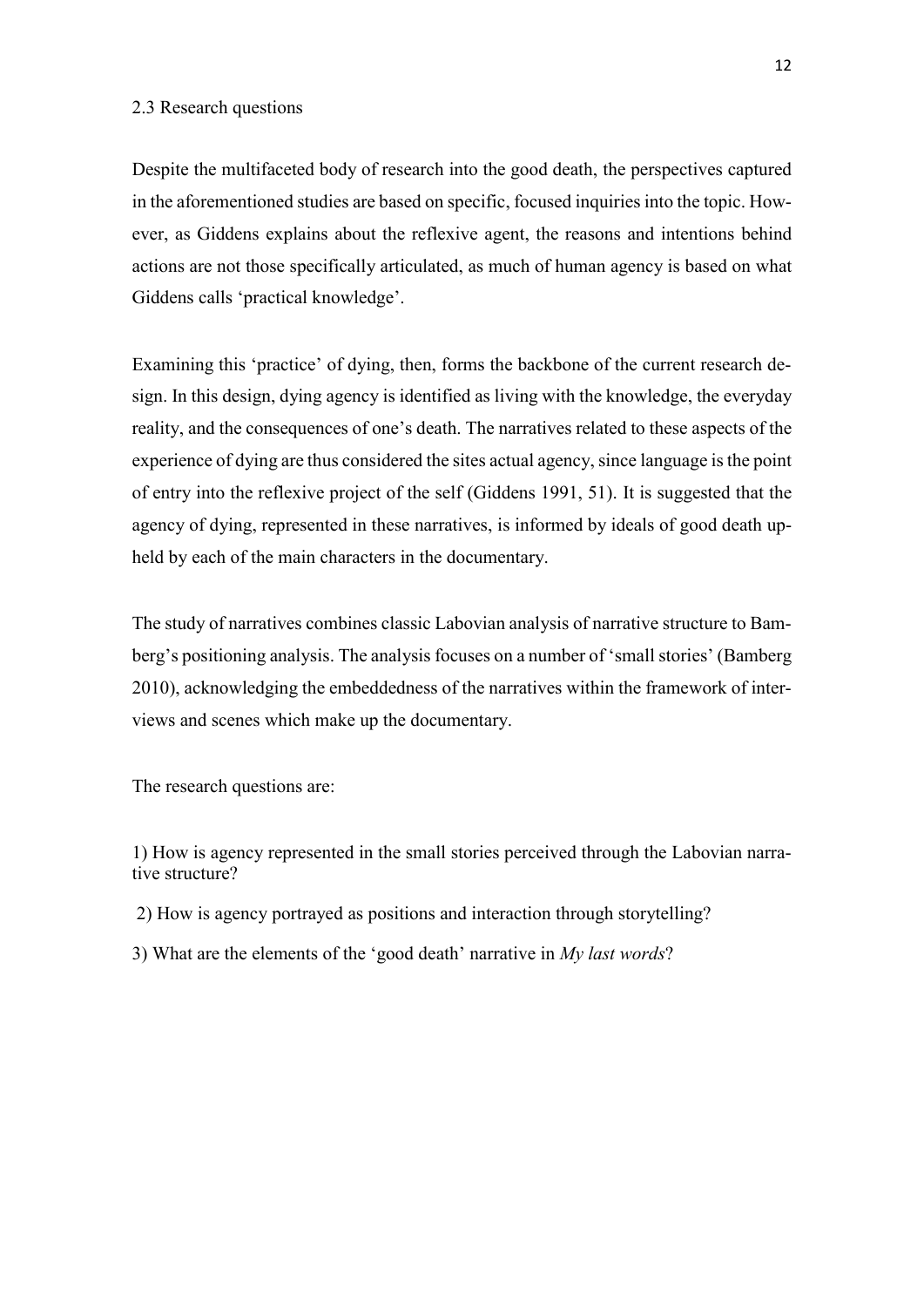## 2.3 Research questions

Despite the multifaceted body of research into the good death, the perspectives captured in the aforementioned studies are based on specific, focused inquiries into the topic. However, as Giddens explains about the reflexive agent, the reasons and intentions behind actions are not those specifically articulated, as much of human agency is based on what Giddens calls 'practical knowledge'.

Examining this 'practice' of dying, then, forms the backbone of the current research design. In this design, dying agency is identified as living with the knowledge, the everyday reality, and the consequences of one's death. The narratives related to these aspects of the experience of dying are thus considered the sites actual agency, since language is the point of entry into the reflexive project of the self (Giddens 1991, 51). It is suggested that the agency of dying, represented in these narratives, is informed by ideals of good death upheld by each of the main characters in the documentary.

The study of narratives combines classic Labovian analysis of narrative structure to Bamberg's positioning analysis. The analysis focuses on a number of 'small stories' (Bamberg 2010), acknowledging the embeddedness of the narratives within the framework of interviews and scenes which make up the documentary.

The research questions are:

1) How is agency represented in the small stories perceived through the Labovian narrative structure?

2) How is agency portrayed as positions and interaction through storytelling?

3) What are the elements of the 'good death' narrative in *My last words*?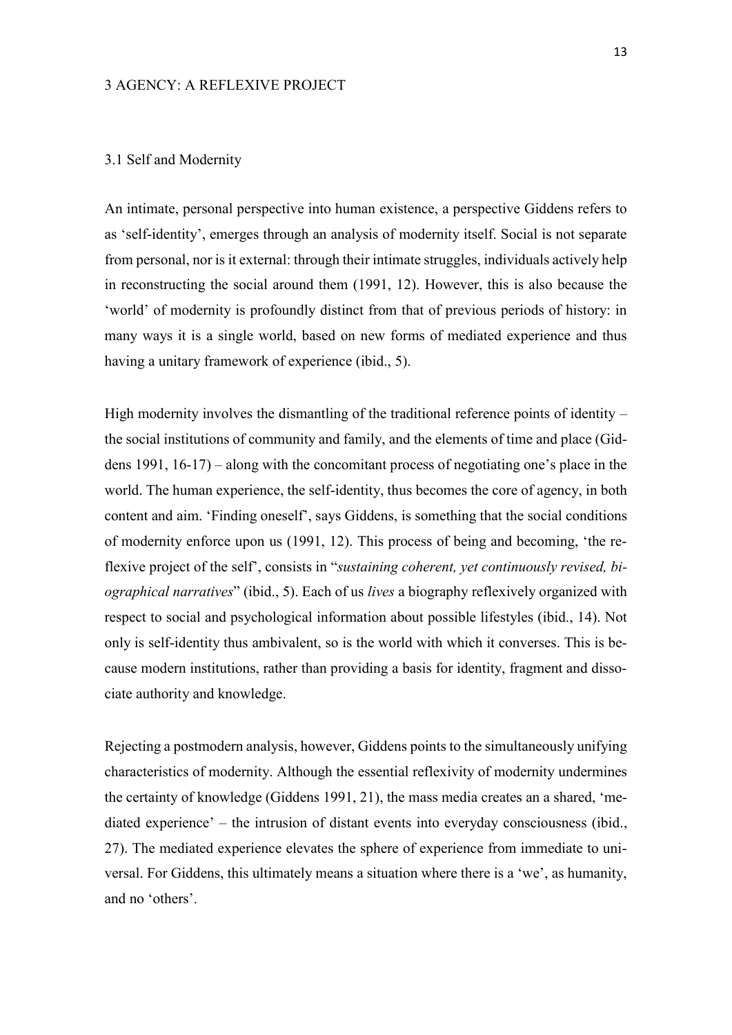# 3 AGENCY: A REFLEXIVE PROJECT

## 3.1 Self and Modernity

An intimate, personal perspective into human existence, a perspective Giddens refers to as 'self-identity', emerges through an analysis of modernity itself. Social is not separate from personal, nor is it external: through their intimate struggles, individuals actively help in reconstructing the social around them (1991, 12). However, this is also because the 'world' of modernity is profoundly distinct from that of previous periods of history: in many ways it is a single world, based on new forms of mediated experience and thus having a unitary framework of experience (ibid., 5).

High modernity involves the dismantling of the traditional reference points of identity – the social institutions of community and family, and the elements of time and place (Giddens 1991, 16-17) – along with the concomitant process of negotiating one's place in the world. The human experience, the self-identity, thus becomes the core of agency, in both content and aim. 'Finding oneself', says Giddens, is something that the social conditions of modernity enforce upon us (1991, 12). This process of being and becoming, 'the reflexive project of the self', consists in "*sustaining coherent, yet continuously revised, biographical narratives*" (ibid., 5). Each of us *lives* a biography reflexively organized with respect to social and psychological information about possible lifestyles (ibid., 14). Not only is self-identity thus ambivalent, so is the world with which it converses. This is because modern institutions, rather than providing a basis for identity, fragment and dissociate authority and knowledge.

Rejecting a postmodern analysis, however, Giddens points to the simultaneously unifying characteristics of modernity. Although the essential reflexivity of modernity undermines the certainty of knowledge (Giddens 1991, 21), the mass media creates an a shared, 'mediated experience' – the intrusion of distant events into everyday consciousness (ibid., 27). The mediated experience elevates the sphere of experience from immediate to universal. For Giddens, this ultimately means a situation where there is a 'we', as humanity, and no 'others'.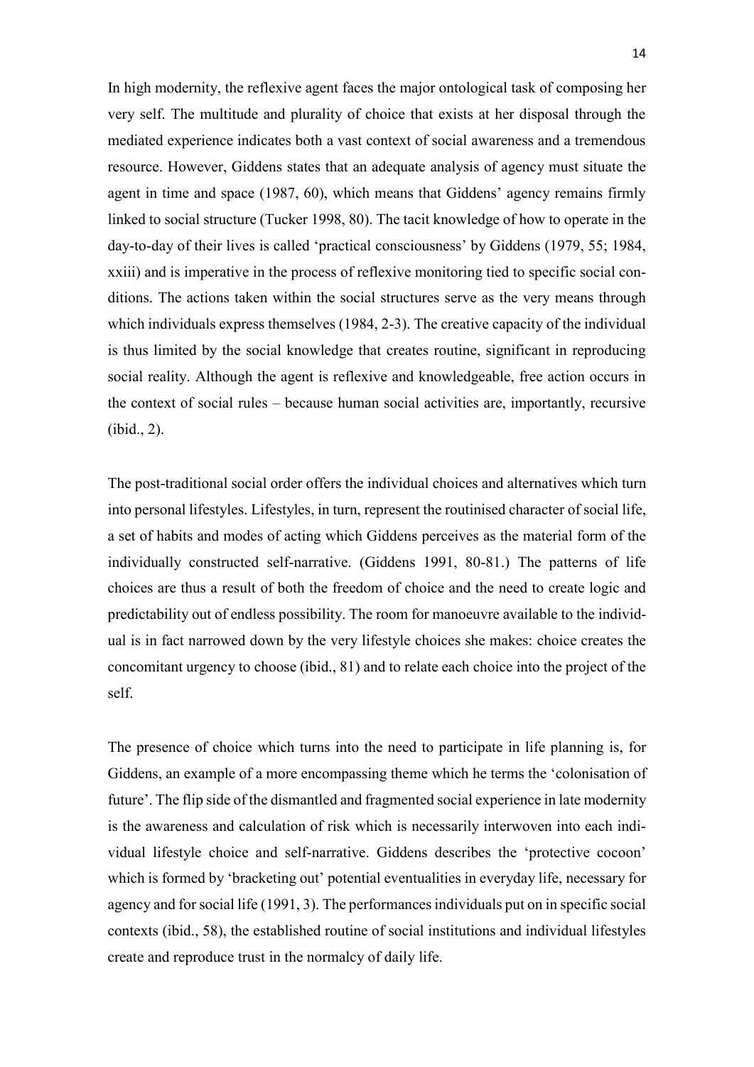In high modernity, the reflexive agent faces the major ontological task of composing her very self. The multitude and plurality of choice that exists at her disposal through the mediated experience indicates both a vast context of social awareness and a tremendous resource. However, Giddens states that an adequate analysis of agency must situate the agent in time and space (1987, 60), which means that Giddens' agency remains firmly linked to social structure (Tucker 1998, 80). The tacit knowledge of how to operate in the day-to-day of their lives is called 'practical consciousness' by Giddens (1979, 55; 1984, xxiii) and is imperative in the process of reflexive monitoring tied to specific social conditions. The actions taken within the social structures serve as the very means through which individuals express themselves (1984, 2-3). The creative capacity of the individual is thus limited by the social knowledge that creates routine, significant in reproducing social reality. Although the agent is reflexive and knowledgeable, free action occurs in the context of social rules – because human social activities are, importantly, recursive (ibid., 2).

The post-traditional social order offers the individual choices and alternatives which turn into personal lifestyles. Lifestyles, in turn, represent the routinised character of social life, a set of habits and modes of acting which Giddens perceives as the material form of the individually constructed self-narrative. (Giddens 1991, 80-81.) The patterns of life choices are thus a result of both the freedom of choice and the need to create logic and predictability out of endless possibility. The room for manoeuvre available to the individual is in fact narrowed down by the very lifestyle choices she makes: choice creates the concomitant urgency to choose (ibid., 81) and to relate each choice into the project of the self.

The presence of choice which turns into the need to participate in life planning is, for Giddens, an example of a more encompassing theme which he terms the 'colonisation of future'. The flip side of the dismantled and fragmented social experience in late modernity is the awareness and calculation of risk which is necessarily interwoven into each individual lifestyle choice and self-narrative. Giddens describes the 'protective cocoon' which is formed by 'bracketing out' potential eventualities in everyday life, necessary for agency and for social life (1991, 3). The performances individuals put on in specific social contexts (ibid., 58), the established routine of social institutions and individual lifestyles create and reproduce trust in the normalcy of daily life.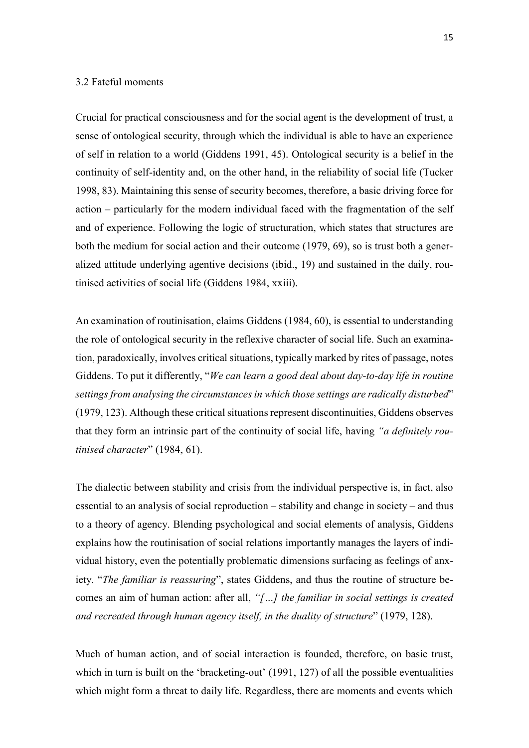### 3.2 Fateful moments

Crucial for practical consciousness and for the social agent is the development of trust, a sense of ontological security, through which the individual is able to have an experience of self in relation to a world (Giddens 1991, 45). Ontological security is a belief in the continuity of self-identity and, on the other hand, in the reliability of social life (Tucker 1998, 83). Maintaining this sense of security becomes, therefore, a basic driving force for action – particularly for the modern individual faced with the fragmentation of the self and of experience. Following the logic of structuration, which states that structures are both the medium for social action and their outcome (1979, 69), so is trust both a generalized attitude underlying agentive decisions (ibid., 19) and sustained in the daily, routinised activities of social life (Giddens 1984, xxiii).

An examination of routinisation, claims Giddens (1984, 60), is essential to understanding the role of ontological security in the reflexive character of social life. Such an examination, paradoxically, involves critical situations, typically marked by rites of passage, notes Giddens. To put it differently, "*We can learn a good deal about day-to-day life in routine settings from analysing the circumstances in which those settings are radically disturbed*" (1979, 123). Although these critical situations represent discontinuities, Giddens observes that they form an intrinsic part of the continuity of social life, having *"a definitely routinised character*" (1984, 61).

The dialectic between stability and crisis from the individual perspective is, in fact, also essential to an analysis of social reproduction – stability and change in society – and thus to a theory of agency. Blending psychological and social elements of analysis, Giddens explains how the routinisation of social relations importantly manages the layers of individual history, even the potentially problematic dimensions surfacing as feelings of anxiety. "*The familiar is reassuring*", states Giddens, and thus the routine of structure becomes an aim of human action: after all, *"[…] the familiar in social settings is created and recreated through human agency itself, in the duality of structure*" (1979, 128).

Much of human action, and of social interaction is founded, therefore, on basic trust, which in turn is built on the 'bracketing-out' (1991, 127) of all the possible eventualities which might form a threat to daily life. Regardless, there are moments and events which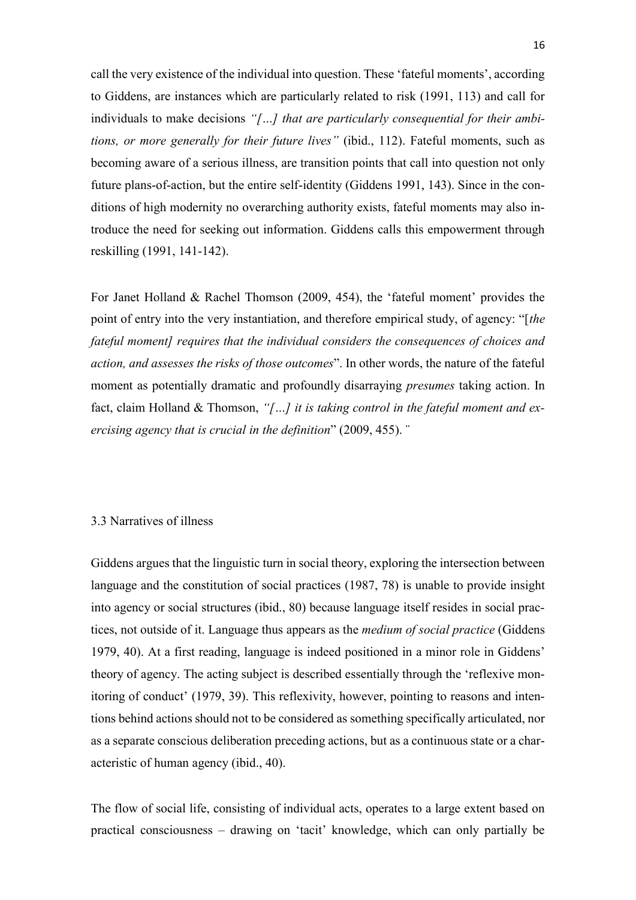call the very existence of the individual into question. These 'fateful moments', according to Giddens, are instances which are particularly related to risk (1991, 113) and call for individuals to make decisions *"[…] that are particularly consequential for their ambitions, or more generally for their future lives"* (ibid., 112). Fateful moments, such as becoming aware of a serious illness, are transition points that call into question not only future plans-of-action, but the entire self-identity (Giddens 1991, 143). Since in the conditions of high modernity no overarching authority exists, fateful moments may also introduce the need for seeking out information. Giddens calls this empowerment through reskilling (1991, 141-142).

For Janet Holland & Rachel Thomson (2009, 454), the 'fateful moment' provides the point of entry into the very instantiation, and therefore empirical study, of agency: "[*the fateful moment] requires that the individual considers the consequences of choices and action, and assesses the risks of those outcomes*". In other words, the nature of the fateful moment as potentially dramatic and profoundly disarraying *presumes* taking action. In fact, claim Holland & Thomson, *"[…] it is taking control in the fateful moment and exercising agency that is crucial in the definition*" (2009, 455). ¨

### 3.3 Narratives of illness

Giddens argues that the linguistic turn in social theory, exploring the intersection between language and the constitution of social practices (1987, 78) is unable to provide insight into agency or social structures (ibid., 80) because language itself resides in social practices, not outside of it. Language thus appears as the *medium of social practice* (Giddens 1979, 40). At a first reading, language is indeed positioned in a minor role in Giddens' theory of agency. The acting subject is described essentially through the 'reflexive monitoring of conduct' (1979, 39). This reflexivity, however, pointing to reasons and intentions behind actions should not to be considered as something specifically articulated, nor as a separate conscious deliberation preceding actions, but as a continuous state or a characteristic of human agency (ibid., 40).

The flow of social life, consisting of individual acts, operates to a large extent based on practical consciousness – drawing on 'tacit' knowledge, which can only partially be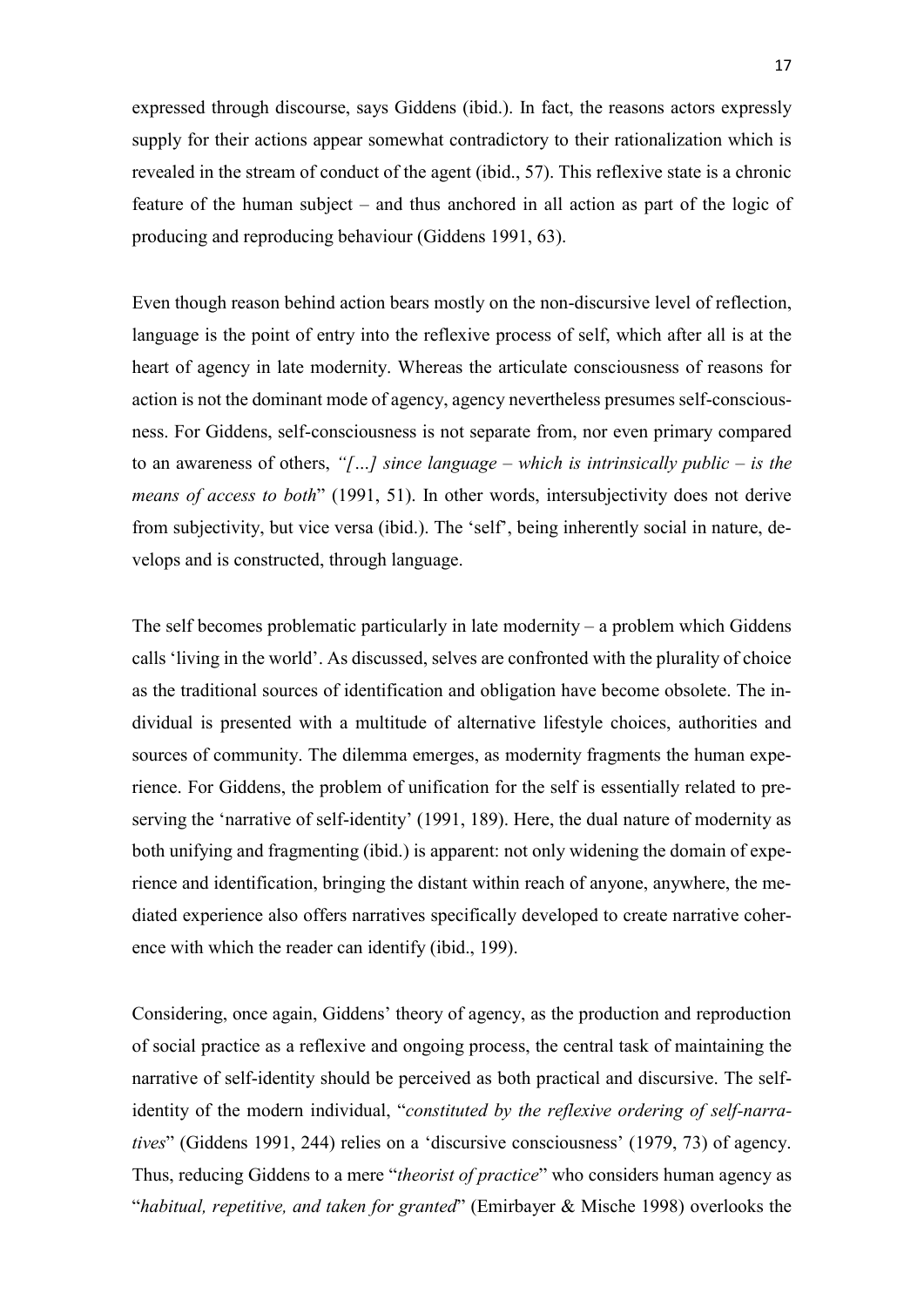expressed through discourse, says Giddens (ibid.). In fact, the reasons actors expressly supply for their actions appear somewhat contradictory to their rationalization which is revealed in the stream of conduct of the agent (ibid., 57). This reflexive state is a chronic feature of the human subject – and thus anchored in all action as part of the logic of producing and reproducing behaviour (Giddens 1991, 63).

Even though reason behind action bears mostly on the non-discursive level of reflection, language is the point of entry into the reflexive process of self, which after all is at the heart of agency in late modernity. Whereas the articulate consciousness of reasons for action is not the dominant mode of agency, agency nevertheless presumes self-consciousness. For Giddens, self-consciousness is not separate from, nor even primary compared to an awareness of others, *"[…] since language – which is intrinsically public – is the means of access to both*" (1991, 51). In other words, intersubjectivity does not derive from subjectivity, but vice versa (ibid.). The 'self', being inherently social in nature, develops and is constructed, through language.

The self becomes problematic particularly in late modernity – a problem which Giddens calls 'living in the world'. As discussed, selves are confronted with the plurality of choice as the traditional sources of identification and obligation have become obsolete. The individual is presented with a multitude of alternative lifestyle choices, authorities and sources of community. The dilemma emerges, as modernity fragments the human experience. For Giddens, the problem of unification for the self is essentially related to preserving the 'narrative of self-identity' (1991, 189). Here, the dual nature of modernity as both unifying and fragmenting (ibid.) is apparent: not only widening the domain of experience and identification, bringing the distant within reach of anyone, anywhere, the mediated experience also offers narratives specifically developed to create narrative coherence with which the reader can identify (ibid., 199).

Considering, once again, Giddens' theory of agency, as the production and reproduction of social practice as a reflexive and ongoing process, the central task of maintaining the narrative of self-identity should be perceived as both practical and discursive. The self-identity of the modern individual, "*constituted by the reflexive ordering of self-narratives*" (Giddens 1991, 244) relies on a 'discursive consciousness' (1979, 73) of agency. Thus, reducing Giddens to a mere "*theorist of practice*" who considers human agency as "*habitual, repetitive, and taken for granted*" (Emirbayer & Mische 1998) overlooks the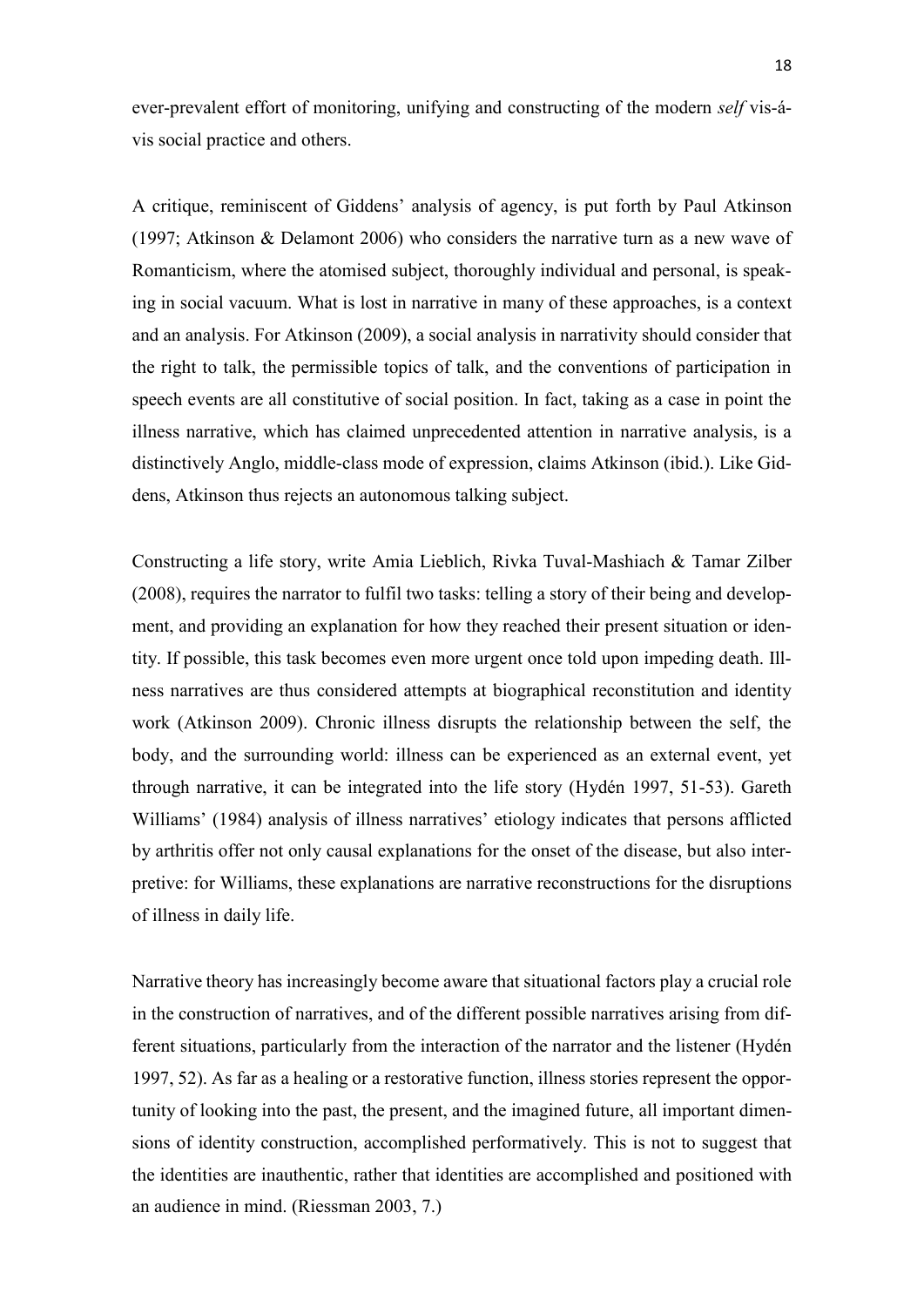ever-prevalent effort of monitoring, unifying and constructing of the modern *self* vis-á-vis social practice and others.

A critique, reminiscent of Giddens' analysis of agency, is put forth by Paul Atkinson (1997; Atkinson & Delamont 2006) who considers the narrative turn as a new wave of Romanticism, where the atomised subject, thoroughly individual and personal, is speaking in social vacuum. What is lost in narrative in many of these approaches, is a context and an analysis. For Atkinson (2009), a social analysis in narrativity should consider that the right to talk, the permissible topics of talk, and the conventions of participation in speech events are all constitutive of social position. In fact, taking as a case in point the illness narrative, which has claimed unprecedented attention in narrative analysis, is a distinctively Anglo, middle-class mode of expression, claims Atkinson (ibid.). Like Giddens, Atkinson thus rejects an autonomous talking subject.

Constructing a life story, write Amia Lieblich, Rivka Tuval-Mashiach & Tamar Zilber (2008), requires the narrator to fulfil two tasks: telling a story of their being and development, and providing an explanation for how they reached their present situation or identity. If possible, this task becomes even more urgent once told upon impeding death. Illness narratives are thus considered attempts at biographical reconstitution and identity work (Atkinson 2009). Chronic illness disrupts the relationship between the self, the body, and the surrounding world: illness can be experienced as an external event, yet through narrative, it can be integrated into the life story (Hydén 1997, 51-53). Gareth Williams' (1984) analysis of illness narratives' etiology indicates that persons afflicted by arthritis offer not only causal explanations for the onset of the disease, but also interpretive: for Williams, these explanations are narrative reconstructions for the disruptions of illness in daily life.

Narrative theory has increasingly become aware that situational factors play a crucial role in the construction of narratives, and of the different possible narratives arising from different situations, particularly from the interaction of the narrator and the listener (Hydén 1997, 52). As far as a healing or a restorative function, illness stories represent the opportunity of looking into the past, the present, and the imagined future, all important dimensions of identity construction, accomplished performatively. This is not to suggest that the identities are inauthentic, rather that identities are accomplished and positioned with an audience in mind. (Riessman 2003, 7.)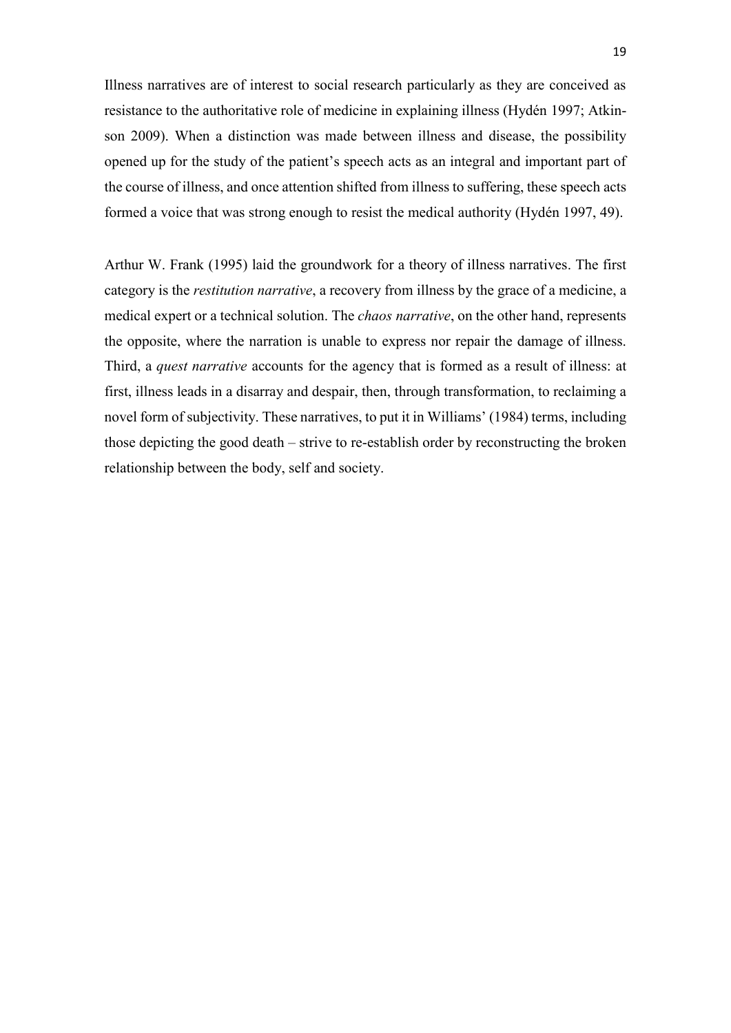Illness narratives are of interest to social research particularly as they are conceived as resistance to the authoritative role of medicine in explaining illness (Hydén 1997; Atkinson 2009). When a distinction was made between illness and disease, the possibility opened up for the study of the patient's speech acts as an integral and important part of the course of illness, and once attention shifted from illness to suffering, these speech acts formed a voice that was strong enough to resist the medical authority (Hydén 1997, 49).

Arthur W. Frank (1995) laid the groundwork for a theory of illness narratives. The first category is the *restitution narrative*, a recovery from illness by the grace of a medicine, a medical expert or a technical solution. The *chaos narrative*, on the other hand, represents the opposite, where the narration is unable to express nor repair the damage of illness. Third, a *quest narrative* accounts for the agency that is formed as a result of illness: at first, illness leads in a disarray and despair, then, through transformation, to reclaiming a novel form of subjectivity. These narratives, to put it in Williams' (1984) terms, including those depicting the good death – strive to re-establish order by reconstructing the broken relationship between the body, self and society.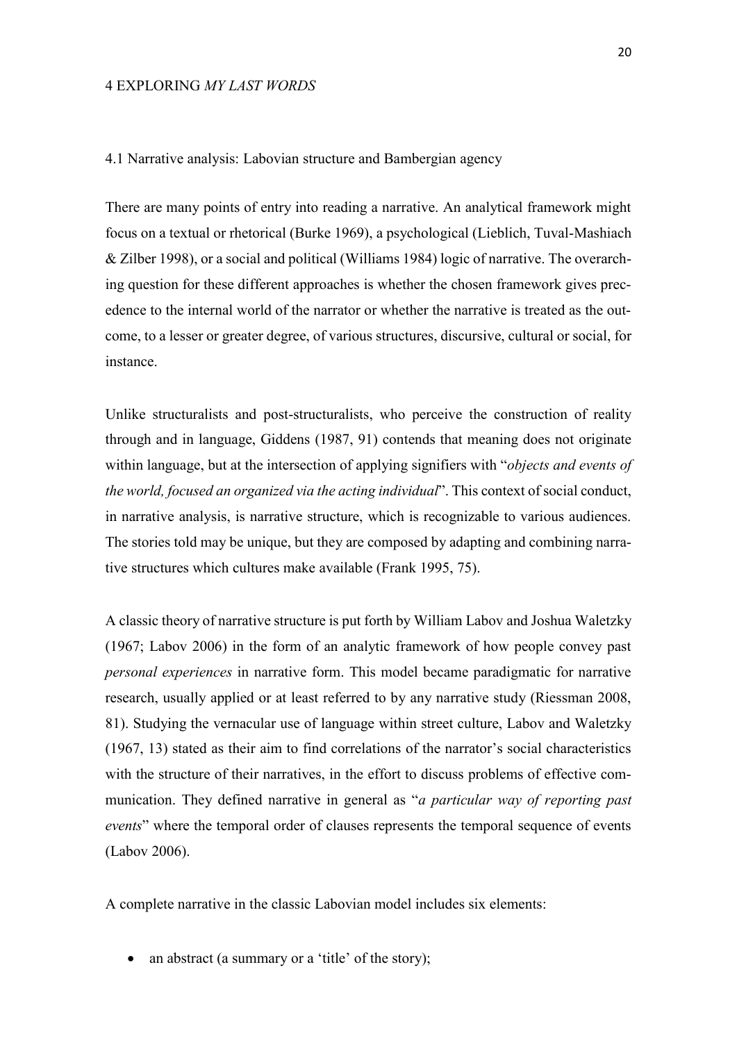# 4 EXPLORING *MY LAST WORDS*

## 4.1 Narrative analysis: Labovian structure and Bambergian agency

There are many points of entry into reading a narrative. An analytical framework might focus on a textual or rhetorical (Burke 1969), a psychological (Lieblich, Tuval-Mashiach & Zilber 1998), or a social and political (Williams 1984) logic of narrative. The overarching question for these different approaches is whether the chosen framework gives precedence to the internal world of the narrator or whether the narrative is treated as the outcome, to a lesser or greater degree, of various structures, discursive, cultural or social, for instance.

Unlike structuralists and post-structuralists, who perceive the construction of reality through and in language, Giddens (1987, 91) contends that meaning does not originate within language, but at the intersection of applying signifiers with "*objects and events of the world, focused an organized via the acting individual*". This context of social conduct, in narrative analysis, is narrative structure, which is recognizable to various audiences. The stories told may be unique, but they are composed by adapting and combining narrative structures which cultures make available (Frank 1995, 75).

A classic theory of narrative structure is put forth by William Labov and Joshua Waletzky (1967; Labov 2006) in the form of an analytic framework of how people convey past *personal experiences* in narrative form. This model became paradigmatic for narrative research, usually applied or at least referred to by any narrative study (Riessman 2008, 81). Studying the vernacular use of language within street culture, Labov and Waletzky (1967, 13) stated as their aim to find correlations of the narrator's social characteristics with the structure of their narratives, in the effort to discuss problems of effective communication. They defined narrative in general as "*a particular way of reporting past events*" where the temporal order of clauses represents the temporal sequence of events (Labov 2006).

A complete narrative in the classic Labovian model includes six elements:

- an abstract (a summary or a 'title' of the story);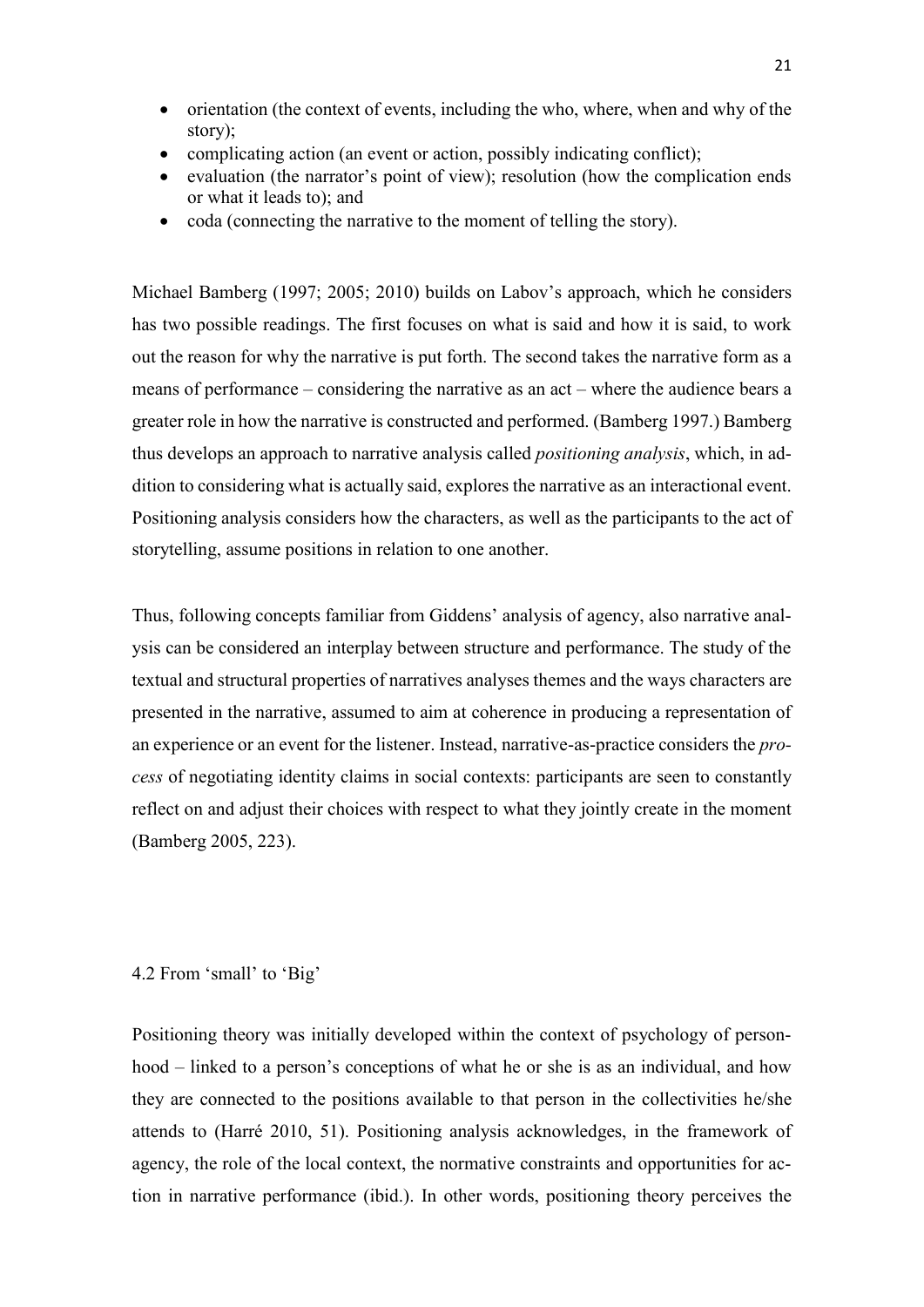- orientation (the context of events, including the who, where, when and why of the story);
- complicating action (an event or action, possibly indicating conflict);
- evaluation (the narrator's point of view); resolution (how the complication ends or what it leads to); and
- coda (connecting the narrative to the moment of telling the story).

Michael Bamberg (1997; 2005; 2010) builds on Labov's approach, which he considers has two possible readings. The first focuses on what is said and how it is said, to work out the reason for why the narrative is put forth. The second takes the narrative form as a means of performance – considering the narrative as an act – where the audience bears a greater role in how the narrative is constructed and performed. (Bamberg 1997.) Bamberg thus develops an approach to narrative analysis called *positioning analysis*, which, in addition to considering what is actually said, explores the narrative as an interactional event. Positioning analysis considers how the characters, as well as the participants to the act of storytelling, assume positions in relation to one another.

Thus, following concepts familiar from Giddens' analysis of agency, also narrative analysis can be considered an interplay between structure and performance. The study of the textual and structural properties of narratives analyses themes and the ways characters are presented in the narrative, assumed to aim at coherence in producing a representation of an experience or an event for the listener. Instead, narrative-as-practice considers the *process* of negotiating identity claims in social contexts: participants are seen to constantly reflect on and adjust their choices with respect to what they jointly create in the moment (Bamberg 2005, 223).

## 4.2 From 'small' to 'Big'

Positioning theory was initially developed within the context of psychology of personhood – linked to a person's conceptions of what he or she is as an individual, and how they are connected to the positions available to that person in the collectivities he/she attends to (Harré 2010, 51). Positioning analysis acknowledges, in the framework of agency, the role of the local context, the normative constraints and opportunities for action in narrative performance (ibid.). In other words, positioning theory perceives the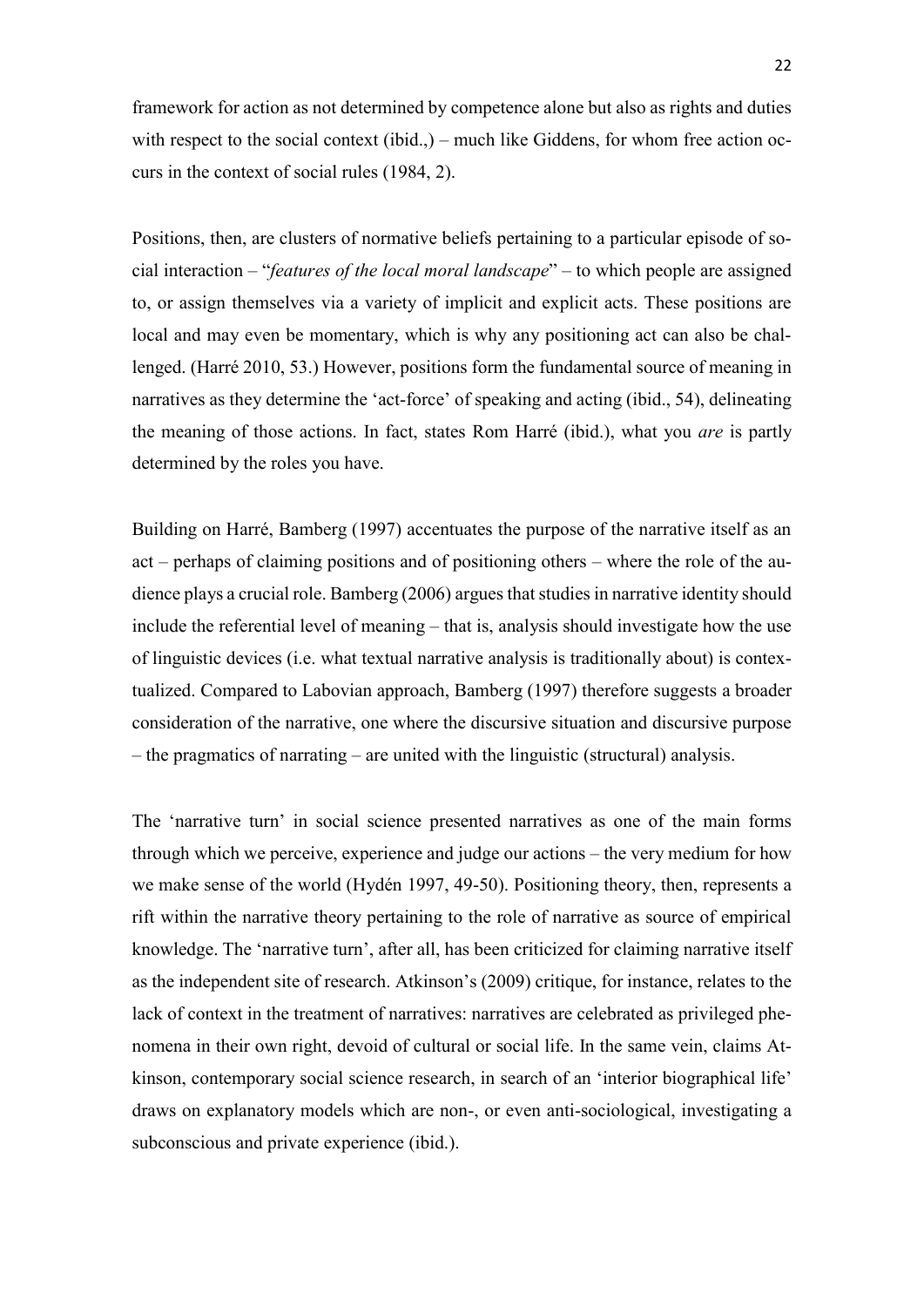framework for action as not determined by competence alone but also as rights and duties with respect to the social context (ibid.,) – much like Giddens, for whom free action occurs in the context of social rules (1984, 2).

Positions, then, are clusters of normative beliefs pertaining to a particular episode of social interaction – "*features of the local moral landscape*" – to which people are assigned to, or assign themselves via a variety of implicit and explicit acts. These positions are local and may even be momentary, which is why any positioning act can also be challenged. (Harré 2010, 53.) However, positions form the fundamental source of meaning in narratives as they determine the 'act-force' of speaking and acting (ibid., 54), delineating the meaning of those actions. In fact, states Rom Harré (ibid.), what you *are* is partly determined by the roles you have.

Building on Harré, Bamberg (1997) accentuates the purpose of the narrative itself as an act – perhaps of claiming positions and of positioning others – where the role of the audience plays a crucial role. Bamberg (2006) argues that studies in narrative identity should include the referential level of meaning – that is, analysis should investigate how the use of linguistic devices (i.e. what textual narrative analysis is traditionally about) is contextualized. Compared to Labovian approach, Bamberg (1997) therefore suggests a broader consideration of the narrative, one where the discursive situation and discursive purpose – the pragmatics of narrating – are united with the linguistic (structural) analysis.

The 'narrative turn' in social science presented narratives as one of the main forms through which we perceive, experience and judge our actions – the very medium for how we make sense of the world (Hydén 1997, 49-50). Positioning theory, then, represents a rift within the narrative theory pertaining to the role of narrative as source of empirical knowledge. The 'narrative turn', after all, has been criticized for claiming narrative itself as the independent site of research. Atkinson's (2009) critique, for instance, relates to the lack of context in the treatment of narratives: narratives are celebrated as privileged phenomena in their own right, devoid of cultural or social life. In the same vein, claims Atkinson, contemporary social science research, in search of an 'interior biographical life' draws on explanatory models which are non-, or even anti-sociological, investigating a subconscious and private experience (ibid.).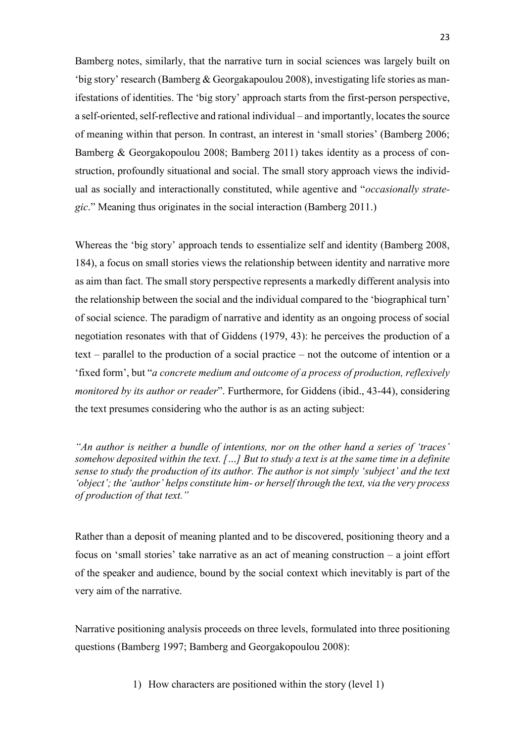Bamberg notes, similarly, that the narrative turn in social sciences was largely built on 'big story' research (Bamberg & Georgakapoulou 2008), investigating life stories as manifestations of identities. The 'big story' approach starts from the first-person perspective, a self-oriented, self-reflective and rational individual – and importantly, locates the source of meaning within that person. In contrast, an interest in 'small stories' (Bamberg 2006; Bamberg & Georgakopoulou 2008; Bamberg 2011) takes identity as a process of construction, profoundly situational and social. The small story approach views the individual as socially and interactionally constituted, while agentive and "*occasionally strategic*." Meaning thus originates in the social interaction (Bamberg 2011.)

Whereas the 'big story' approach tends to essentialize self and identity (Bamberg 2008, 184), a focus on small stories views the relationship between identity and narrative more as aim than fact. The small story perspective represents a markedly different analysis into the relationship between the social and the individual compared to the 'biographical turn' of social science. The paradigm of narrative and identity as an ongoing process of social negotiation resonates with that of Giddens (1979, 43): he perceives the production of a text – parallel to the production of a social practice – not the outcome of intention or a 'fixed form', but "*a concrete medium and outcome of a process of production, reflexively monitored by its author or reader*". Furthermore, for Giddens (ibid., 43-44), considering the text presumes considering who the author is as an acting subject:

*"An author is neither a bundle of intentions, nor on the other hand a series of 'traces' somehow deposited within the text. […] But to study a text is at the same time in a definite sense to study the production of its author. The author is not simply 'subject' and the text 'object'; the 'author' helps constitute him- or herself through the text, via the very process of production of that text."*

Rather than a deposit of meaning planted and to be discovered, positioning theory and a focus on 'small stories' take narrative as an act of meaning construction – a joint effort of the speaker and audience, bound by the social context which inevitably is part of the very aim of the narrative.

Narrative positioning analysis proceeds on three levels, formulated into three positioning questions (Bamberg 1997; Bamberg and Georgakopoulou 2008):

1) How characters are positioned within the story (level 1)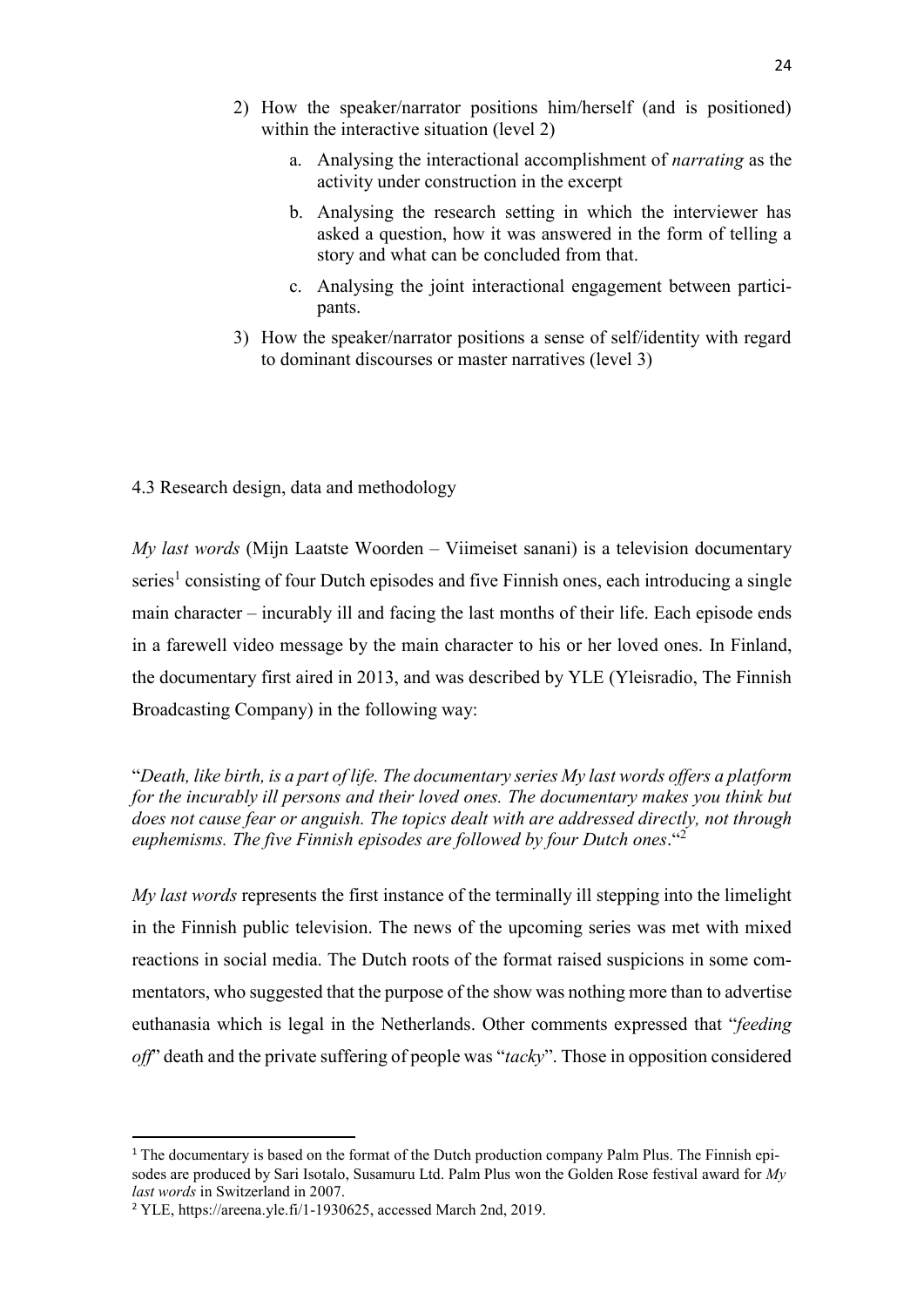2) How the speaker/narrator positions him/herself (and is positioned) within the interactive situation (level 2)

    a. Analysing the interactional accomplishment of *narrating* as the activity under construction in the excerpt

    b. Analysing the research setting in which the interviewer has asked a question, how it was answered in the form of telling a story and what can be concluded from that.

    c. Analysing the joint interactional engagement between participants.

3) How the speaker/narrator positions a sense of self/identity with regard to dominant discourses or master narratives (level 3)

## 4.3 Research design, data and methodology

*My last words* (Mijn Laatste Woorden – Viimeiset sanani) is a television documentary series[1] consisting of four Dutch episodes and five Finnish ones, each introducing a single main character – incurably ill and facing the last months of their life. Each episode ends in a farewell video message by the main character to his or her loved ones. In Finland, the documentary first aired in 2013, and was described by YLE (Yleisradio, The Finnish Broadcasting Company) in the following way:

"*Death, like birth, is a part of life. The documentary series My last words offers a platform for the incurably ill persons and their loved ones. The documentary makes you think but does not cause fear or anguish. The topics dealt with are addressed directly, not through euphemisms. The five Finnish episodes are followed by four Dutch ones*."[2]

*My last words* represents the first instance of the terminally ill stepping into the limelight in the Finnish public television. The news of the upcoming series was met with mixed reactions in social media. The Dutch roots of the format raised suspicions in some commentators, who suggested that the purpose of the show was nothing more than to advertise euthanasia which is legal in the Netherlands. Other comments expressed that "*feeding off*" death and the private suffering of people was "*tacky*". Those in opposition considered

[1] The documentary is based on the format of the Dutch production company Palm Plus. The Finnish episodes are produced by Sari Isotalo, Susamuru Ltd. Palm Plus won the Golden Rose festival award for *My last words* in Switzerland in 2007.

[2] YLE, https://areena.yle.fi/1-1930625, accessed March 2nd, 2019.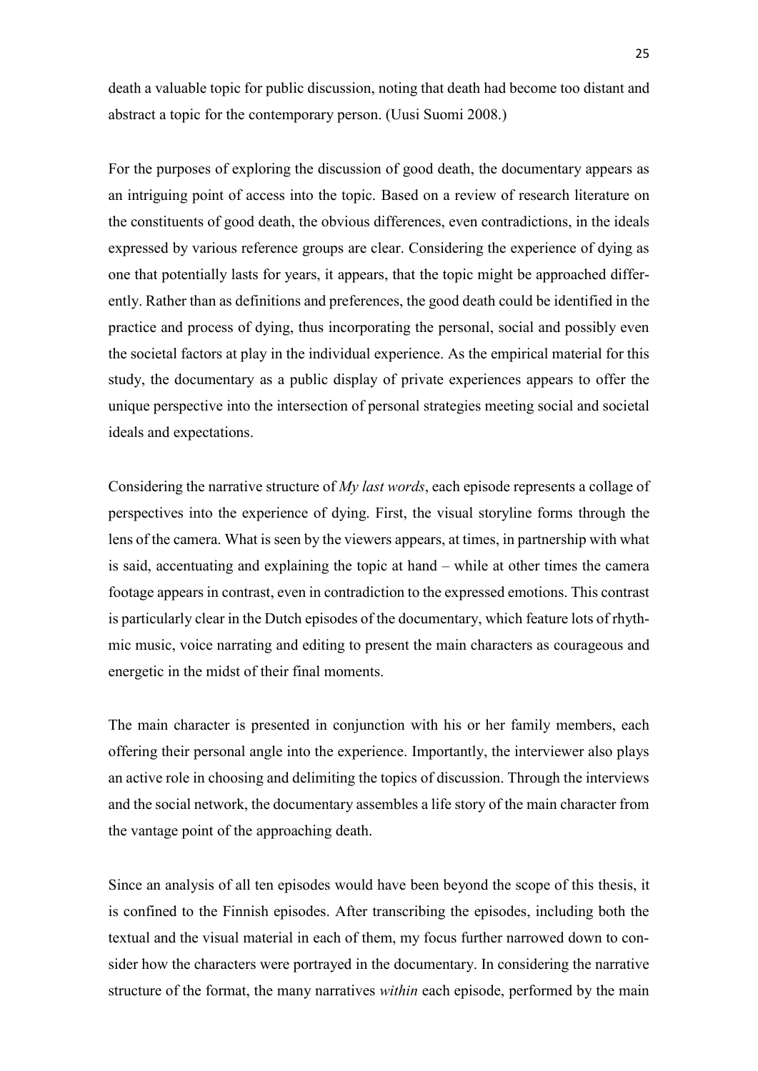death a valuable topic for public discussion, noting that death had become too distant and abstract a topic for the contemporary person. (Uusi Suomi 2008.)

For the purposes of exploring the discussion of good death, the documentary appears as an intriguing point of access into the topic. Based on a review of research literature on the constituents of good death, the obvious differences, even contradictions, in the ideals expressed by various reference groups are clear. Considering the experience of dying as one that potentially lasts for years, it appears, that the topic might be approached differently. Rather than as definitions and preferences, the good death could be identified in the practice and process of dying, thus incorporating the personal, social and possibly even the societal factors at play in the individual experience. As the empirical material for this study, the documentary as a public display of private experiences appears to offer the unique perspective into the intersection of personal strategies meeting social and societal ideals and expectations.

Considering the narrative structure of *My last words*, each episode represents a collage of perspectives into the experience of dying. First, the visual storyline forms through the lens of the camera. What is seen by the viewers appears, at times, in partnership with what is said, accentuating and explaining the topic at hand – while at other times the camera footage appears in contrast, even in contradiction to the expressed emotions. This contrast is particularly clear in the Dutch episodes of the documentary, which feature lots of rhythmic music, voice narrating and editing to present the main characters as courageous and energetic in the midst of their final moments.

The main character is presented in conjunction with his or her family members, each offering their personal angle into the experience. Importantly, the interviewer also plays an active role in choosing and delimiting the topics of discussion. Through the interviews and the social network, the documentary assembles a life story of the main character from the vantage point of the approaching death.

Since an analysis of all ten episodes would have been beyond the scope of this thesis, it is confined to the Finnish episodes. After transcribing the episodes, including both the textual and the visual material in each of them, my focus further narrowed down to consider how the characters were portrayed in the documentary. In considering the narrative structure of the format, the many narratives *within* each episode, performed by the main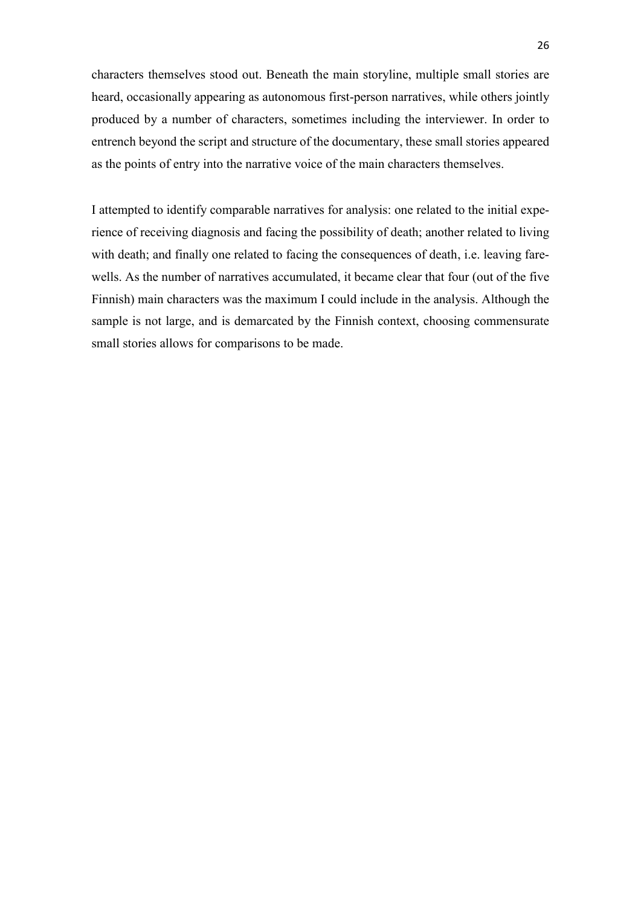characters themselves stood out. Beneath the main storyline, multiple small stories are heard, occasionally appearing as autonomous first-person narratives, while others jointly produced by a number of characters, sometimes including the interviewer. In order to entrench beyond the script and structure of the documentary, these small stories appeared as the points of entry into the narrative voice of the main characters themselves.

I attempted to identify comparable narratives for analysis: one related to the initial experience of receiving diagnosis and facing the possibility of death; another related to living with death; and finally one related to facing the consequences of death, i.e. leaving farewells. As the number of narratives accumulated, it became clear that four (out of the five Finnish) main characters was the maximum I could include in the analysis. Although the sample is not large, and is demarcated by the Finnish context, choosing commensurate small stories allows for comparisons to be made.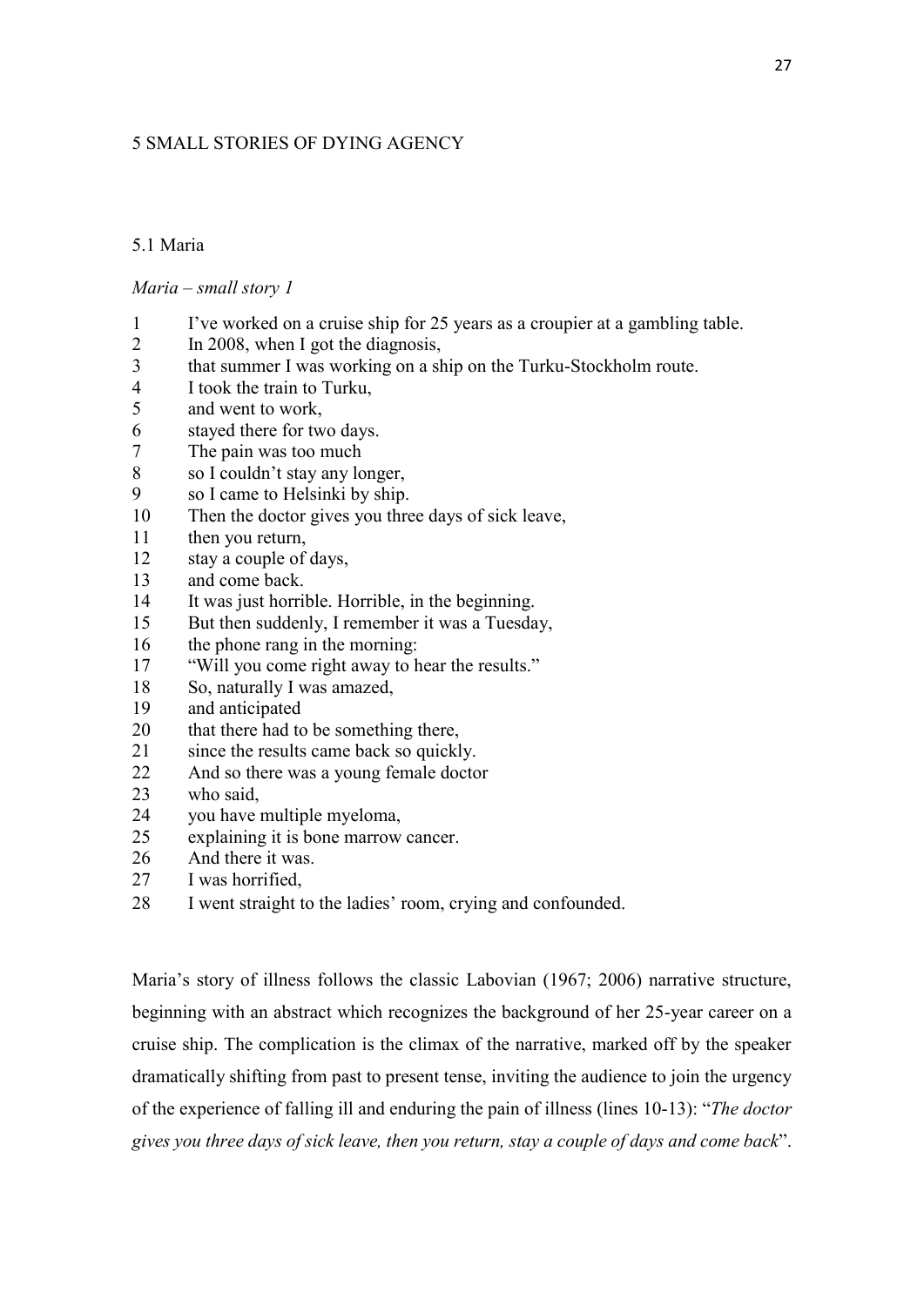## 5 SMALL STORIES OF DYING AGENCY

### 5.1 Maria

*Maria – small story 1*

1 I've worked on a cruise ship for 25 years as a croupier at a gambling table.
2 In 2008, when I got the diagnosis,
3 that summer I was working on a ship on the Turku-Stockholm route.
4 I took the train to Turku,
5 and went to work,
6 stayed there for two days.
7 The pain was too much
8 so I couldn't stay any longer,
9 so I came to Helsinki by ship.
10 Then the doctor gives you three days of sick leave,
11 then you return,
12 stay a couple of days,
13 and come back.
14 It was just horrible. Horrible, in the beginning.
15 But then suddenly, I remember it was a Tuesday,
16 the phone rang in the morning:
17 "Will you come right away to hear the results."
18 So, naturally I was amazed,
19 and anticipated
20 that there had to be something there,
21 since the results came back so quickly.
22 And so there was a young female doctor
23 who said,
24 you have multiple myeloma,
25 explaining it is bone marrow cancer.
26 And there it was.
27 I was horrified,
28 I went straight to the ladies' room, crying and confounded.

Maria's story of illness follows the classic Labovian (1967; 2006) narrative structure, beginning with an abstract which recognizes the background of her 25-year career on a cruise ship. The complication is the climax of the narrative, marked off by the speaker dramatically shifting from past to present tense, inviting the audience to join the urgency of the experience of falling ill and enduring the pain of illness (lines 10-13): "*The doctor gives you three days of sick leave, then you return, stay a couple of days and come back*".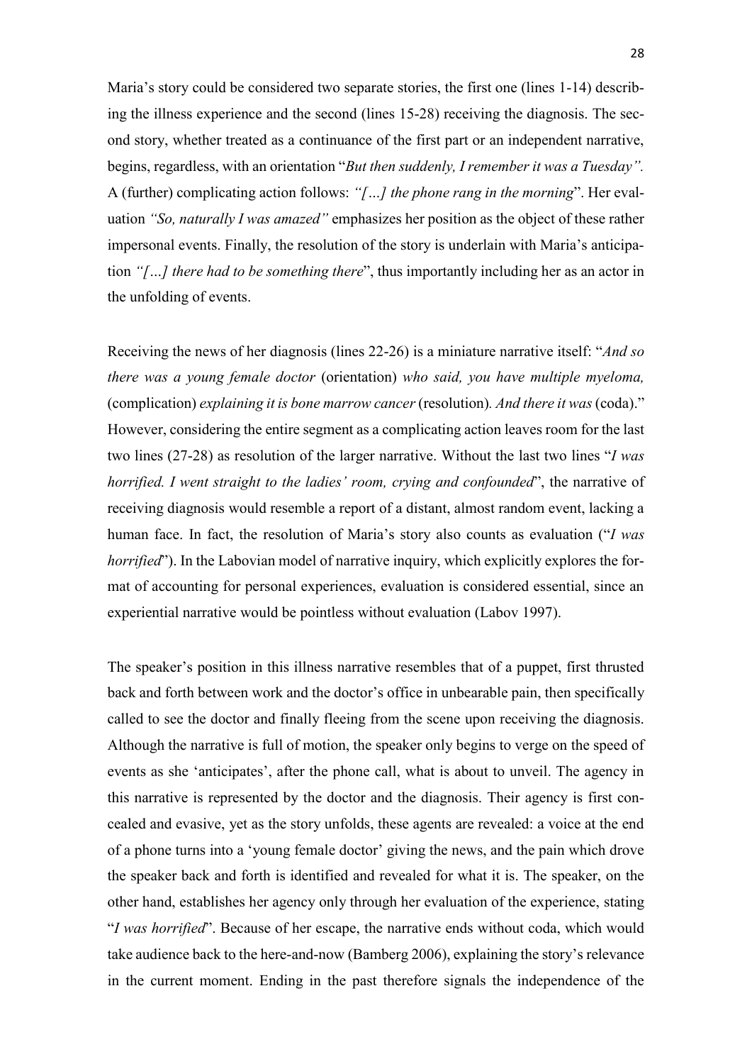Maria's story could be considered two separate stories, the first one (lines 1-14) describing the illness experience and the second (lines 15-28) receiving the diagnosis. The second story, whether treated as a continuance of the first part or an independent narrative, begins, regardless, with an orientation "*But then suddenly, I remember it was a Tuesday".* A (further) complicating action follows: *"[…] the phone rang in the morning*". Her evaluation *"So, naturally I was amazed"* emphasizes her position as the object of these rather impersonal events. Finally, the resolution of the story is underlain with Maria's anticipation *"[…] there had to be something there*", thus importantly including her as an actor in the unfolding of events.

Receiving the news of her diagnosis (lines 22-26) is a miniature narrative itself: "*And so there was a young female doctor* (orientation) *who said, you have multiple myeloma,* (complication) *explaining it is bone marrow cancer* (resolution)*. And there it was* (coda)." However, considering the entire segment as a complicating action leaves room for the last two lines (27-28) as resolution of the larger narrative. Without the last two lines "*I was horrified. I went straight to the ladies' room, crying and confounded*", the narrative of receiving diagnosis would resemble a report of a distant, almost random event, lacking a human face. In fact, the resolution of Maria's story also counts as evaluation ("*I was horrified*"). In the Labovian model of narrative inquiry, which explicitly explores the format of accounting for personal experiences, evaluation is considered essential, since an experiential narrative would be pointless without evaluation (Labov 1997).

The speaker's position in this illness narrative resembles that of a puppet, first thrusted back and forth between work and the doctor's office in unbearable pain, then specifically called to see the doctor and finally fleeing from the scene upon receiving the diagnosis. Although the narrative is full of motion, the speaker only begins to verge on the speed of events as she 'anticipates', after the phone call, what is about to unveil. The agency in this narrative is represented by the doctor and the diagnosis. Their agency is first concealed and evasive, yet as the story unfolds, these agents are revealed: a voice at the end of a phone turns into a 'young female doctor' giving the news, and the pain which drove the speaker back and forth is identified and revealed for what it is. The speaker, on the other hand, establishes her agency only through her evaluation of the experience, stating "*I was horrified*". Because of her escape, the narrative ends without coda, which would take audience back to the here-and-now (Bamberg 2006), explaining the story's relevance in the current moment. Ending in the past therefore signals the independence of the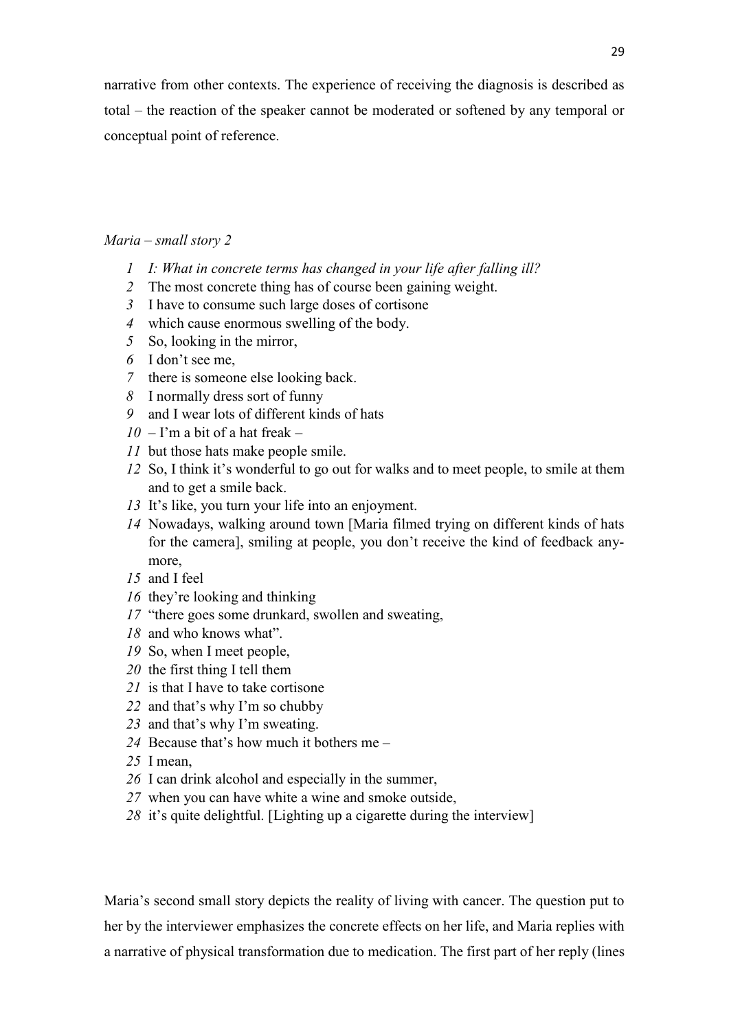narrative from other contexts. The experience of receiving the diagnosis is described as total – the reaction of the speaker cannot be moderated or softened by any temporal or conceptual point of reference.

*Maria – small story 2*

*1* *I: What in concrete terms has changed in your life after falling ill?*
*2* The most concrete thing has of course been gaining weight.
*3* I have to consume such large doses of cortisone
*4* which cause enormous swelling of the body.
*5* So, looking in the mirror,
*6* I don't see me,
*7* there is someone else looking back.
*8* I normally dress sort of funny
*9* and I wear lots of different kinds of hats
*10* – I'm a bit of a hat freak –
*11* but those hats make people smile.
*12* So, I think it's wonderful to go out for walks and to meet people, to smile at them and to get a smile back.
*13* It's like, you turn your life into an enjoyment.
*14* Nowadays, walking around town [Maria filmed trying on different kinds of hats for the camera], smiling at people, you don't receive the kind of feedback anymore,
*15* and I feel
*16* they're looking and thinking
*17* "there goes some drunkard, swollen and sweating,
*18* and who knows what".
*19* So, when I meet people,
*20* the first thing I tell them
*21* is that I have to take cortisone
*22* and that's why I'm so chubby
*23* and that's why I'm sweating.
*24* Because that's how much it bothers me –
*25* I mean,
*26* I can drink alcohol and especially in the summer,
*27* when you can have white a wine and smoke outside,
*28* it's quite delightful. [Lighting up a cigarette during the interview]

Maria's second small story depicts the reality of living with cancer. The question put to her by the interviewer emphasizes the concrete effects on her life, and Maria replies with a narrative of physical transformation due to medication. The first part of her reply (lines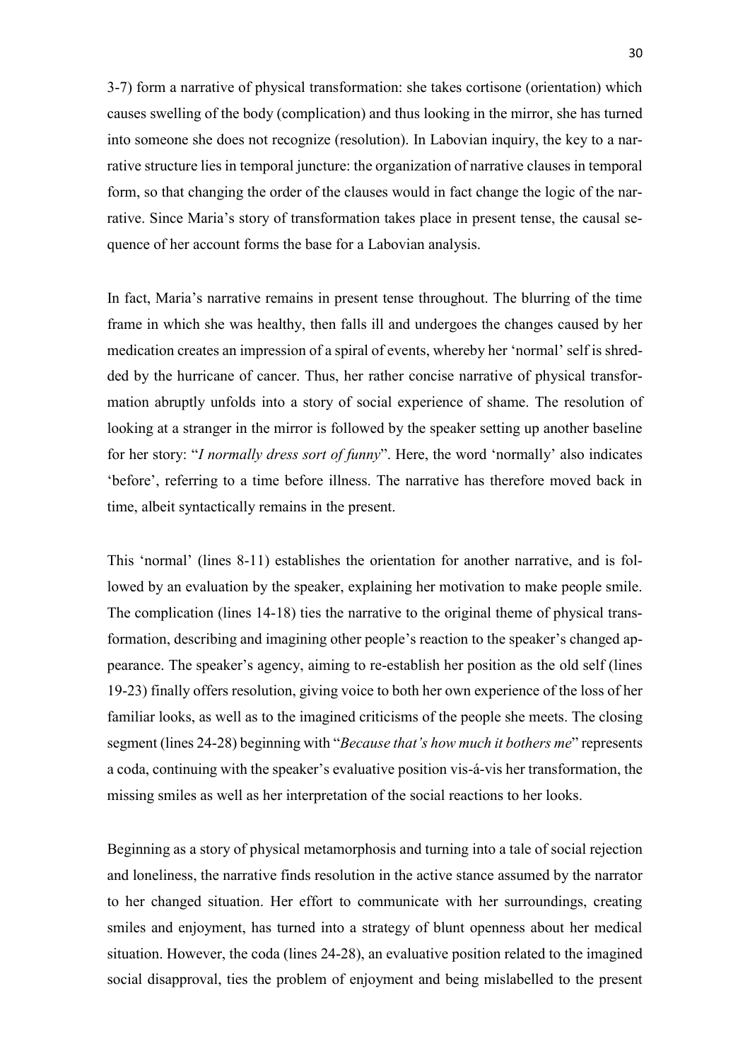3-7) form a narrative of physical transformation: she takes cortisone (orientation) which causes swelling of the body (complication) and thus looking in the mirror, she has turned into someone she does not recognize (resolution). In Labovian inquiry, the key to a narrative structure lies in temporal juncture: the organization of narrative clauses in temporal form, so that changing the order of the clauses would in fact change the logic of the narrative. Since Maria's story of transformation takes place in present tense, the causal sequence of her account forms the base for a Labovian analysis.

In fact, Maria's narrative remains in present tense throughout. The blurring of the time frame in which she was healthy, then falls ill and undergoes the changes caused by her medication creates an impression of a spiral of events, whereby her 'normal' self is shredded by the hurricane of cancer. Thus, her rather concise narrative of physical transformation abruptly unfolds into a story of social experience of shame. The resolution of looking at a stranger in the mirror is followed by the speaker setting up another baseline for her story: "*I normally dress sort of funny*". Here, the word 'normally' also indicates 'before', referring to a time before illness. The narrative has therefore moved back in time, albeit syntactically remains in the present.

This 'normal' (lines 8-11) establishes the orientation for another narrative, and is followed by an evaluation by the speaker, explaining her motivation to make people smile. The complication (lines 14-18) ties the narrative to the original theme of physical transformation, describing and imagining other people's reaction to the speaker's changed appearance. The speaker's agency, aiming to re-establish her position as the old self (lines 19-23) finally offers resolution, giving voice to both her own experience of the loss of her familiar looks, as well as to the imagined criticisms of the people she meets. The closing segment (lines 24-28) beginning with "*Because that's how much it bothers me*" represents a coda, continuing with the speaker's evaluative position vis-á-vis her transformation, the missing smiles as well as her interpretation of the social reactions to her looks.

Beginning as a story of physical metamorphosis and turning into a tale of social rejection and loneliness, the narrative finds resolution in the active stance assumed by the narrator to her changed situation. Her effort to communicate with her surroundings, creating smiles and enjoyment, has turned into a strategy of blunt openness about her medical situation. However, the coda (lines 24-28), an evaluative position related to the imagined social disapproval, ties the problem of enjoyment and being mislabelled to the present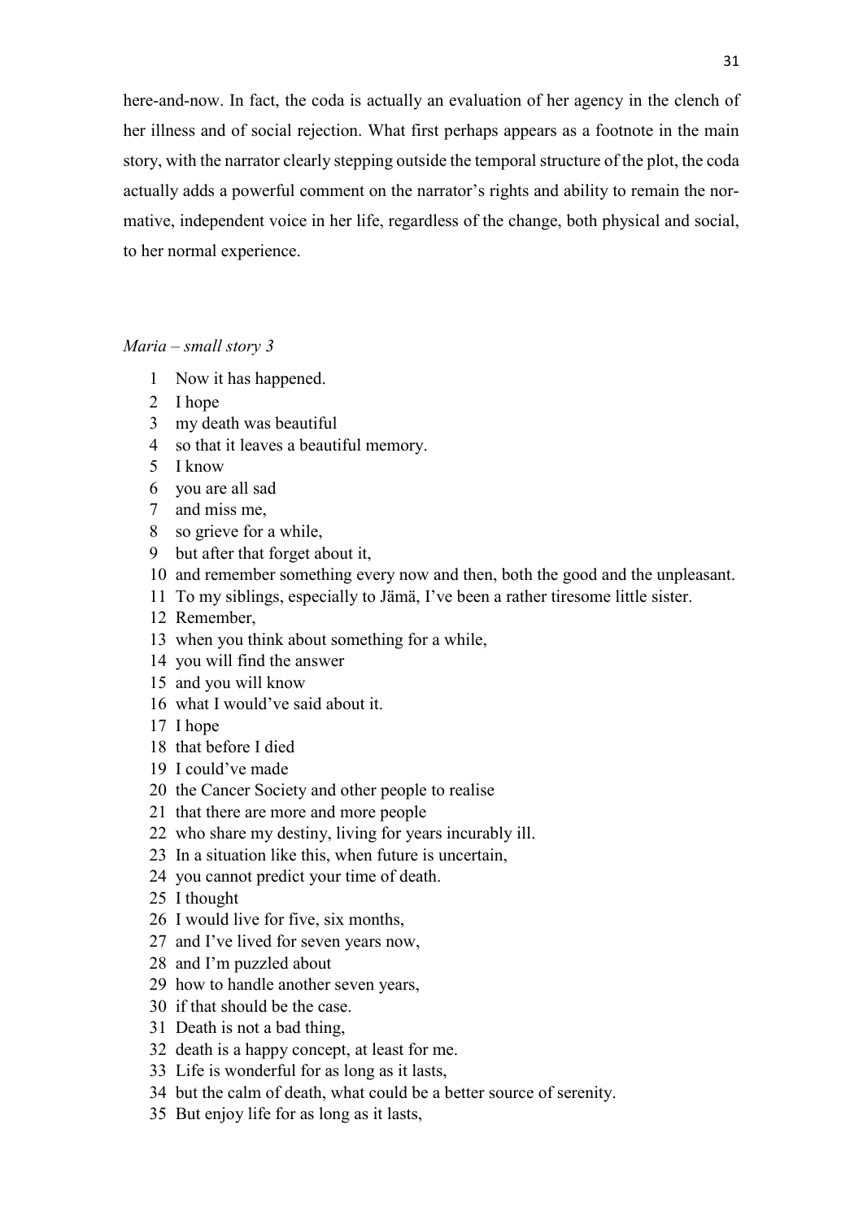here-and-now. In fact, the coda is actually an evaluation of her agency in the clench of her illness and of social rejection. What first perhaps appears as a footnote in the main story, with the narrator clearly stepping outside the temporal structure of the plot, the coda actually adds a powerful comment on the narrator's rights and ability to remain the normative, independent voice in her life, regardless of the change, both physical and social, to her normal experience.

*Maria – small story 3*

1 Now it has happened.  
2 I hope  
3 my death was beautiful  
4 so that it leaves a beautiful memory.  
5 I know  
6 you are all sad  
7 and miss me,  
8 so grieve for a while,  
9 but after that forget about it,  
10 and remember something every now and then, both the good and the unpleasant.  
11 To my siblings, especially to Jämä, I've been a rather tiresome little sister.  
12 Remember,  
13 when you think about something for a while,  
14 you will find the answer  
15 and you will know  
16 what I would've said about it.  
17 I hope  
18 that before I died  
19 I could've made  
20 the Cancer Society and other people to realise  
21 that there are more and more people  
22 who share my destiny, living for years incurably ill.  
23 In a situation like this, when future is uncertain,  
24 you cannot predict your time of death.  
25 I thought  
26 I would live for five, six months,  
27 and I've lived for seven years now,  
28 and I'm puzzled about  
29 how to handle another seven years,  
30 if that should be the case.  
31 Death is not a bad thing,  
32 death is a happy concept, at least for me.  
33 Life is wonderful for as long as it lasts,  
34 but the calm of death, what could be a better source of serenity.  
35 But enjoy life for as long as it lasts,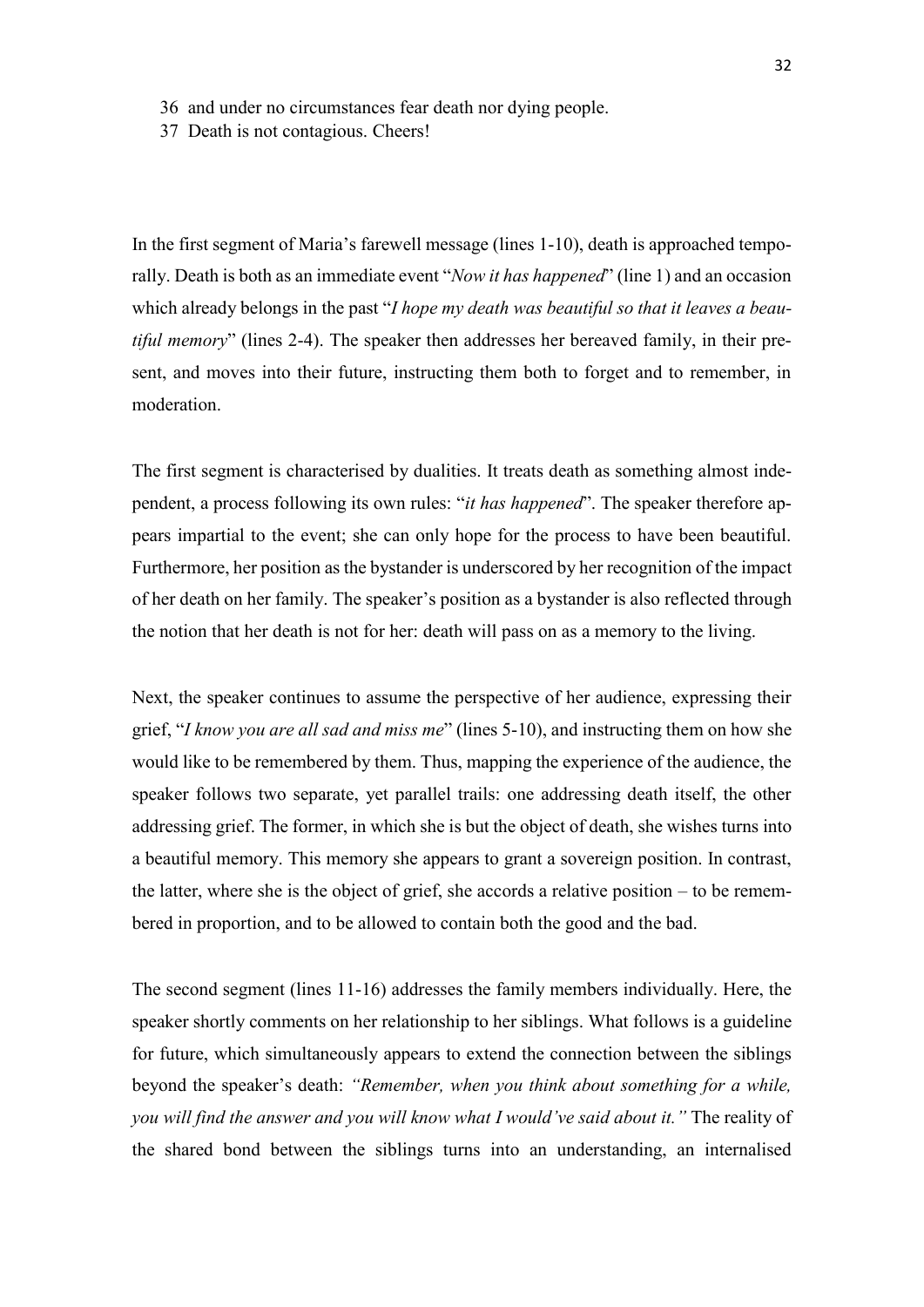36 and under no circumstances fear death nor dying people.
37 Death is not contagious. Cheers!

In the first segment of Maria's farewell message (lines 1-10), death is approached temporally. Death is both as an immediate event "*Now it has happened*" (line 1) and an occasion which already belongs in the past "*I hope my death was beautiful so that it leaves a beautiful memory*" (lines 2-4). The speaker then addresses her bereaved family, in their present, and moves into their future, instructing them both to forget and to remember, in moderation.

The first segment is characterised by dualities. It treats death as something almost independent, a process following its own rules: "*it has happened*". The speaker therefore appears impartial to the event; she can only hope for the process to have been beautiful. Furthermore, her position as the bystander is underscored by her recognition of the impact of her death on her family. The speaker's position as a bystander is also reflected through the notion that her death is not for her: death will pass on as a memory to the living.

Next, the speaker continues to assume the perspective of her audience, expressing their grief, "*I know you are all sad and miss me*" (lines 5-10), and instructing them on how she would like to be remembered by them. Thus, mapping the experience of the audience, the speaker follows two separate, yet parallel trails: one addressing death itself, the other addressing grief. The former, in which she is but the object of death, she wishes turns into a beautiful memory. This memory she appears to grant a sovereign position. In contrast, the latter, where she is the object of grief, she accords a relative position – to be remembered in proportion, and to be allowed to contain both the good and the bad.

The second segment (lines 11-16) addresses the family members individually. Here, the speaker shortly comments on her relationship to her siblings. What follows is a guideline for future, which simultaneously appears to extend the connection between the siblings beyond the speaker's death: *"Remember, when you think about something for a while, you will find the answer and you will know what I would've said about it."* The reality of the shared bond between the siblings turns into an understanding, an internalised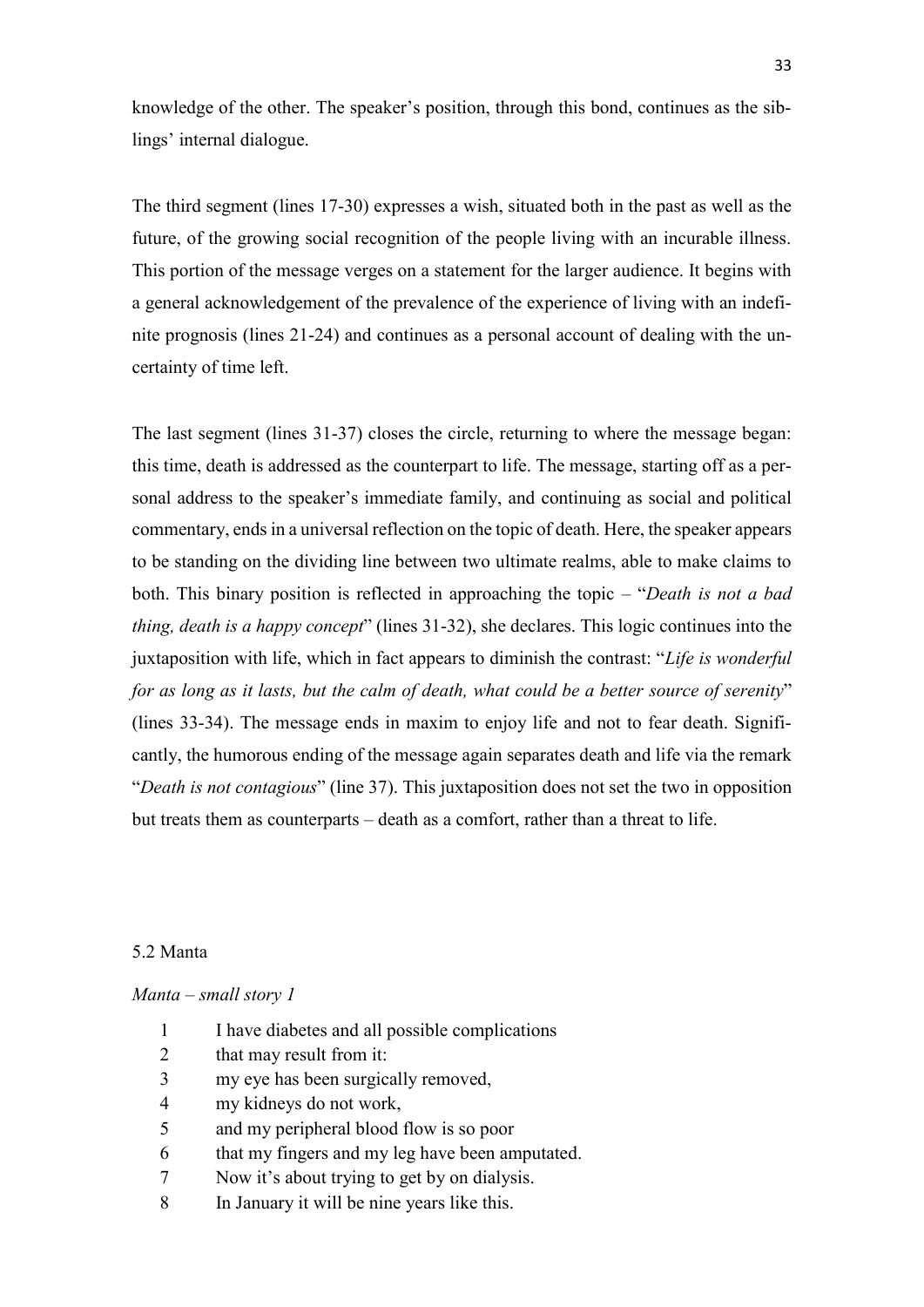knowledge of the other. The speaker's position, through this bond, continues as the siblings' internal dialogue.

The third segment (lines 17-30) expresses a wish, situated both in the past as well as the future, of the growing social recognition of the people living with an incurable illness. This portion of the message verges on a statement for the larger audience. It begins with a general acknowledgement of the prevalence of the experience of living with an indefinite prognosis (lines 21-24) and continues as a personal account of dealing with the uncertainty of time left.

The last segment (lines 31-37) closes the circle, returning to where the message began: this time, death is addressed as the counterpart to life. The message, starting off as a personal address to the speaker's immediate family, and continuing as social and political commentary, ends in a universal reflection on the topic of death. Here, the speaker appears to be standing on the dividing line between two ultimate realms, able to make claims to both. This binary position is reflected in approaching the topic – "*Death is not a bad thing, death is a happy concept*" (lines 31-32), she declares. This logic continues into the juxtaposition with life, which in fact appears to diminish the contrast: "*Life is wonderful for as long as it lasts, but the calm of death, what could be a better source of serenity*" (lines 33-34). The message ends in maxim to enjoy life and not to fear death. Significantly, the humorous ending of the message again separates death and life via the remark "*Death is not contagious*" (line 37). This juxtaposition does not set the two in opposition but treats them as counterparts – death as a comfort, rather than a threat to life.

## 5.2 Manta

*Manta – small story 1*

1 I have diabetes and all possible complications
2 that may result from it:
3 my eye has been surgically removed,
4 my kidneys do not work,
5 and my peripheral blood flow is so poor
6 that my fingers and my leg have been amputated.
7 Now it's about trying to get by on dialysis.
8 In January it will be nine years like this.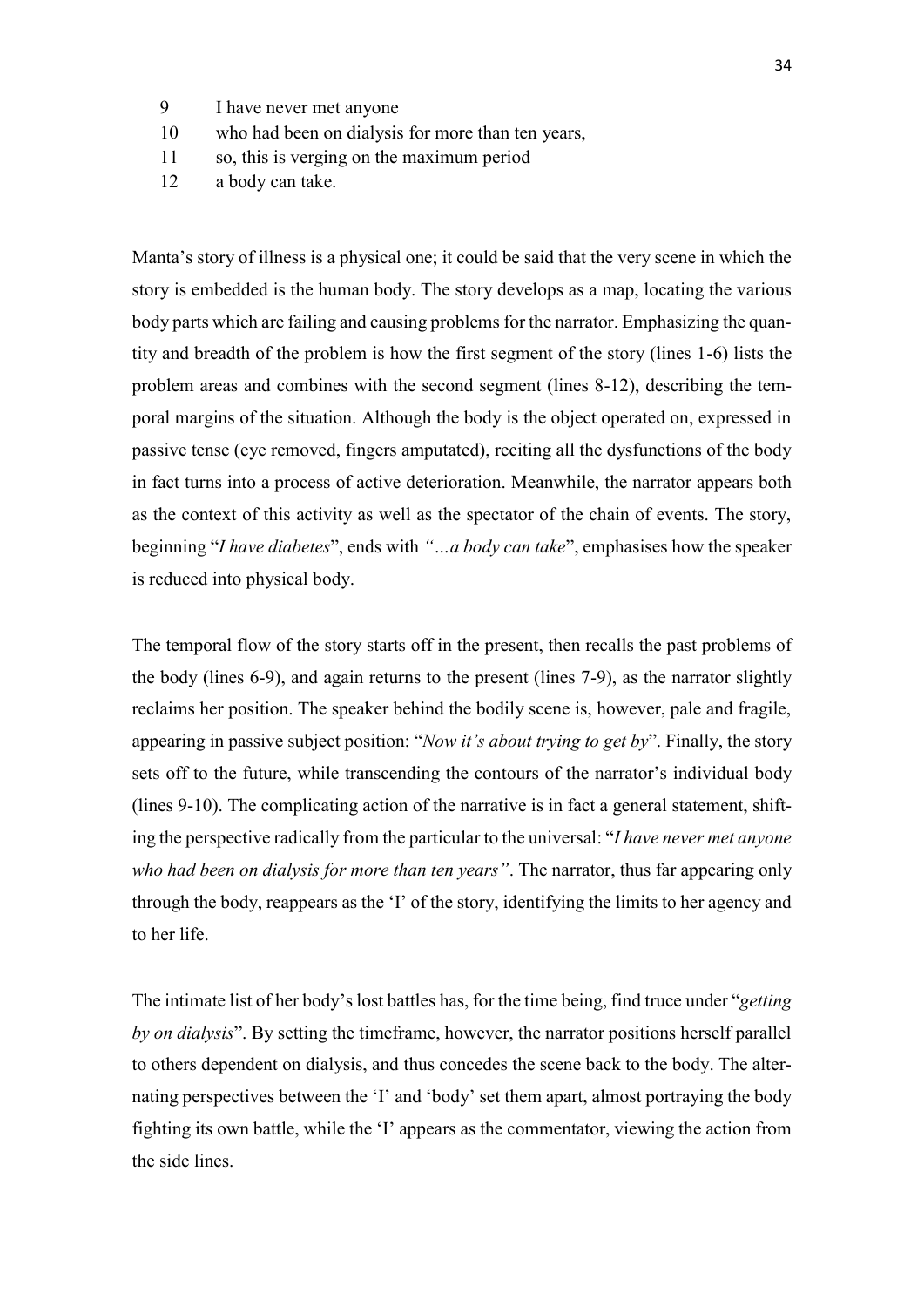9 I have never met anyone
10 who had been on dialysis for more than ten years,
11 so, this is verging on the maximum period
12 a body can take.

Manta's story of illness is a physical one; it could be said that the very scene in which the story is embedded is the human body. The story develops as a map, locating the various body parts which are failing and causing problems for the narrator. Emphasizing the quantity and breadth of the problem is how the first segment of the story (lines 1-6) lists the problem areas and combines with the second segment (lines 8-12), describing the temporal margins of the situation. Although the body is the object operated on, expressed in passive tense (eye removed, fingers amputated), reciting all the dysfunctions of the body in fact turns into a process of active deterioration. Meanwhile, the narrator appears both as the context of this activity as well as the spectator of the chain of events. The story, beginning "*I have diabetes*", ends with *"…a body can take*", emphasises how the speaker is reduced into physical body.

The temporal flow of the story starts off in the present, then recalls the past problems of the body (lines 6-9), and again returns to the present (lines 7-9), as the narrator slightly reclaims her position. The speaker behind the bodily scene is, however, pale and fragile, appearing in passive subject position: "*Now it's about trying to get by*". Finally, the story sets off to the future, while transcending the contours of the narrator's individual body (lines 9-10). The complicating action of the narrative is in fact a general statement, shifting the perspective radically from the particular to the universal: "*I have never met anyone who had been on dialysis for more than ten years"*. The narrator, thus far appearing only through the body, reappears as the 'I' of the story, identifying the limits to her agency and to her life.

The intimate list of her body's lost battles has, for the time being, find truce under "*getting by on dialysis*". By setting the timeframe, however, the narrator positions herself parallel to others dependent on dialysis, and thus concedes the scene back to the body. The alternating perspectives between the 'I' and 'body' set them apart, almost portraying the body fighting its own battle, while the 'I' appears as the commentator, viewing the action from the side lines.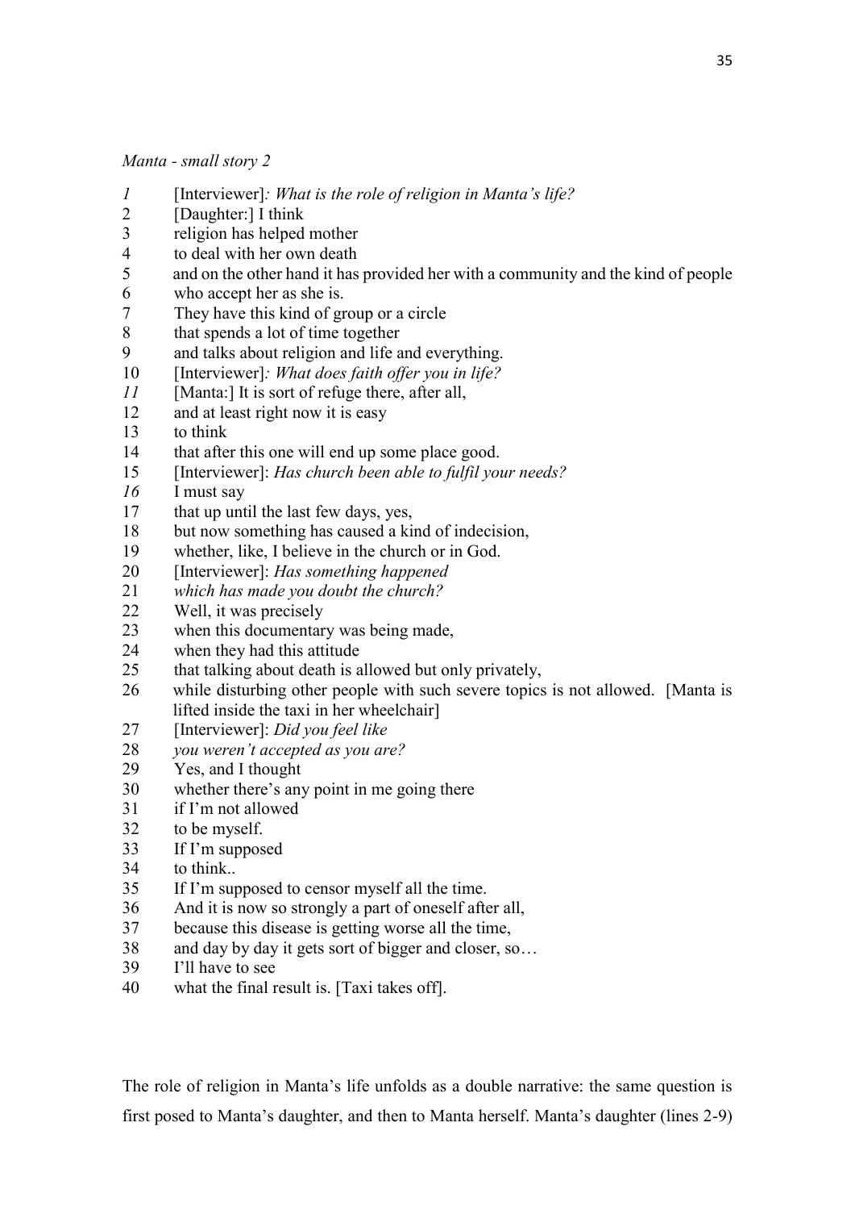*Manta - small story 2*

*1* [Interviewer]*: What is the role of religion in Manta's life?*
2 [Daughter:] I think
3 religion has helped mother
4 to deal with her own death
5 and on the other hand it has provided her with a community and the kind of people
6 who accept her as she is.
7 They have this kind of group or a circle
8 that spends a lot of time together
9 and talks about religion and life and everything.
10 [Interviewer]*: What does faith offer you in life?*
*11* [Manta:] It is sort of refuge there, after all,
12 and at least right now it is easy
13 to think
14 that after this one will end up some place good.
15 [Interviewer]: *Has church been able to fulfil your needs?*
*16* I must say
17 that up until the last few days, yes,
18 but now something has caused a kind of indecision,
19 whether, like, I believe in the church or in God.
20 [Interviewer]: *Has something happened*
21 *which has made you doubt the church?*
22 Well, it was precisely
23 when this documentary was being made,
24 when they had this attitude
25 that talking about death is allowed but only privately,
26 while disturbing other people with such severe topics is not allowed. [Manta is lifted inside the taxi in her wheelchair]
27 [Interviewer]: *Did you feel like*
28 *you weren't accepted as you are?*
29 Yes, and I thought
30 whether there's any point in me going there
31 if I'm not allowed
32 to be myself.
33 If I'm supposed
34 to think..
35 If I'm supposed to censor myself all the time.
36 And it is now so strongly a part of oneself after all,
37 because this disease is getting worse all the time,
38 and day by day it gets sort of bigger and closer, so…
39 I'll have to see
40 what the final result is. [Taxi takes off].

The role of religion in Manta's life unfolds as a double narrative: the same question is first posed to Manta's daughter, and then to Manta herself. Manta's daughter (lines 2-9)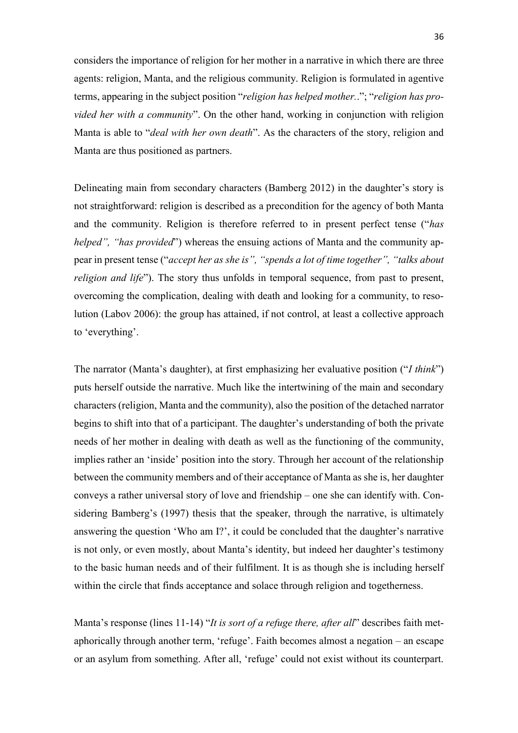considers the importance of religion for her mother in a narrative in which there are three agents: religion, Manta, and the religious community. Religion is formulated in agentive terms, appearing in the subject position "*religion has helped mother..*"; "*religion has provided her with a community*". On the other hand, working in conjunction with religion Manta is able to "*deal with her own death*". As the characters of the story, religion and Manta are thus positioned as partners.

Delineating main from secondary characters (Bamberg 2012) in the daughter's story is not straightforward: religion is described as a precondition for the agency of both Manta and the community. Religion is therefore referred to in present perfect tense ("*has helped", "has provided*") whereas the ensuing actions of Manta and the community appear in present tense ("*accept her as she is", "spends a lot of time together", "talks about religion and life*"). The story thus unfolds in temporal sequence, from past to present, overcoming the complication, dealing with death and looking for a community, to resolution (Labov 2006): the group has attained, if not control, at least a collective approach to 'everything'.

The narrator (Manta's daughter), at first emphasizing her evaluative position ("*I think*") puts herself outside the narrative. Much like the intertwining of the main and secondary characters (religion, Manta and the community), also the position of the detached narrator begins to shift into that of a participant. The daughter's understanding of both the private needs of her mother in dealing with death as well as the functioning of the community, implies rather an 'inside' position into the story. Through her account of the relationship between the community members and of their acceptance of Manta as she is, her daughter conveys a rather universal story of love and friendship – one she can identify with. Considering Bamberg's (1997) thesis that the speaker, through the narrative, is ultimately answering the question 'Who am I?', it could be concluded that the daughter's narrative is not only, or even mostly, about Manta's identity, but indeed her daughter's testimony to the basic human needs and of their fulfilment. It is as though she is including herself within the circle that finds acceptance and solace through religion and togetherness.

Manta's response (lines 11-14) "*It is sort of a refuge there, after all*" describes faith metaphorically through another term, 'refuge'. Faith becomes almost a negation – an escape or an asylum from something. After all, 'refuge' could not exist without its counterpart.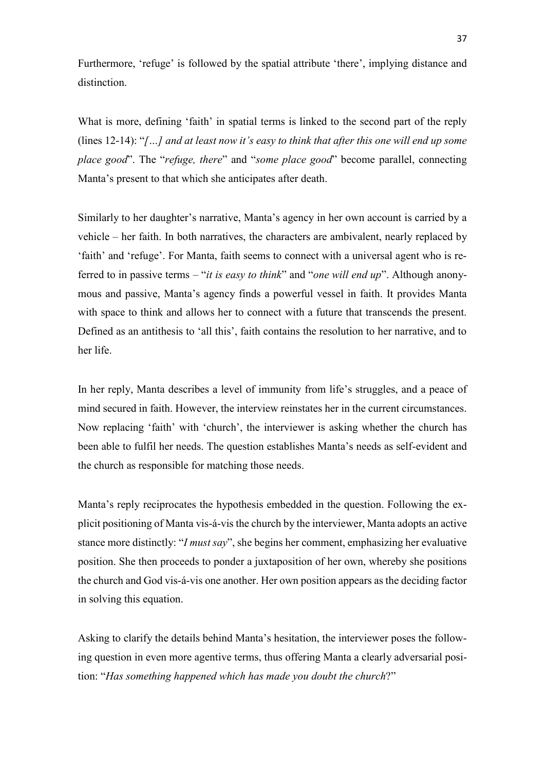Furthermore, 'refuge' is followed by the spatial attribute 'there', implying distance and distinction.

What is more, defining 'faith' in spatial terms is linked to the second part of the reply (lines 12-14): "*[…] and at least now it's easy to think that after this one will end up some place good*". The "*refuge, there*" and "*some place good*" become parallel, connecting Manta's present to that which she anticipates after death.

Similarly to her daughter's narrative, Manta's agency in her own account is carried by a vehicle – her faith. In both narratives, the characters are ambivalent, nearly replaced by 'faith' and 'refuge'. For Manta, faith seems to connect with a universal agent who is referred to in passive terms – "*it is easy to think*" and "*one will end up*". Although anonymous and passive, Manta's agency finds a powerful vessel in faith. It provides Manta with space to think and allows her to connect with a future that transcends the present. Defined as an antithesis to 'all this', faith contains the resolution to her narrative, and to her life.

In her reply, Manta describes a level of immunity from life's struggles, and a peace of mind secured in faith. However, the interview reinstates her in the current circumstances. Now replacing 'faith' with 'church', the interviewer is asking whether the church has been able to fulfil her needs. The question establishes Manta's needs as self-evident and the church as responsible for matching those needs.

Manta's reply reciprocates the hypothesis embedded in the question. Following the explicit positioning of Manta vis-á-vis the church by the interviewer, Manta adopts an active stance more distinctly: "*I must say*", she begins her comment, emphasizing her evaluative position. She then proceeds to ponder a juxtaposition of her own, whereby she positions the church and God vis-á-vis one another. Her own position appears as the deciding factor in solving this equation.

Asking to clarify the details behind Manta's hesitation, the interviewer poses the following question in even more agentive terms, thus offering Manta a clearly adversarial position: "*Has something happened which has made you doubt the church*?"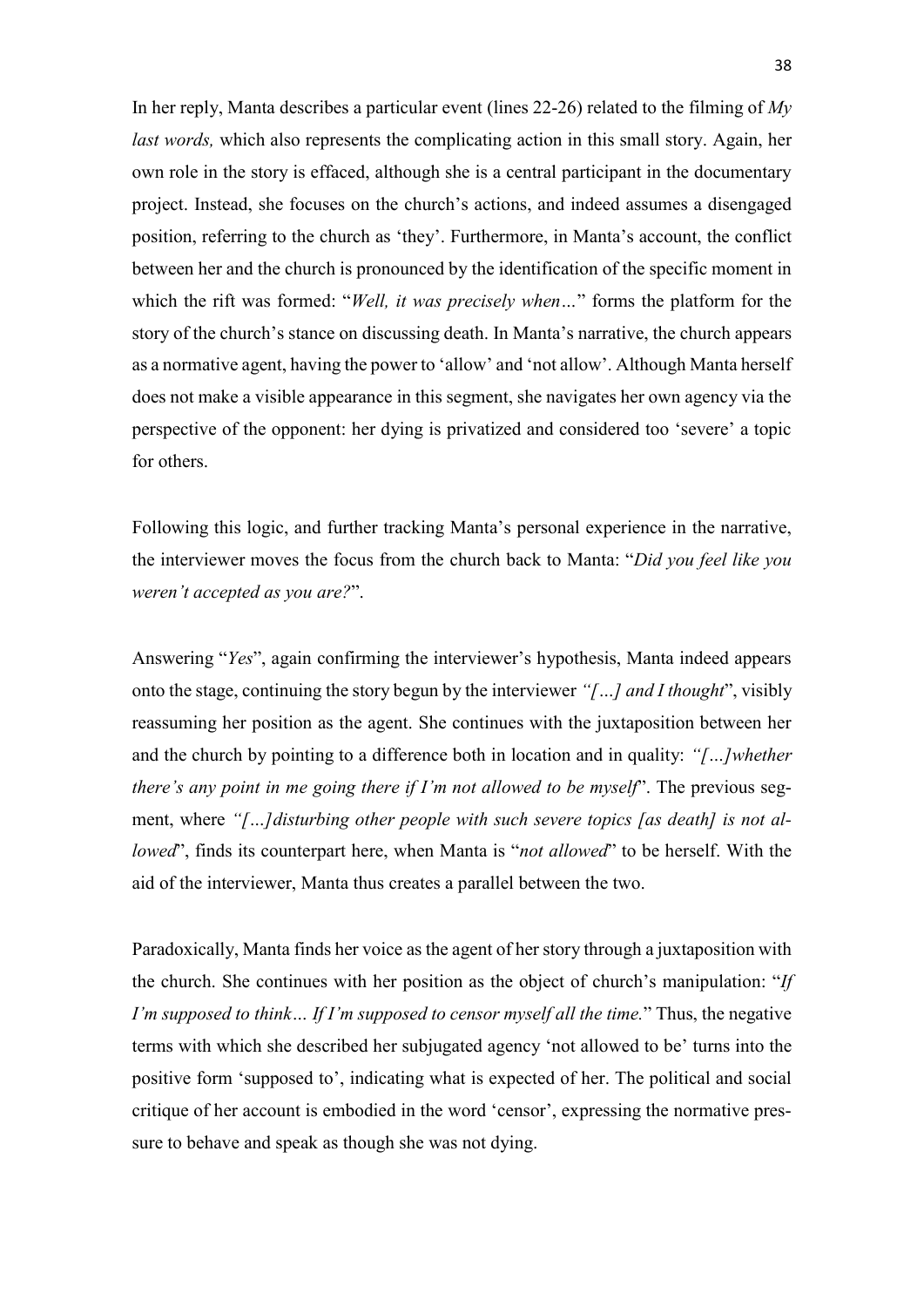In her reply, Manta describes a particular event (lines 22-26) related to the filming of *My last words,* which also represents the complicating action in this small story. Again, her own role in the story is effaced, although she is a central participant in the documentary project. Instead, she focuses on the church's actions, and indeed assumes a disengaged position, referring to the church as 'they'. Furthermore, in Manta's account, the conflict between her and the church is pronounced by the identification of the specific moment in which the rift was formed: "*Well, it was precisely when…*" forms the platform for the story of the church's stance on discussing death. In Manta's narrative, the church appears as a normative agent, having the power to 'allow' and 'not allow'. Although Manta herself does not make a visible appearance in this segment, she navigates her own agency via the perspective of the opponent: her dying is privatized and considered too 'severe' a topic for others.

Following this logic, and further tracking Manta's personal experience in the narrative, the interviewer moves the focus from the church back to Manta: "*Did you feel like you weren't accepted as you are?*".

Answering "*Yes*", again confirming the interviewer's hypothesis, Manta indeed appears onto the stage, continuing the story begun by the interviewer *"[…] and I thought*", visibly reassuming her position as the agent. She continues with the juxtaposition between her and the church by pointing to a difference both in location and in quality: *"[…]whether there's any point in me going there if I'm not allowed to be myself*". The previous segment, where *"[…]disturbing other people with such severe topics [as death] is not allowed*", finds its counterpart here, when Manta is "*not allowed*" to be herself. With the aid of the interviewer, Manta thus creates a parallel between the two.

Paradoxically, Manta finds her voice as the agent of her story through a juxtaposition with the church. She continues with her position as the object of church's manipulation: "*If I'm supposed to think… If I'm supposed to censor myself all the time.*" Thus, the negative terms with which she described her subjugated agency 'not allowed to be' turns into the positive form 'supposed to', indicating what is expected of her. The political and social critique of her account is embodied in the word 'censor', expressing the normative pressure to behave and speak as though she was not dying.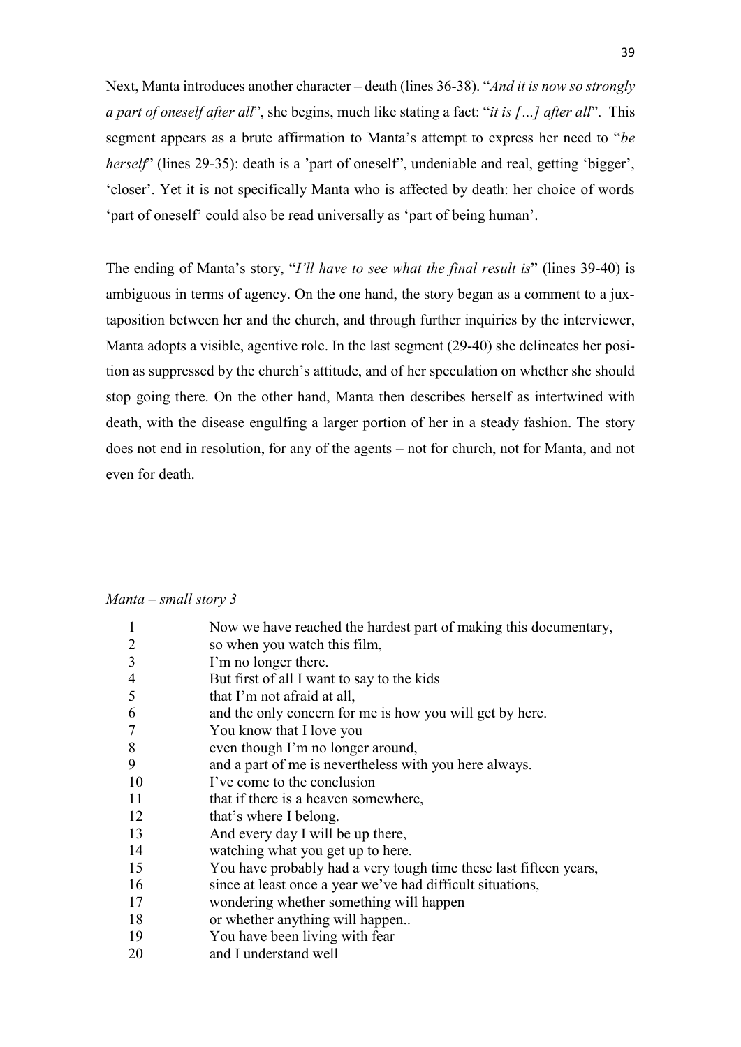Next, Manta introduces another character – death (lines 36-38). "*And it is now so strongly a part of oneself after all*", she begins, much like stating a fact: "*it is […] after all*". This segment appears as a brute affirmation to Manta's attempt to express her need to "*be herself*" (lines 29-35): death is a 'part of oneself', undeniable and real, getting 'bigger', 'closer'. Yet it is not specifically Manta who is affected by death: her choice of words 'part of oneself' could also be read universally as 'part of being human'.

The ending of Manta's story, "*I'll have to see what the final result is*" (lines 39-40) is ambiguous in terms of agency. On the one hand, the story began as a comment to a juxtaposition between her and the church, and through further inquiries by the interviewer, Manta adopts a visible, agentive role. In the last segment (29-40) she delineates her position as suppressed by the church's attitude, and of her speculation on whether she should stop going there. On the other hand, Manta then describes herself as intertwined with death, with the disease engulfing a larger portion of her in a steady fashion. The story does not end in resolution, for any of the agents – not for church, not for Manta, and not even for death.

*Manta – small story 3*

| | |
|---|---|
| 1 | Now we have reached the hardest part of making this documentary, |
| 2 | so when you watch this film, |
| 3 | I'm no longer there. |
| 4 | But first of all I want to say to the kids |
| 5 | that I'm not afraid at all, |
| 6 | and the only concern for me is how you will get by here. |
| 7 | You know that I love you |
| 8 | even though I'm no longer around, |
| 9 | and a part of me is nevertheless with you here always. |
| 10 | I've come to the conclusion |
| 11 | that if there is a heaven somewhere, |
| 12 | that's where I belong. |
| 13 | And every day I will be up there, |
| 14 | watching what you get up to here. |
| 15 | You have probably had a very tough time these last fifteen years, |
| 16 | since at least once a year we've had difficult situations, |
| 17 | wondering whether something will happen |
| 18 | or whether anything will happen.. |
| 19 | You have been living with fear |
| 20 | and I understand well |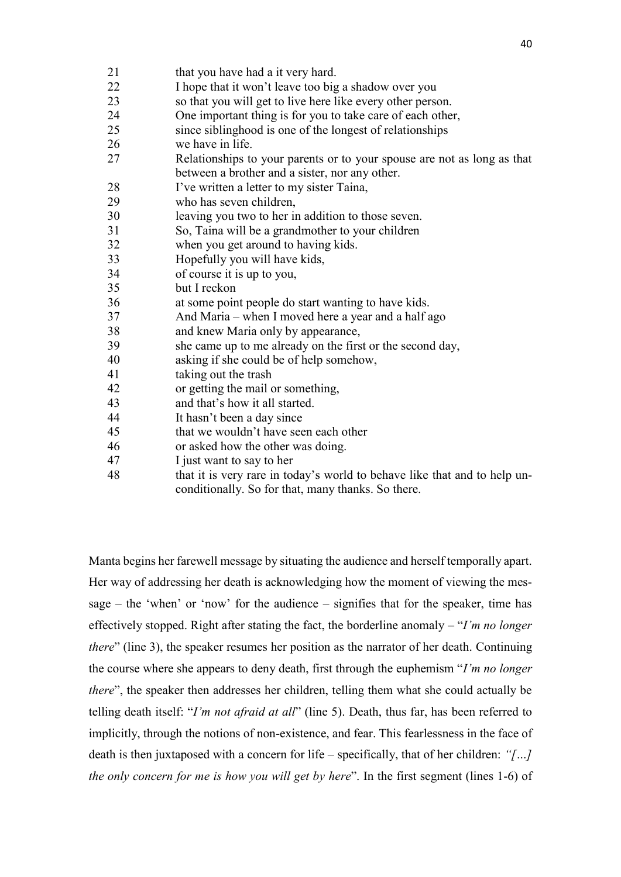| | |
|---|---|
| 21 | that you have had a it very hard. |
| 22 | I hope that it won't leave too big a shadow over you |
| 23 | so that you will get to live here like every other person. |
| 24 | One important thing is for you to take care of each other, |
| 25 | since siblinghood is one of the longest of relationships |
| 26 | we have in life. |
| 27 | Relationships to your parents or to your spouse are not as long as that between a brother and a sister, nor any other. |
| 28 | I've written a letter to my sister Taina, |
| 29 | who has seven children, |
| 30 | leaving you two to her in addition to those seven. |
| 31 | So, Taina will be a grandmother to your children |
| 32 | when you get around to having kids. |
| 33 | Hopefully you will have kids, |
| 34 | of course it is up to you, |
| 35 | but I reckon |
| 36 | at some point people do start wanting to have kids. |
| 37 | And Maria – when I moved here a year and a half ago |
| 38 | and knew Maria only by appearance, |
| 39 | she came up to me already on the first or the second day, |
| 40 | asking if she could be of help somehow, |
| 41 | taking out the trash |
| 42 | or getting the mail or something, |
| 43 | and that's how it all started. |
| 44 | It hasn't been a day since |
| 45 | that we wouldn't have seen each other |
| 46 | or asked how the other was doing. |
| 47 | I just want to say to her |
| 48 | that it is very rare in today's world to behave like that and to help unconditionally. So for that, many thanks. So there. |

Manta begins her farewell message by situating the audience and herself temporally apart. Her way of addressing her death is acknowledging how the moment of viewing the message – the 'when' or 'now' for the audience – signifies that for the speaker, time has effectively stopped. Right after stating the fact, the borderline anomaly – "*I'm no longer there*" (line 3), the speaker resumes her position as the narrator of her death. Continuing the course where she appears to deny death, first through the euphemism "*I'm no longer there*", the speaker then addresses her children, telling them what she could actually be telling death itself: "*I'm not afraid at all*" (line 5). Death, thus far, has been referred to implicitly, through the notions of non-existence, and fear. This fearlessness in the face of death is then juxtaposed with a concern for life – specifically, that of her children: *"[…] the only concern for me is how you will get by here*". In the first segment (lines 1-6) of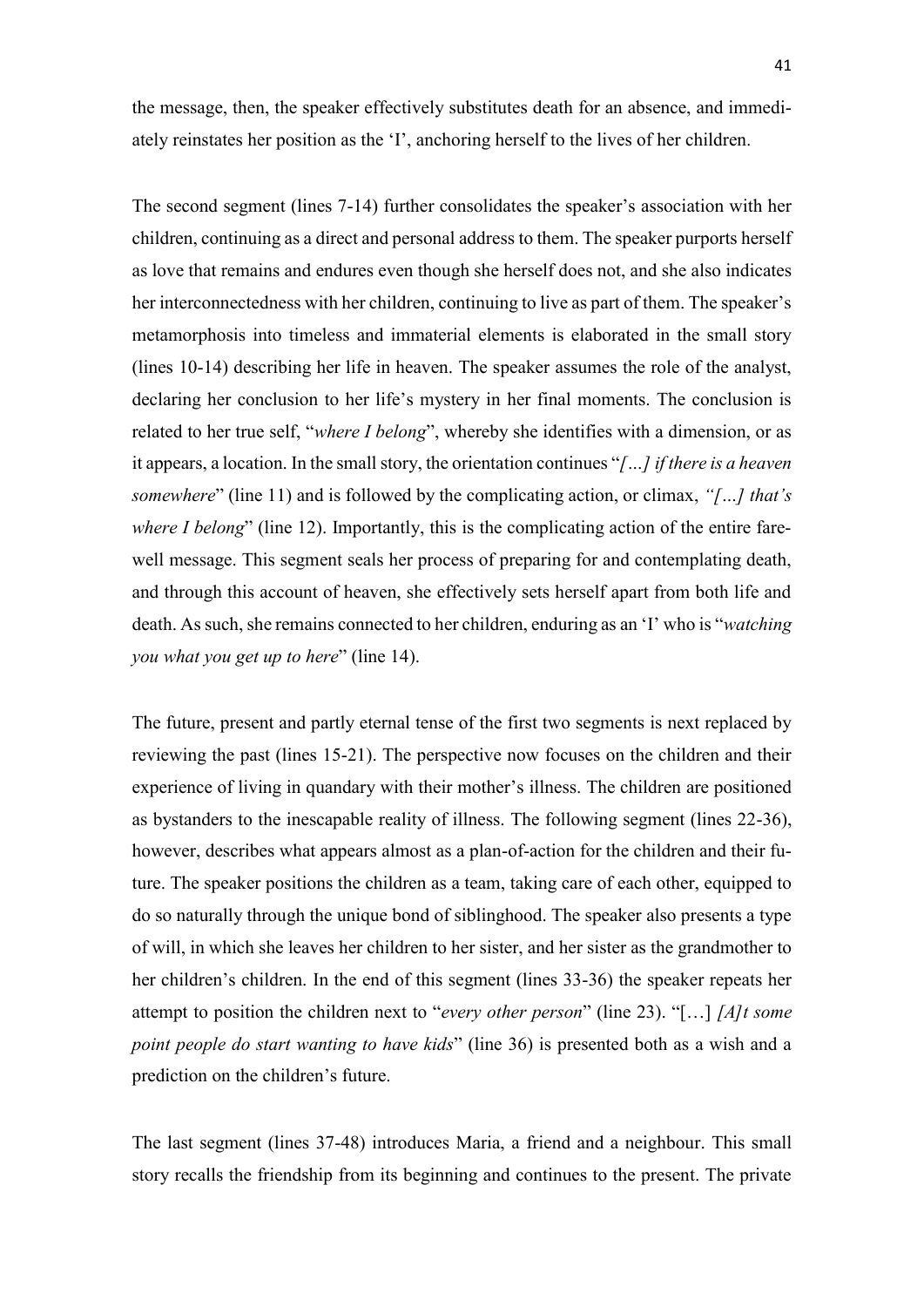the message, then, the speaker effectively substitutes death for an absence, and immediately reinstates her position as the 'I', anchoring herself to the lives of her children.

The second segment (lines 7-14) further consolidates the speaker's association with her children, continuing as a direct and personal address to them. The speaker purports herself as love that remains and endures even though she herself does not, and she also indicates her interconnectedness with her children, continuing to live as part of them. The speaker's metamorphosis into timeless and immaterial elements is elaborated in the small story (lines 10-14) describing her life in heaven. The speaker assumes the role of the analyst, declaring her conclusion to her life's mystery in her final moments. The conclusion is related to her true self, "*where I belong*", whereby she identifies with a dimension, or as it appears, a location. In the small story, the orientation continues "*[…] if there is a heaven somewhere*" (line 11) and is followed by the complicating action, or climax, *"[…] that's where I belong*" (line 12). Importantly, this is the complicating action of the entire farewell message. This segment seals her process of preparing for and contemplating death, and through this account of heaven, she effectively sets herself apart from both life and death. As such, she remains connected to her children, enduring as an 'I' who is "*watching you what you get up to here*" (line 14).

The future, present and partly eternal tense of the first two segments is next replaced by reviewing the past (lines 15-21). The perspective now focuses on the children and their experience of living in quandary with their mother's illness. The children are positioned as bystanders to the inescapable reality of illness. The following segment (lines 22-36), however, describes what appears almost as a plan-of-action for the children and their future. The speaker positions the children as a team, taking care of each other, equipped to do so naturally through the unique bond of siblinghood. The speaker also presents a type of will, in which she leaves her children to her sister, and her sister as the grandmother to her children's children. In the end of this segment (lines 33-36) the speaker repeats her attempt to position the children next to "*every other person*" (line 23). "[…] *[A]t some point people do start wanting to have kids*" (line 36) is presented both as a wish and a prediction on the children's future.

The last segment (lines 37-48) introduces Maria, a friend and a neighbour. This small story recalls the friendship from its beginning and continues to the present. The private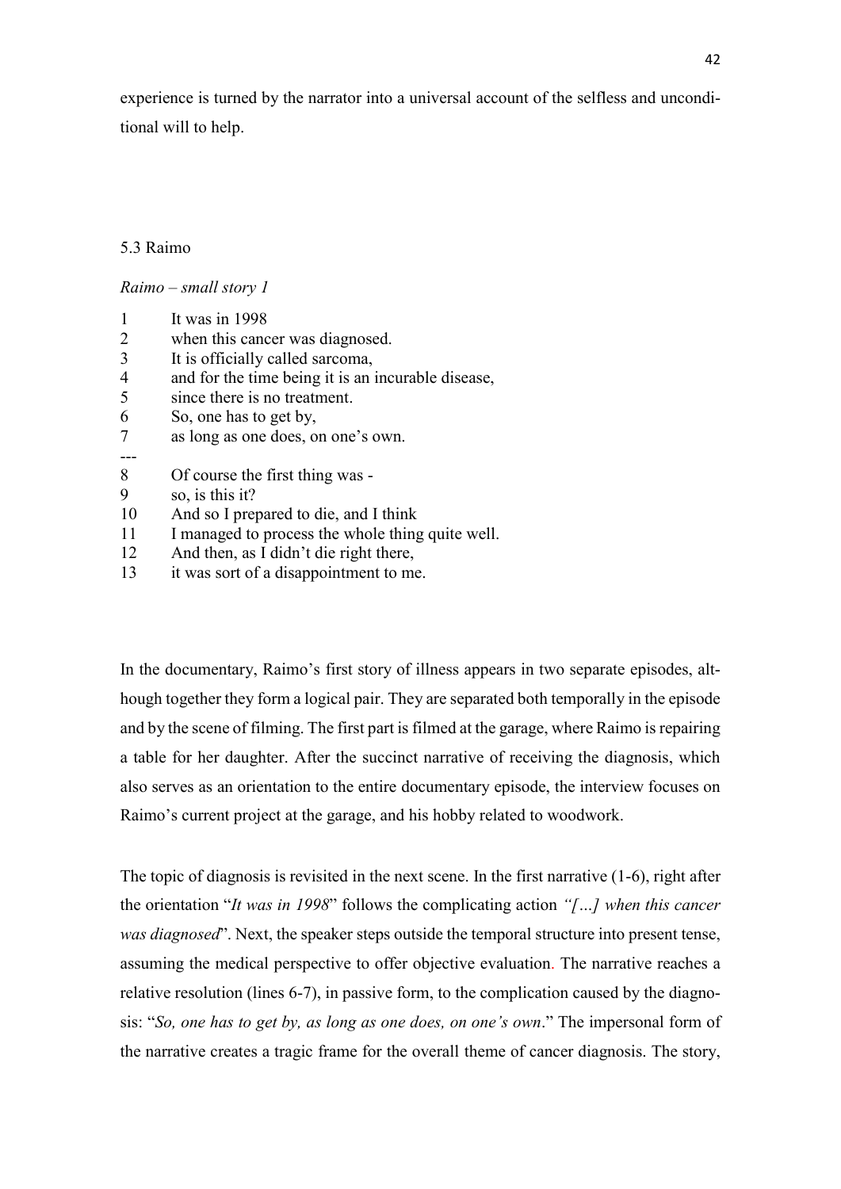experience is turned by the narrator into a universal account of the selfless and unconditional will to help.

### 5.3 Raimo

*Raimo – small story 1*

1 It was in 1998
2 when this cancer was diagnosed.
3 It is officially called sarcoma,
4 and for the time being it is an incurable disease,
5 since there is no treatment.
6 So, one has to get by,
7 as long as one does, on one's own.
---
8 Of course the first thing was -
9 so, is this it?
10 And so I prepared to die, and I think
11 I managed to process the whole thing quite well.
12 And then, as I didn't die right there,
13 it was sort of a disappointment to me.

In the documentary, Raimo's first story of illness appears in two separate episodes, although together they form a logical pair. They are separated both temporally in the episode and by the scene of filming. The first part is filmed at the garage, where Raimo is repairing a table for her daughter. After the succinct narrative of receiving the diagnosis, which also serves as an orientation to the entire documentary episode, the interview focuses on Raimo's current project at the garage, and his hobby related to woodwork.

The topic of diagnosis is revisited in the next scene. In the first narrative (1-6), right after the orientation "*It was in 1998*" follows the complicating action *"[…] when this cancer was diagnosed*". Next, the speaker steps outside the temporal structure into present tense, assuming the medical perspective to offer objective evaluation. The narrative reaches a relative resolution (lines 6-7), in passive form, to the complication caused by the diagnosis: "*So, one has to get by, as long as one does, on one's own*." The impersonal form of the narrative creates a tragic frame for the overall theme of cancer diagnosis. The story,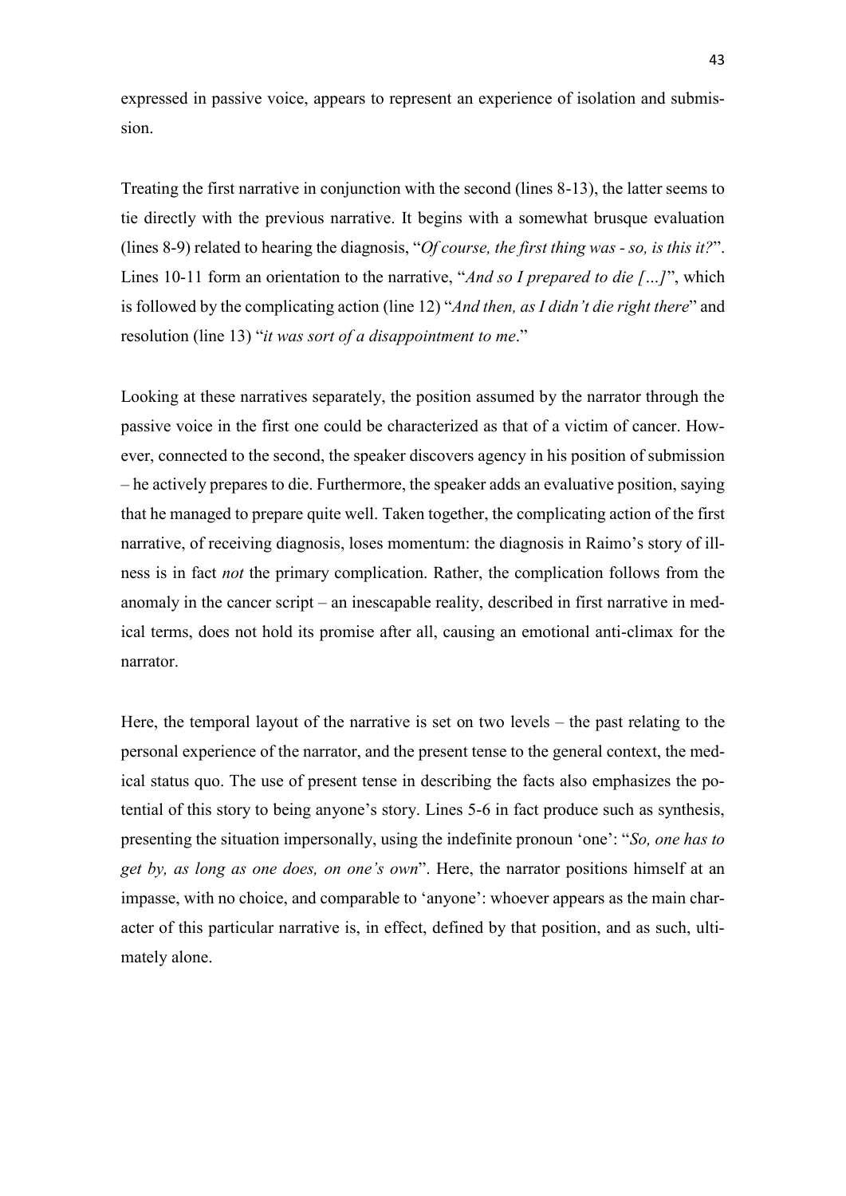expressed in passive voice, appears to represent an experience of isolation and submission.

Treating the first narrative in conjunction with the second (lines 8-13), the latter seems to tie directly with the previous narrative. It begins with a somewhat brusque evaluation (lines 8-9) related to hearing the diagnosis, "*Of course, the first thing was - so, is this it?*". Lines 10-11 form an orientation to the narrative, "*And so I prepared to die […]*", which is followed by the complicating action (line 12) "*And then, as I didn't die right there*" and resolution (line 13) "*it was sort of a disappointment to me*."

Looking at these narratives separately, the position assumed by the narrator through the passive voice in the first one could be characterized as that of a victim of cancer. However, connected to the second, the speaker discovers agency in his position of submission – he actively prepares to die. Furthermore, the speaker adds an evaluative position, saying that he managed to prepare quite well. Taken together, the complicating action of the first narrative, of receiving diagnosis, loses momentum: the diagnosis in Raimo's story of illness is in fact *not* the primary complication. Rather, the complication follows from the anomaly in the cancer script – an inescapable reality, described in first narrative in medical terms, does not hold its promise after all, causing an emotional anti-climax for the narrator.

Here, the temporal layout of the narrative is set on two levels – the past relating to the personal experience of the narrator, and the present tense to the general context, the medical status quo. The use of present tense in describing the facts also emphasizes the potential of this story to being anyone's story. Lines 5-6 in fact produce such as synthesis, presenting the situation impersonally, using the indefinite pronoun 'one': "*So, one has to get by, as long as one does, on one's own*". Here, the narrator positions himself at an impasse, with no choice, and comparable to 'anyone': whoever appears as the main character of this particular narrative is, in effect, defined by that position, and as such, ultimately alone.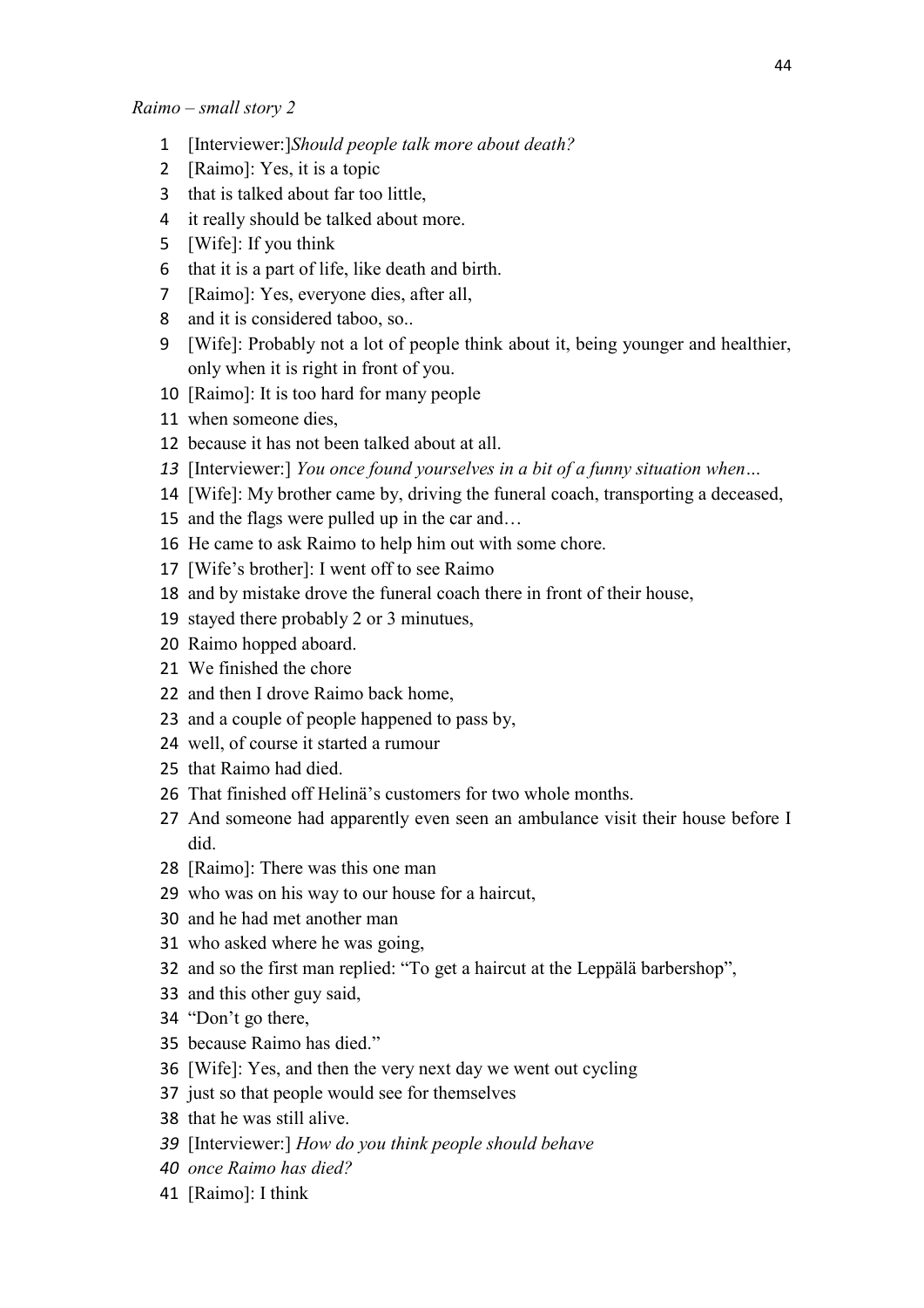*Raimo – small story 2*

1 [Interviewer:]*Should people talk more about death?*
2 [Raimo]: Yes, it is a topic
3 that is talked about far too little,
4 it really should be talked about more.
5 [Wife]: If you think
6 that it is a part of life, like death and birth.
7 [Raimo]: Yes, everyone dies, after all,
8 and it is considered taboo, so..
9 [Wife]: Probably not a lot of people think about it, being younger and healthier, only when it is right in front of you.
10 [Raimo]: It is too hard for many people
11 when someone dies,
12 because it has not been talked about at all.
*13* [Interviewer:] *You once found yourselves in a bit of a funny situation when…*
14 [Wife]: My brother came by, driving the funeral coach, transporting a deceased,
15 and the flags were pulled up in the car and…
16 He came to ask Raimo to help him out with some chore.
17 [Wife's brother]: I went off to see Raimo
18 and by mistake drove the funeral coach there in front of their house,
19 stayed there probably 2 or 3 minutues,
20 Raimo hopped aboard.
21 We finished the chore
22 and then I drove Raimo back home,
23 and a couple of people happened to pass by,
24 well, of course it started a rumour
25 that Raimo had died.
26 That finished off Helinä's customers for two whole months.
27 And someone had apparently even seen an ambulance visit their house before I did.
28 [Raimo]: There was this one man
29 who was on his way to our house for a haircut,
30 and he had met another man
31 who asked where he was going,
32 and so the first man replied: "To get a haircut at the Leppälä barbershop",
33 and this other guy said,
34 "Don't go there,
35 because Raimo has died."
36 [Wife]: Yes, and then the very next day we went out cycling
37 just so that people would see for themselves
38 that he was still alive.
*39* [Interviewer:] *How do you think people should behave*
*40* *once Raimo has died?*
41 [Raimo]: I think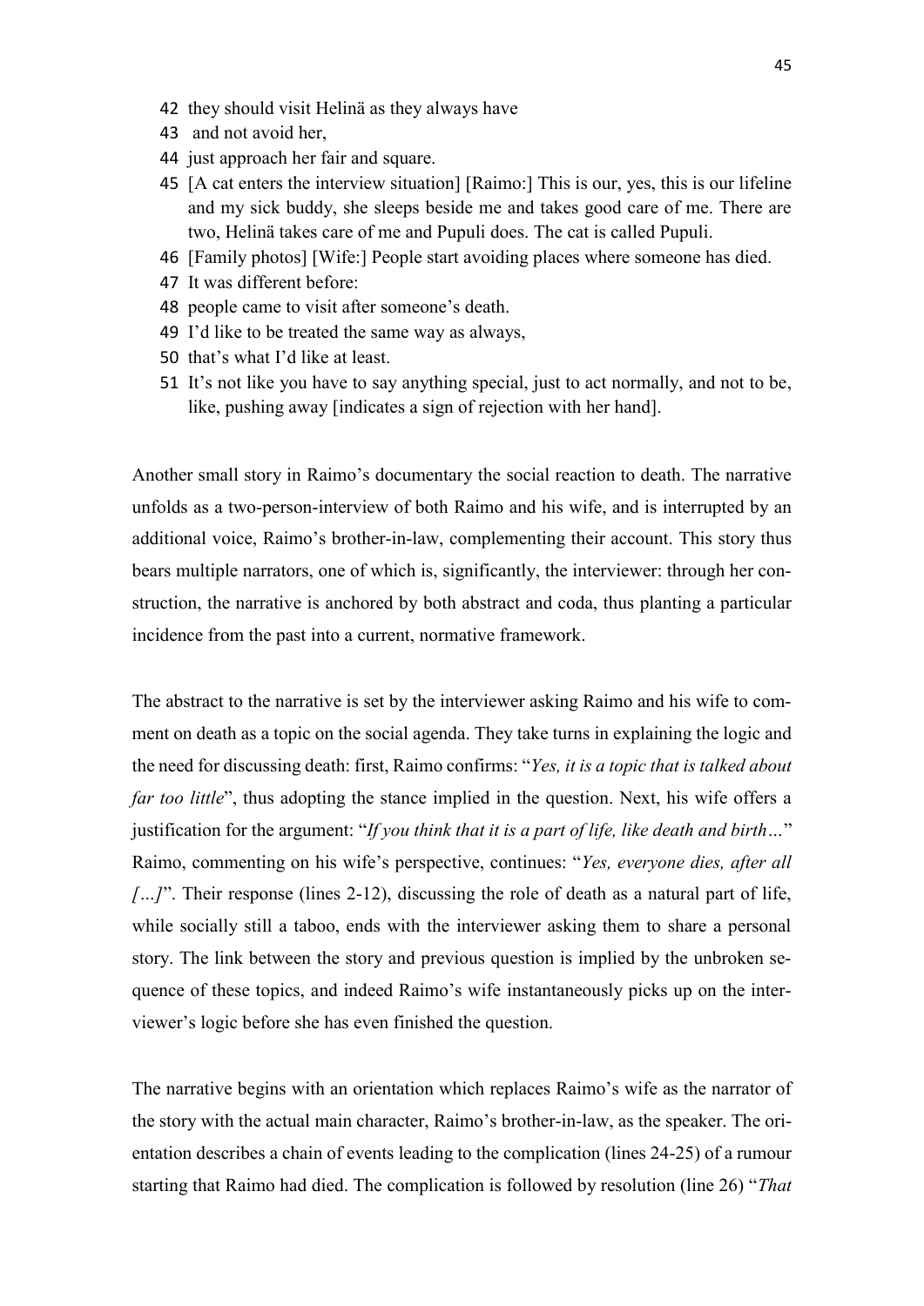42 they should visit Helinä as they always have

43 and not avoid her,

44 just approach her fair and square.

45 [A cat enters the interview situation] [Raimo:] This is our, yes, this is our lifeline and my sick buddy, she sleeps beside me and takes good care of me. There are two, Helinä takes care of me and Pupuli does. The cat is called Pupuli.

46 [Family photos] [Wife:] People start avoiding places where someone has died.

47 It was different before:

48 people came to visit after someone's death.

49 I'd like to be treated the same way as always,

50 that's what I'd like at least.

51 It's not like you have to say anything special, just to act normally, and not to be, like, pushing away [indicates a sign of rejection with her hand].

Another small story in Raimo's documentary the social reaction to death. The narrative unfolds as a two-person-interview of both Raimo and his wife, and is interrupted by an additional voice, Raimo's brother-in-law, complementing their account. This story thus bears multiple narrators, one of which is, significantly, the interviewer: through her construction, the narrative is anchored by both abstract and coda, thus planting a particular incidence from the past into a current, normative framework.

The abstract to the narrative is set by the interviewer asking Raimo and his wife to comment on death as a topic on the social agenda. They take turns in explaining the logic and the need for discussing death: first, Raimo confirms: "*Yes, it is a topic that is talked about far too little*", thus adopting the stance implied in the question. Next, his wife offers a justification for the argument: "*If you think that it is a part of life, like death and birth…*" Raimo, commenting on his wife's perspective, continues: "*Yes, everyone dies, after all […]*". Their response (lines 2-12), discussing the role of death as a natural part of life, while socially still a taboo, ends with the interviewer asking them to share a personal story. The link between the story and previous question is implied by the unbroken sequence of these topics, and indeed Raimo's wife instantaneously picks up on the interviewer's logic before she has even finished the question.

The narrative begins with an orientation which replaces Raimo's wife as the narrator of the story with the actual main character, Raimo's brother-in-law, as the speaker. The orientation describes a chain of events leading to the complication (lines 24-25) of a rumour starting that Raimo had died. The complication is followed by resolution (line 26) "*That*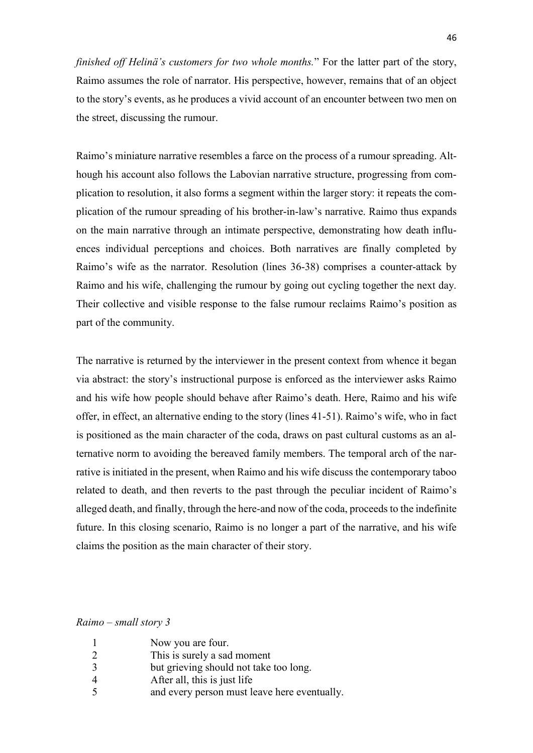*finished off Helinä's customers for two whole months.*" For the latter part of the story, Raimo assumes the role of narrator. His perspective, however, remains that of an object to the story's events, as he produces a vivid account of an encounter between two men on the street, discussing the rumour.

Raimo's miniature narrative resembles a farce on the process of a rumour spreading. Although his account also follows the Labovian narrative structure, progressing from complication to resolution, it also forms a segment within the larger story: it repeats the complication of the rumour spreading of his brother-in-law's narrative. Raimo thus expands on the main narrative through an intimate perspective, demonstrating how death influences individual perceptions and choices. Both narratives are finally completed by Raimo's wife as the narrator. Resolution (lines 36-38) comprises a counter-attack by Raimo and his wife, challenging the rumour by going out cycling together the next day. Their collective and visible response to the false rumour reclaims Raimo's position as part of the community.

The narrative is returned by the interviewer in the present context from whence it began via abstract: the story's instructional purpose is enforced as the interviewer asks Raimo and his wife how people should behave after Raimo's death. Here, Raimo and his wife offer, in effect, an alternative ending to the story (lines 41-51). Raimo's wife, who in fact is positioned as the main character of the coda, draws on past cultural customs as an alternative norm to avoiding the bereaved family members. The temporal arch of the narrative is initiated in the present, when Raimo and his wife discuss the contemporary taboo related to death, and then reverts to the past through the peculiar incident of Raimo's alleged death, and finally, through the here-and now of the coda, proceeds to the indefinite future. In this closing scenario, Raimo is no longer a part of the narrative, and his wife claims the position as the main character of their story.

*Raimo – small story 3*

1 Now you are four.
2 This is surely a sad moment
3 but grieving should not take too long.
4 After all, this is just life
5 and every person must leave here eventually.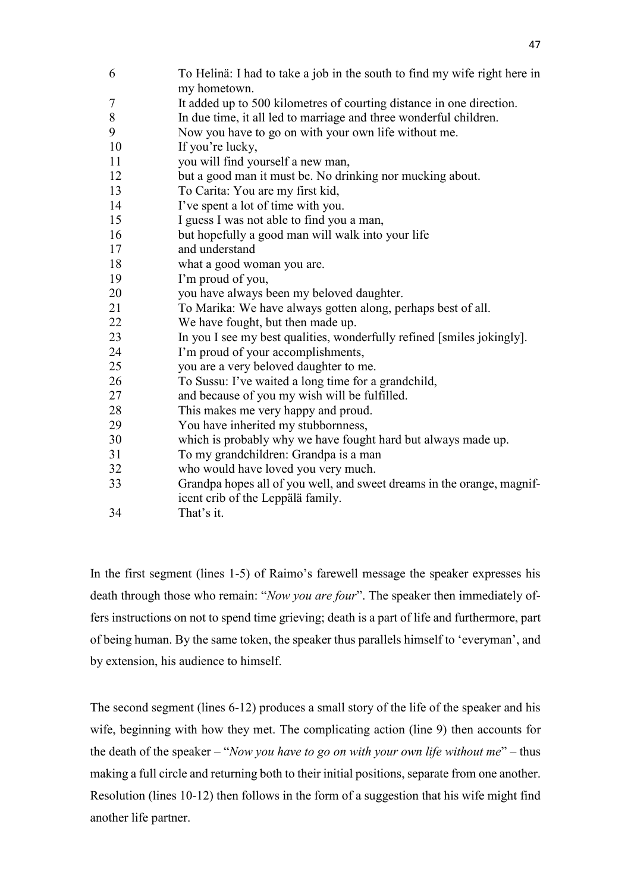| | |
|---|---|
| 6 | To Helinä: I had to take a job in the south to find my wife right here in my hometown. |
| 7 | It added up to 500 kilometres of courting distance in one direction. |
| 8 | In due time, it all led to marriage and three wonderful children. |
| 9 | Now you have to go on with your own life without me. |
| 10 | If you're lucky, |
| 11 | you will find yourself a new man, |
| 12 | but a good man it must be. No drinking nor mucking about. |
| 13 | To Carita: You are my first kid, |
| 14 | I've spent a lot of time with you. |
| 15 | I guess I was not able to find you a man, |
| 16 | but hopefully a good man will walk into your life |
| 17 | and understand |
| 18 | what a good woman you are. |
| 19 | I'm proud of you, |
| 20 | you have always been my beloved daughter. |
| 21 | To Marika: We have always gotten along, perhaps best of all. |
| 22 | We have fought, but then made up. |
| 23 | In you I see my best qualities, wonderfully refined [smiles jokingly]. |
| 24 | I'm proud of your accomplishments, |
| 25 | you are a very beloved daughter to me. |
| 26 | To Sussu: I've waited a long time for a grandchild, |
| 27 | and because of you my wish will be fulfilled. |
| 28 | This makes me very happy and proud. |
| 29 | You have inherited my stubbornness, |
| 30 | which is probably why we have fought hard but always made up. |
| 31 | To my grandchildren: Grandpa is a man |
| 32 | who would have loved you very much. |
| 33 | Grandpa hopes all of you well, and sweet dreams in the orange, magnificent crib of the Leppälä family. |
| 34 | That's it. |

In the first segment (lines 1-5) of Raimo's farewell message the speaker expresses his death through those who remain: "*Now you are four*". The speaker then immediately offers instructions on not to spend time grieving; death is a part of life and furthermore, part of being human. By the same token, the speaker thus parallels himself to 'everyman', and by extension, his audience to himself.

The second segment (lines 6-12) produces a small story of the life of the speaker and his wife, beginning with how they met. The complicating action (line 9) then accounts for the death of the speaker – "*Now you have to go on with your own life without me*" – thus making a full circle and returning both to their initial positions, separate from one another. Resolution (lines 10-12) then follows in the form of a suggestion that his wife might find another life partner.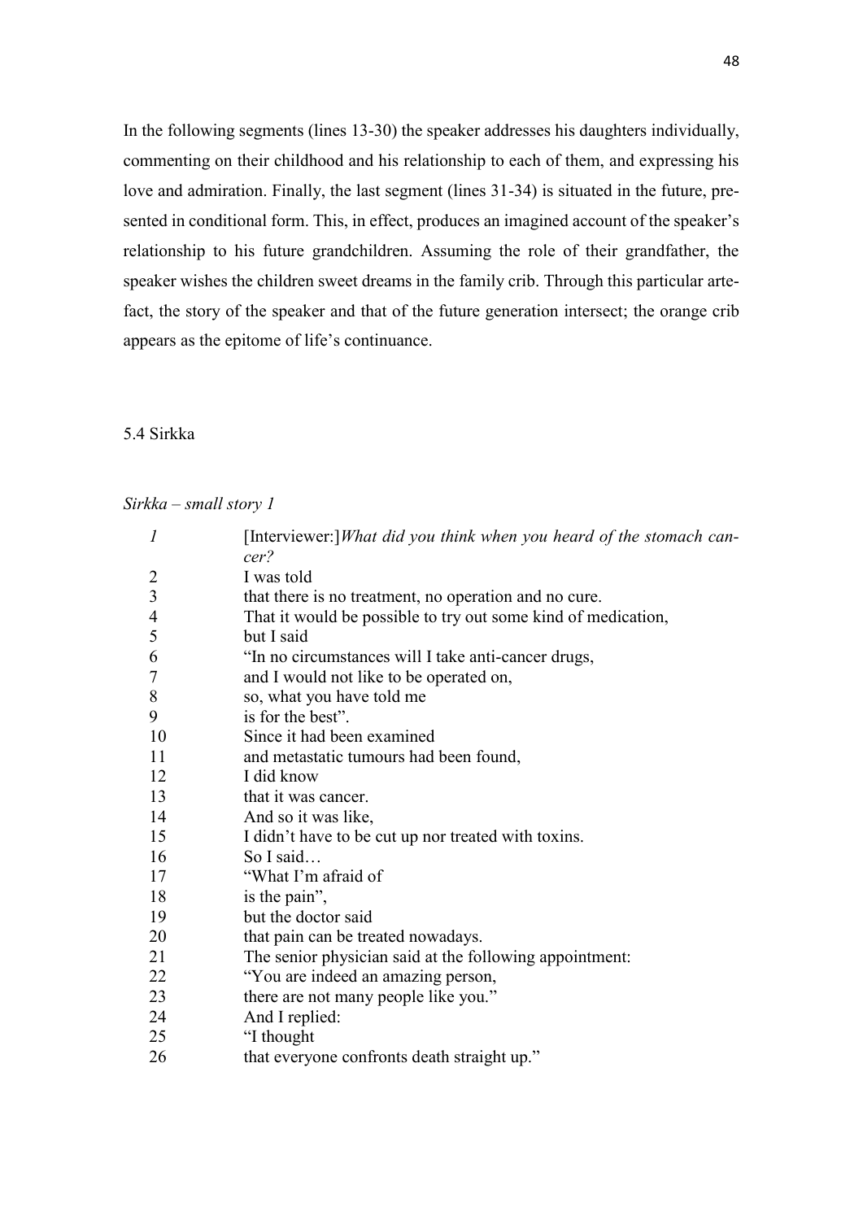In the following segments (lines 13-30) the speaker addresses his daughters individually, commenting on their childhood and his relationship to each of them, and expressing his love and admiration. Finally, the last segment (lines 31-34) is situated in the future, presented in conditional form. This, in effect, produces an imagined account of the speaker's relationship to his future grandchildren. Assuming the role of their grandfather, the speaker wishes the children sweet dreams in the family crib. Through this particular artefact, the story of the speaker and that of the future generation intersect; the orange crib appears as the epitome of life's continuance.

### 5.4 Sirkka

*Sirkka – small story 1*

| | |
|---|---|
| *1* | [Interviewer:]*What did you think when you heard of the stomach cancer?* |
| 2 | I was told |
| 3 | that there is no treatment, no operation and no cure. |
| 4 | That it would be possible to try out some kind of medication, |
| 5 | but I said |
| 6 | "In no circumstances will I take anti-cancer drugs, |
| 7 | and I would not like to be operated on, |
| 8 | so, what you have told me |
| 9 | is for the best". |
| 10 | Since it had been examined |
| 11 | and metastatic tumours had been found, |
| 12 | I did know |
| 13 | that it was cancer. |
| 14 | And so it was like, |
| 15 | I didn't have to be cut up nor treated with toxins. |
| 16 | So I said… |
| 17 | "What I'm afraid of |
| 18 | is the pain", |
| 19 | but the doctor said |
| 20 | that pain can be treated nowadays. |
| 21 | The senior physician said at the following appointment: |
| 22 | "You are indeed an amazing person, |
| 23 | there are not many people like you." |
| 24 | And I replied: |
| 25 | "I thought |
| 26 | that everyone confronts death straight up." |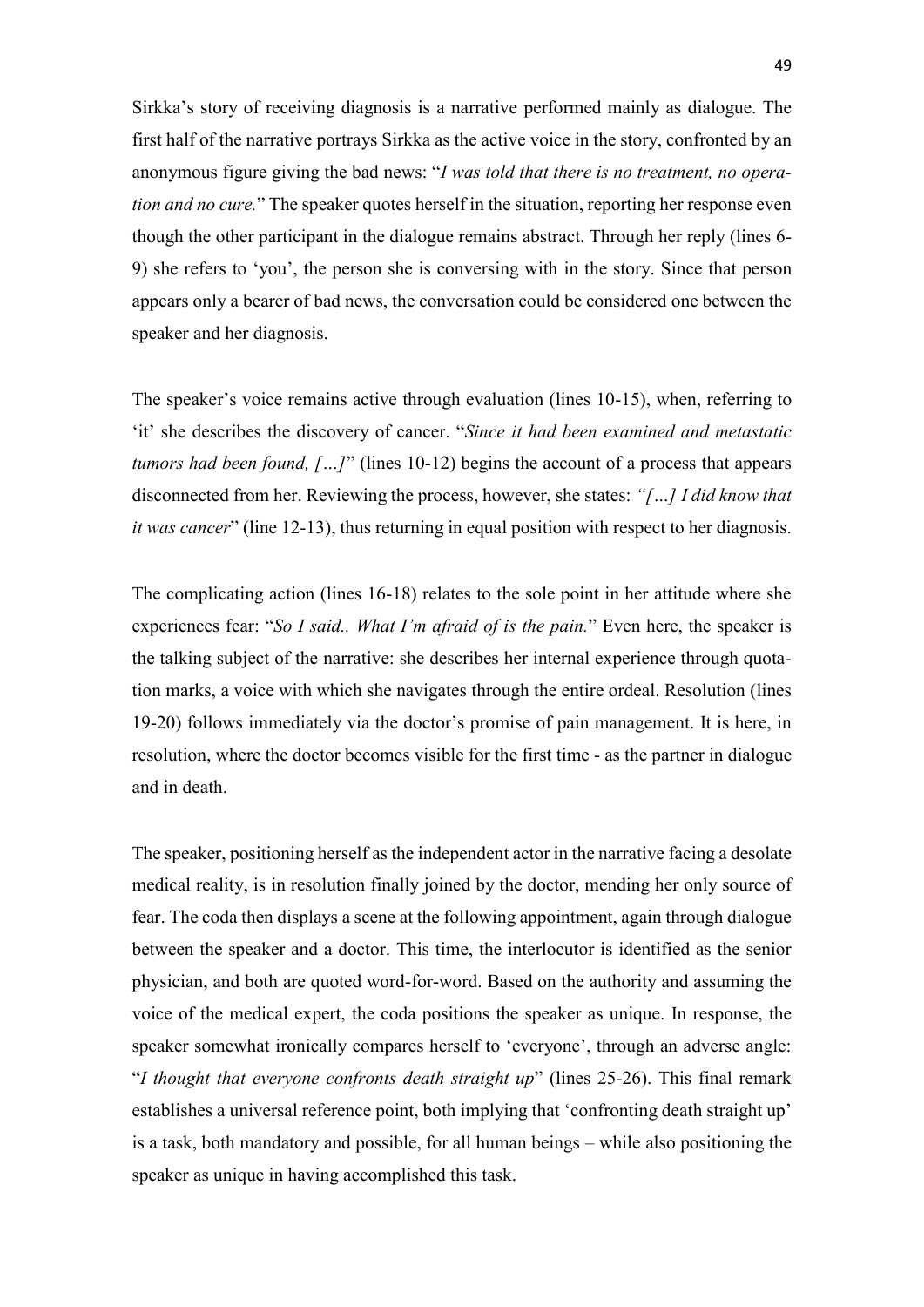Sirkka's story of receiving diagnosis is a narrative performed mainly as dialogue. The first half of the narrative portrays Sirkka as the active voice in the story, confronted by an anonymous figure giving the bad news: "*I was told that there is no treatment, no operation and no cure.*" The speaker quotes herself in the situation, reporting her response even though the other participant in the dialogue remains abstract. Through her reply (lines 6-9) she refers to 'you', the person she is conversing with in the story. Since that person appears only a bearer of bad news, the conversation could be considered one between the speaker and her diagnosis.

The speaker's voice remains active through evaluation (lines 10-15), when, referring to 'it' she describes the discovery of cancer. "*Since it had been examined and metastatic tumors had been found, […]*" (lines 10-12) begins the account of a process that appears disconnected from her. Reviewing the process, however, she states: *"[…] I did know that it was cancer*" (line 12-13), thus returning in equal position with respect to her diagnosis.

The complicating action (lines 16-18) relates to the sole point in her attitude where she experiences fear: "*So I said.. What I'm afraid of is the pain.*" Even here, the speaker is the talking subject of the narrative: she describes her internal experience through quotation marks, a voice with which she navigates through the entire ordeal. Resolution (lines 19-20) follows immediately via the doctor's promise of pain management. It is here, in resolution, where the doctor becomes visible for the first time - as the partner in dialogue and in death.

The speaker, positioning herself as the independent actor in the narrative facing a desolate medical reality, is in resolution finally joined by the doctor, mending her only source of fear. The coda then displays a scene at the following appointment, again through dialogue between the speaker and a doctor. This time, the interlocutor is identified as the senior physician, and both are quoted word-for-word. Based on the authority and assuming the voice of the medical expert, the coda positions the speaker as unique. In response, the speaker somewhat ironically compares herself to 'everyone', through an adverse angle: "*I thought that everyone confronts death straight up*" (lines 25-26). This final remark establishes a universal reference point, both implying that 'confronting death straight up' is a task, both mandatory and possible, for all human beings – while also positioning the speaker as unique in having accomplished this task.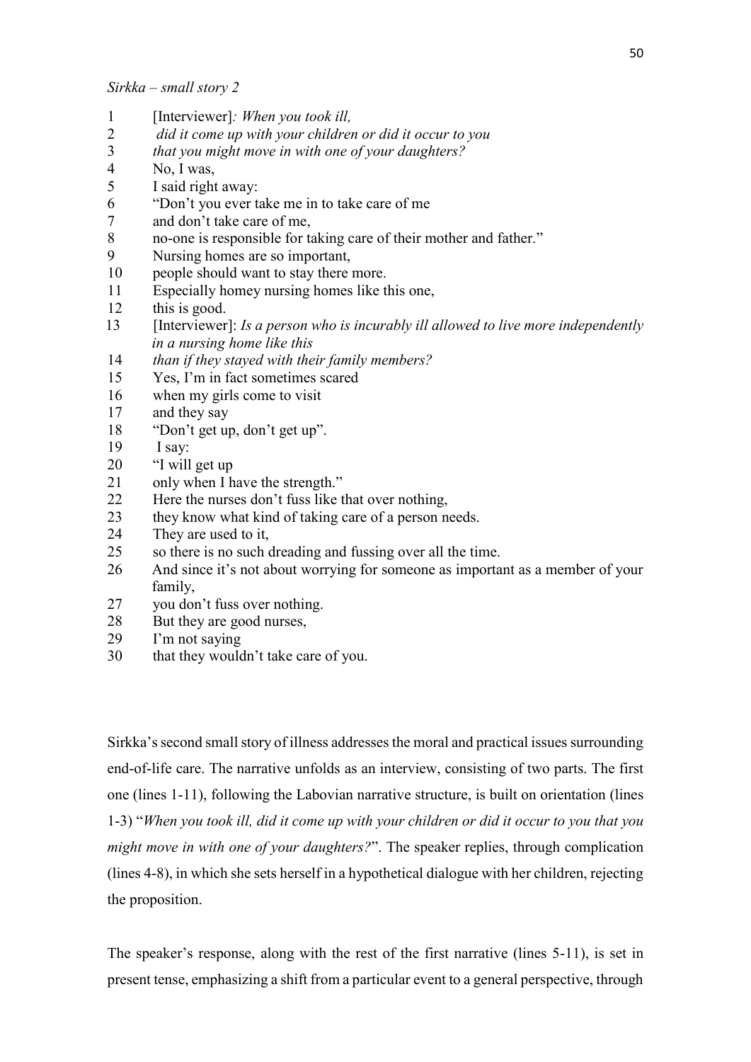*Sirkka – small story 2*

1 [Interviewer]*: When you took ill,*
2 *did it come up with your children or did it occur to you*
3 *that you might move in with one of your daughters?*
4 No, I was,
5 I said right away:
6 "Don't you ever take me in to take care of me
7 and don't take care of me,
8 no-one is responsible for taking care of their mother and father."
9 Nursing homes are so important,
10 people should want to stay there more.
11 Especially homey nursing homes like this one,
12 this is good.
13 [Interviewer]: *Is a person who is incurably ill allowed to live more independently in a nursing home like this*
14 *than if they stayed with their family members?*
15 Yes, I'm in fact sometimes scared
16 when my girls come to visit
17 and they say
18 "Don't get up, don't get up".
19 I say:
20 "I will get up
21 only when I have the strength."
22 Here the nurses don't fuss like that over nothing,
23 they know what kind of taking care of a person needs.
24 They are used to it,
25 so there is no such dreading and fussing over all the time.
26 And since it's not about worrying for someone as important as a member of your family,
27 you don't fuss over nothing.
28 But they are good nurses,
29 I'm not saying
30 that they wouldn't take care of you.

Sirkka's second small story of illness addresses the moral and practical issues surrounding end-of-life care. The narrative unfolds as an interview, consisting of two parts. The first one (lines 1-11), following the Labovian narrative structure, is built on orientation (lines 1-3) "*When you took ill, did it come up with your children or did it occur to you that you might move in with one of your daughters?*". The speaker replies, through complication (lines 4-8), in which she sets herself in a hypothetical dialogue with her children, rejecting the proposition.

The speaker's response, along with the rest of the first narrative (lines 5-11), is set in present tense, emphasizing a shift from a particular event to a general perspective, through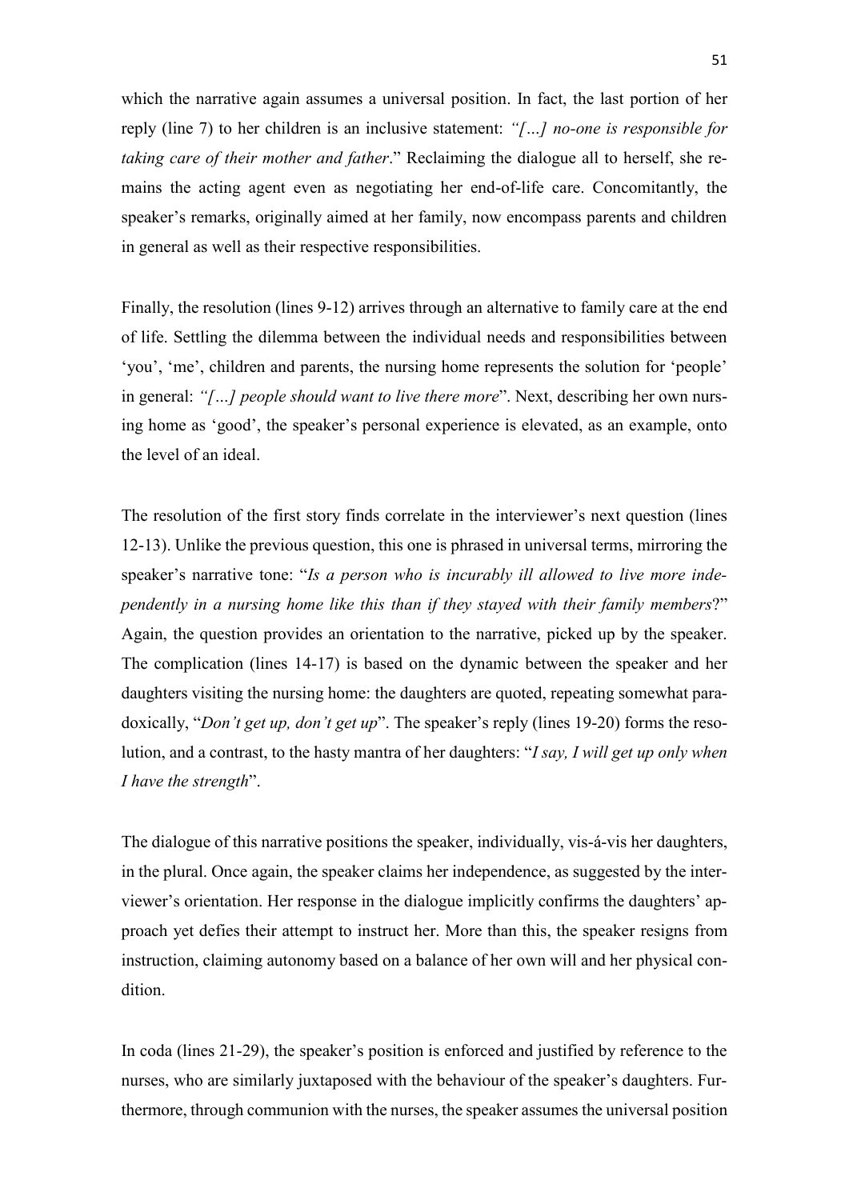which the narrative again assumes a universal position. In fact, the last portion of her reply (line 7) to her children is an inclusive statement: *"[…] no-one is responsible for taking care of their mother and father*." Reclaiming the dialogue all to herself, she remains the acting agent even as negotiating her end-of-life care. Concomitantly, the speaker's remarks, originally aimed at her family, now encompass parents and children in general as well as their respective responsibilities.

Finally, the resolution (lines 9-12) arrives through an alternative to family care at the end of life. Settling the dilemma between the individual needs and responsibilities between 'you', 'me', children and parents, the nursing home represents the solution for 'people' in general: *"[…] people should want to live there more*". Next, describing her own nursing home as 'good', the speaker's personal experience is elevated, as an example, onto the level of an ideal.

The resolution of the first story finds correlate in the interviewer's next question (lines 12-13). Unlike the previous question, this one is phrased in universal terms, mirroring the speaker's narrative tone: "*Is a person who is incurably ill allowed to live more independently in a nursing home like this than if they stayed with their family members*?" Again, the question provides an orientation to the narrative, picked up by the speaker. The complication (lines 14-17) is based on the dynamic between the speaker and her daughters visiting the nursing home: the daughters are quoted, repeating somewhat paradoxically, "*Don't get up, don't get up*". The speaker's reply (lines 19-20) forms the resolution, and a contrast, to the hasty mantra of her daughters: "*I say, I will get up only when I have the strength*".

The dialogue of this narrative positions the speaker, individually, vis-á-vis her daughters, in the plural. Once again, the speaker claims her independence, as suggested by the interviewer's orientation. Her response in the dialogue implicitly confirms the daughters' approach yet defies their attempt to instruct her. More than this, the speaker resigns from instruction, claiming autonomy based on a balance of her own will and her physical condition.

In coda (lines 21-29), the speaker's position is enforced and justified by reference to the nurses, who are similarly juxtaposed with the behaviour of the speaker's daughters. Furthermore, through communion with the nurses, the speaker assumes the universal position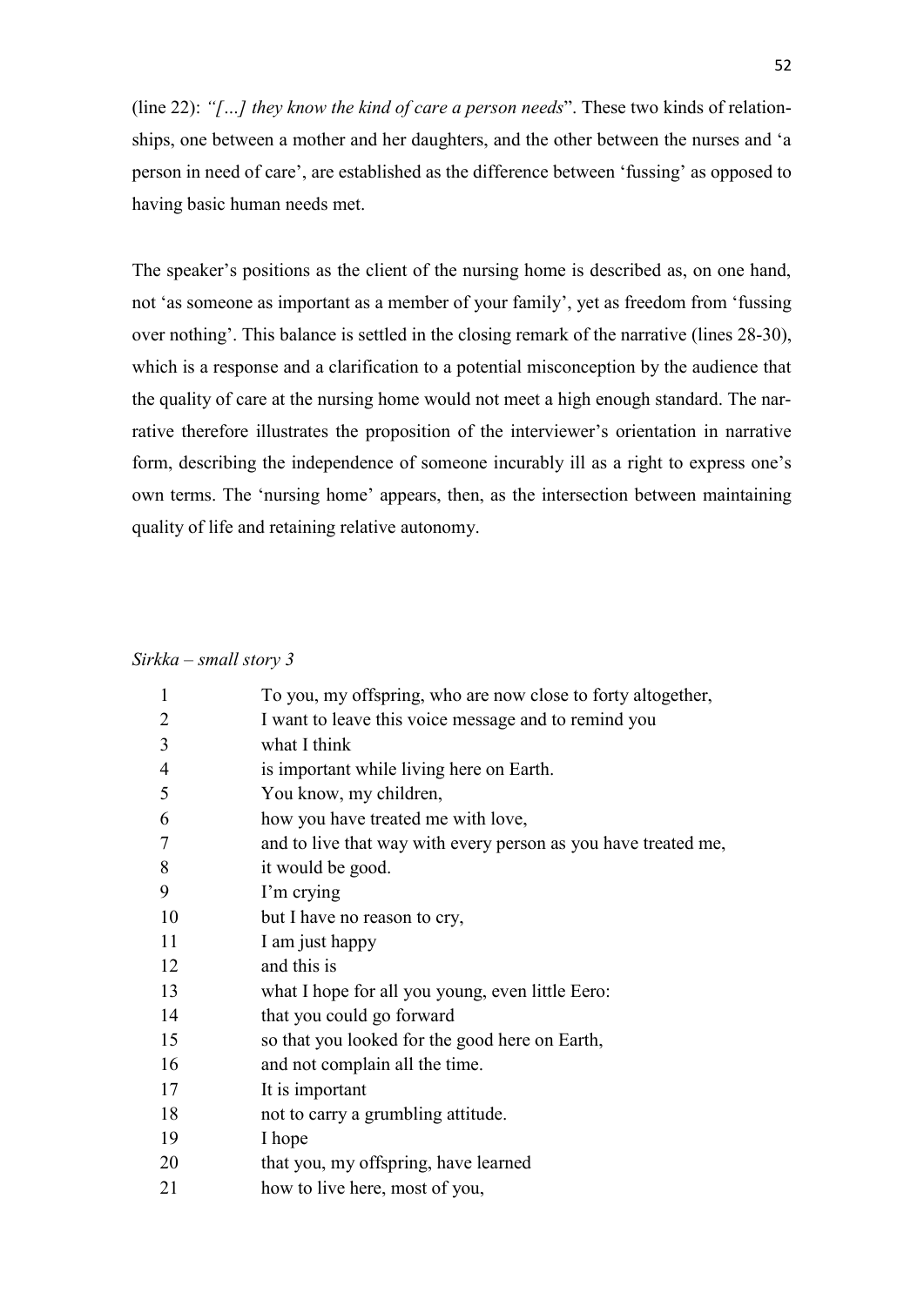(line 22): *"[…] they know the kind of care a person needs*". These two kinds of relationships, one between a mother and her daughters, and the other between the nurses and 'a person in need of care', are established as the difference between 'fussing' as opposed to having basic human needs met.

The speaker's positions as the client of the nursing home is described as, on one hand, not 'as someone as important as a member of your family', yet as freedom from 'fussing over nothing'. This balance is settled in the closing remark of the narrative (lines 28-30), which is a response and a clarification to a potential misconception by the audience that the quality of care at the nursing home would not meet a high enough standard. The narrative therefore illustrates the proposition of the interviewer's orientation in narrative form, describing the independence of someone incurably ill as a right to express one's own terms. The 'nursing home' appears, then, as the intersection between maintaining quality of life and retaining relative autonomy.

*Sirkka – small story 3*

| | |
|---|---|
| 1 | To you, my offspring, who are now close to forty altogether, |
| 2 | I want to leave this voice message and to remind you |
| 3 | what I think |
| 4 | is important while living here on Earth. |
| 5 | You know, my children, |
| 6 | how you have treated me with love, |
| 7 | and to live that way with every person as you have treated me, |
| 8 | it would be good. |
| 9 | I'm crying |
| 10 | but I have no reason to cry, |
| 11 | I am just happy |
| 12 | and this is |
| 13 | what I hope for all you young, even little Eero: |
| 14 | that you could go forward |
| 15 | so that you looked for the good here on Earth, |
| 16 | and not complain all the time. |
| 17 | It is important |
| 18 | not to carry a grumbling attitude. |
| 19 | I hope |
| 20 | that you, my offspring, have learned |
| 21 | how to live here, most of you, |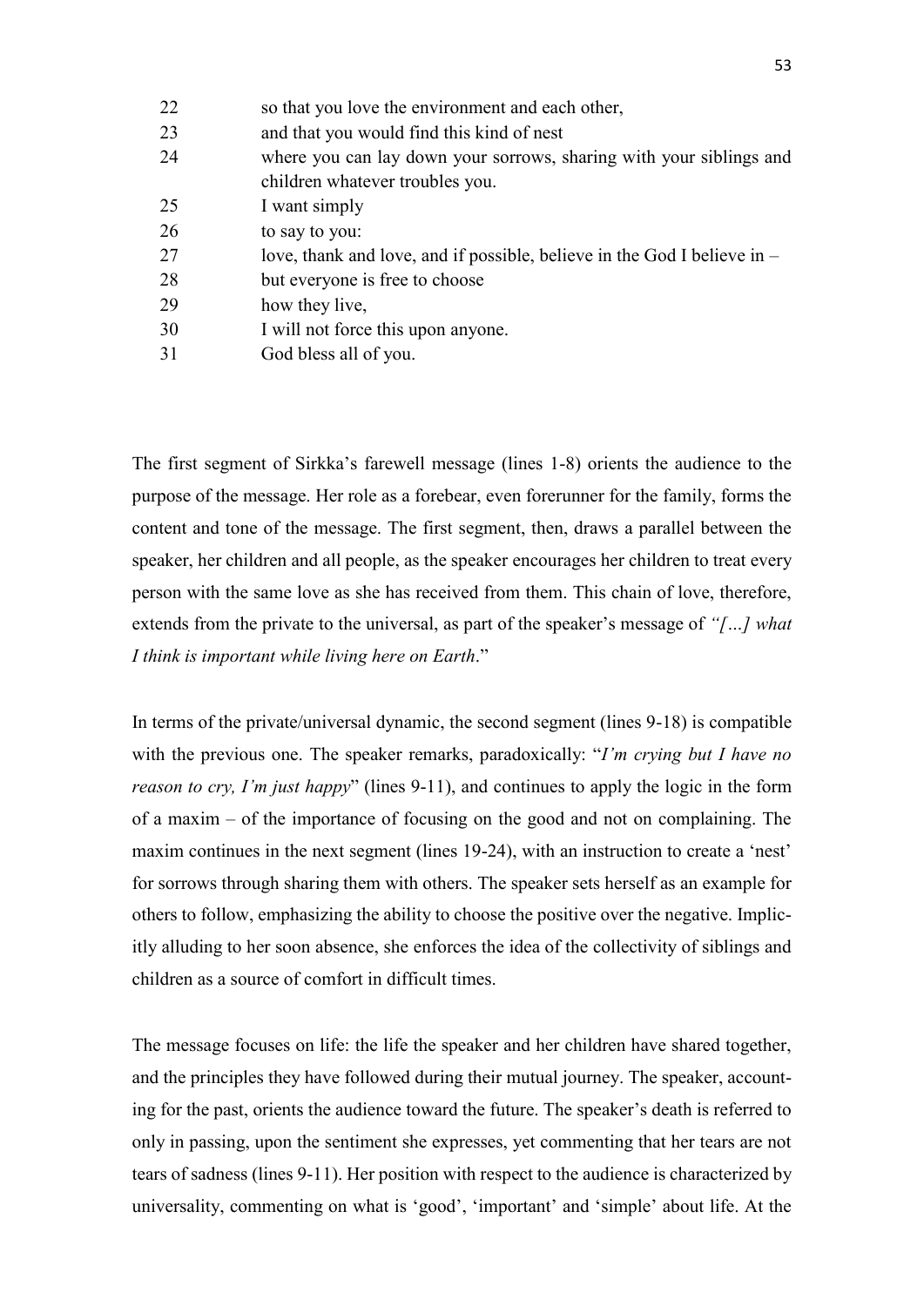| | |
|---|---|
| 22 | so that you love the environment and each other, |
| 23 | and that you would find this kind of nest |
| 24 | where you can lay down your sorrows, sharing with your siblings and children whatever troubles you. |
| 25 | I want simply |
| 26 | to say to you: |
| 27 | love, thank and love, and if possible, believe in the God I believe in – |
| 28 | but everyone is free to choose |
| 29 | how they live, |
| 30 | I will not force this upon anyone. |
| 31 | God bless all of you. |

The first segment of Sirkka's farewell message (lines 1-8) orients the audience to the purpose of the message. Her role as a forebear, even forerunner for the family, forms the content and tone of the message. The first segment, then, draws a parallel between the speaker, her children and all people, as the speaker encourages her children to treat every person with the same love as she has received from them. This chain of love, therefore, extends from the private to the universal, as part of the speaker's message of *"[…] what I think is important while living here on Earth*."

In terms of the private/universal dynamic, the second segment (lines 9-18) is compatible with the previous one. The speaker remarks, paradoxically: "*I'm crying but I have no reason to cry, I'm just happy*" (lines 9-11), and continues to apply the logic in the form of a maxim – of the importance of focusing on the good and not on complaining. The maxim continues in the next segment (lines 19-24), with an instruction to create a 'nest' for sorrows through sharing them with others. The speaker sets herself as an example for others to follow, emphasizing the ability to choose the positive over the negative. Implicitly alluding to her soon absence, she enforces the idea of the collectivity of siblings and children as a source of comfort in difficult times.

The message focuses on life: the life the speaker and her children have shared together, and the principles they have followed during their mutual journey. The speaker, accounting for the past, orients the audience toward the future. The speaker's death is referred to only in passing, upon the sentiment she expresses, yet commenting that her tears are not tears of sadness (lines 9-11). Her position with respect to the audience is characterized by universality, commenting on what is 'good', 'important' and 'simple' about life. At the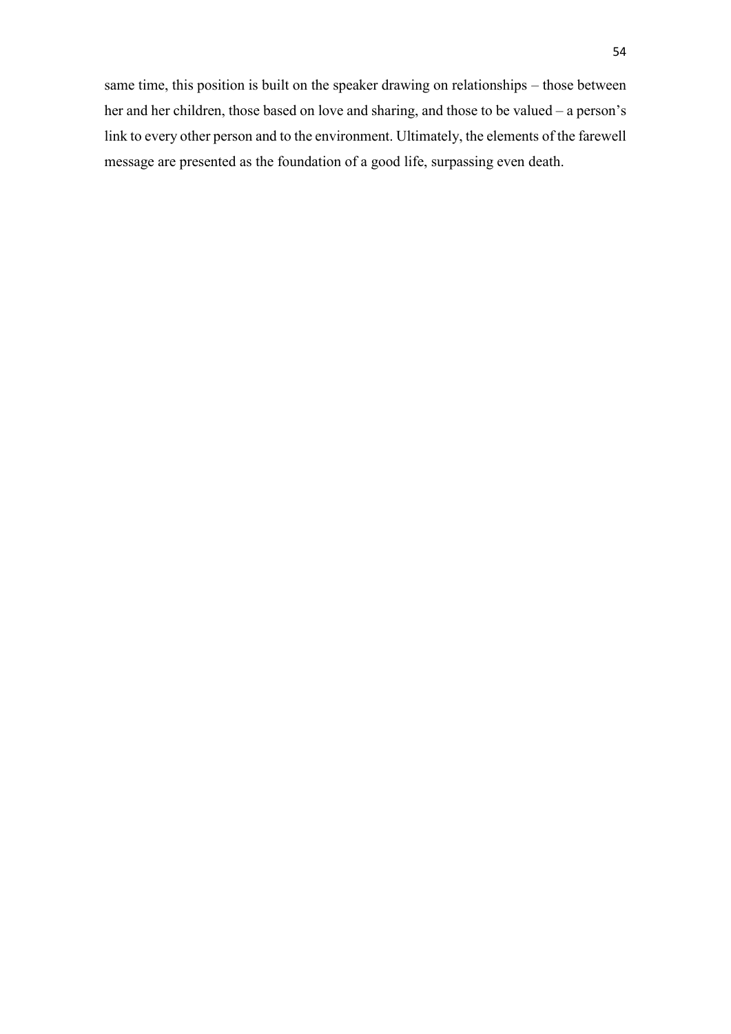same time, this position is built on the speaker drawing on relationships – those between her and her children, those based on love and sharing, and those to be valued – a person's link to every other person and to the environment. Ultimately, the elements of the farewell message are presented as the foundation of a good life, surpassing even death.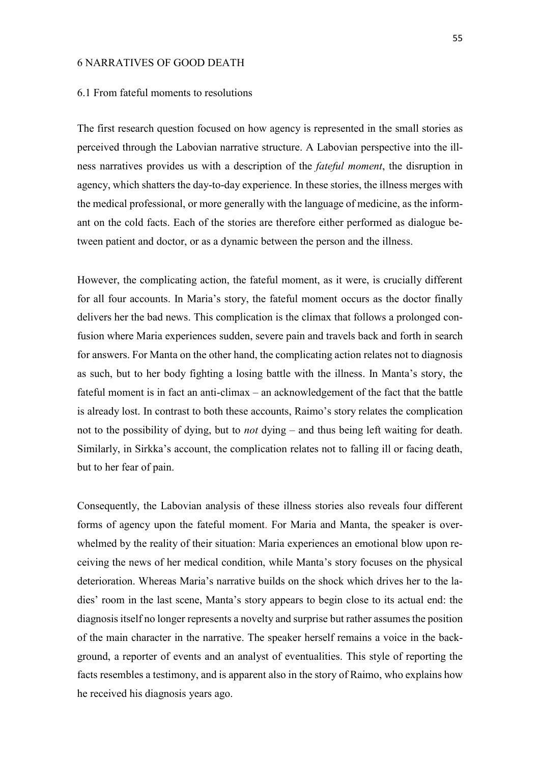# 6 NARRATIVES OF GOOD DEATH

## 6.1 From fateful moments to resolutions

The first research question focused on how agency is represented in the small stories as perceived through the Labovian narrative structure. A Labovian perspective into the illness narratives provides us with a description of the *fateful moment*, the disruption in agency, which shatters the day-to-day experience. In these stories, the illness merges with the medical professional, or more generally with the language of medicine, as the informant on the cold facts. Each of the stories are therefore either performed as dialogue between patient and doctor, or as a dynamic between the person and the illness.

However, the complicating action, the fateful moment, as it were, is crucially different for all four accounts. In Maria's story, the fateful moment occurs as the doctor finally delivers her the bad news. This complication is the climax that follows a prolonged confusion where Maria experiences sudden, severe pain and travels back and forth in search for answers. For Manta on the other hand, the complicating action relates not to diagnosis as such, but to her body fighting a losing battle with the illness. In Manta's story, the fateful moment is in fact an anti-climax – an acknowledgement of the fact that the battle is already lost. In contrast to both these accounts, Raimo's story relates the complication not to the possibility of dying, but to *not* dying – and thus being left waiting for death. Similarly, in Sirkka's account, the complication relates not to falling ill or facing death, but to her fear of pain.

Consequently, the Labovian analysis of these illness stories also reveals four different forms of agency upon the fateful moment. For Maria and Manta, the speaker is overwhelmed by the reality of their situation: Maria experiences an emotional blow upon receiving the news of her medical condition, while Manta's story focuses on the physical deterioration. Whereas Maria's narrative builds on the shock which drives her to the ladies' room in the last scene, Manta's story appears to begin close to its actual end: the diagnosis itself no longer represents a novelty and surprise but rather assumes the position of the main character in the narrative. The speaker herself remains a voice in the background, a reporter of events and an analyst of eventualities. This style of reporting the facts resembles a testimony, and is apparent also in the story of Raimo, who explains how he received his diagnosis years ago.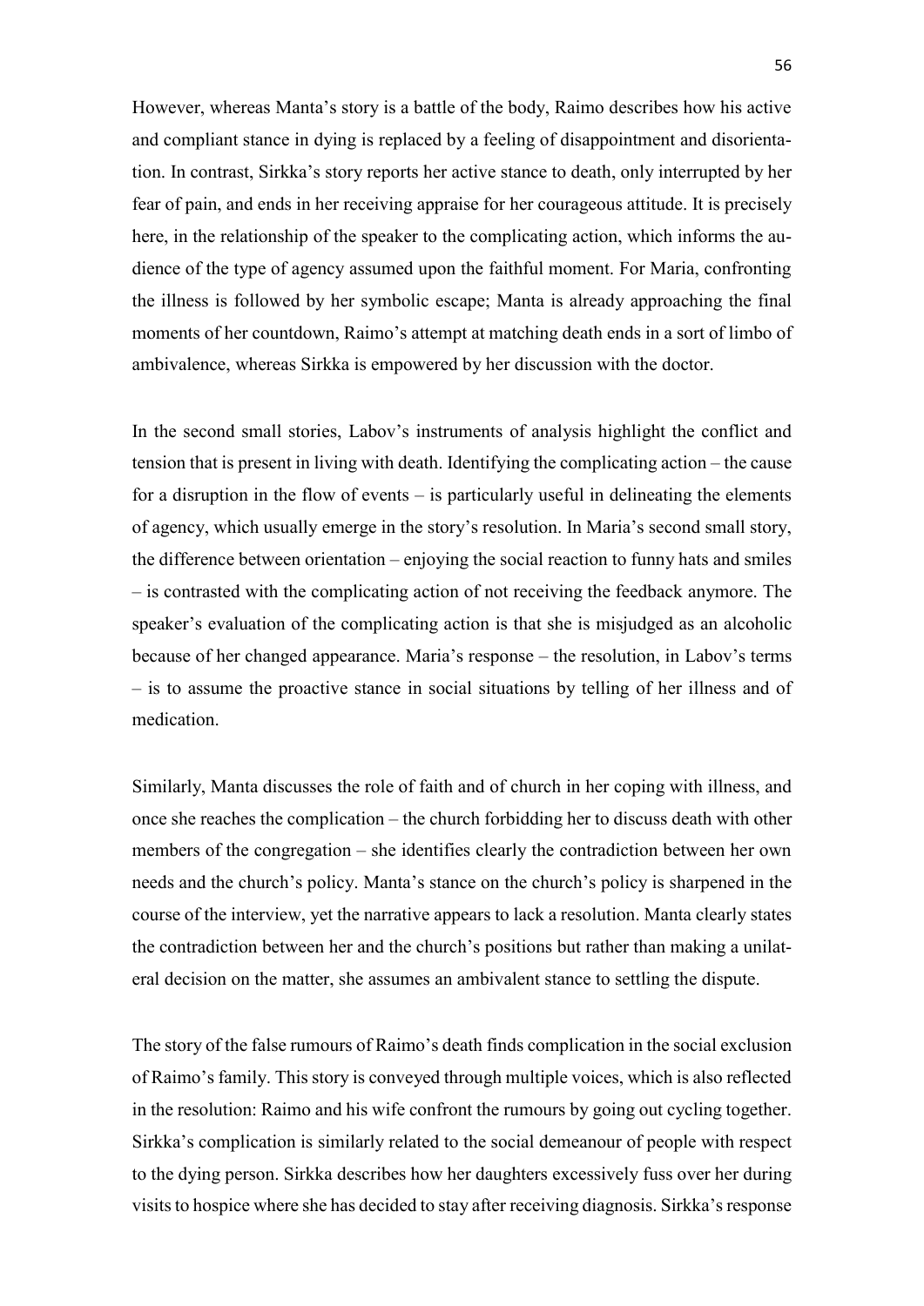However, whereas Manta's story is a battle of the body, Raimo describes how his active and compliant stance in dying is replaced by a feeling of disappointment and disorientation. In contrast, Sirkka's story reports her active stance to death, only interrupted by her fear of pain, and ends in her receiving appraise for her courageous attitude. It is precisely here, in the relationship of the speaker to the complicating action, which informs the audience of the type of agency assumed upon the faithful moment. For Maria, confronting the illness is followed by her symbolic escape; Manta is already approaching the final moments of her countdown, Raimo's attempt at matching death ends in a sort of limbo of ambivalence, whereas Sirkka is empowered by her discussion with the doctor.

In the second small stories, Labov's instruments of analysis highlight the conflict and tension that is present in living with death. Identifying the complicating action – the cause for a disruption in the flow of events – is particularly useful in delineating the elements of agency, which usually emerge in the story's resolution. In Maria's second small story, the difference between orientation – enjoying the social reaction to funny hats and smiles – is contrasted with the complicating action of not receiving the feedback anymore. The speaker's evaluation of the complicating action is that she is misjudged as an alcoholic because of her changed appearance. Maria's response – the resolution, in Labov's terms – is to assume the proactive stance in social situations by telling of her illness and of medication.

Similarly, Manta discusses the role of faith and of church in her coping with illness, and once she reaches the complication – the church forbidding her to discuss death with other members of the congregation – she identifies clearly the contradiction between her own needs and the church's policy. Manta's stance on the church's policy is sharpened in the course of the interview, yet the narrative appears to lack a resolution. Manta clearly states the contradiction between her and the church's positions but rather than making a unilateral decision on the matter, she assumes an ambivalent stance to settling the dispute.

The story of the false rumours of Raimo's death finds complication in the social exclusion of Raimo's family. This story is conveyed through multiple voices, which is also reflected in the resolution: Raimo and his wife confront the rumours by going out cycling together. Sirkka's complication is similarly related to the social demeanour of people with respect to the dying person. Sirkka describes how her daughters excessively fuss over her during visits to hospice where she has decided to stay after receiving diagnosis. Sirkka's response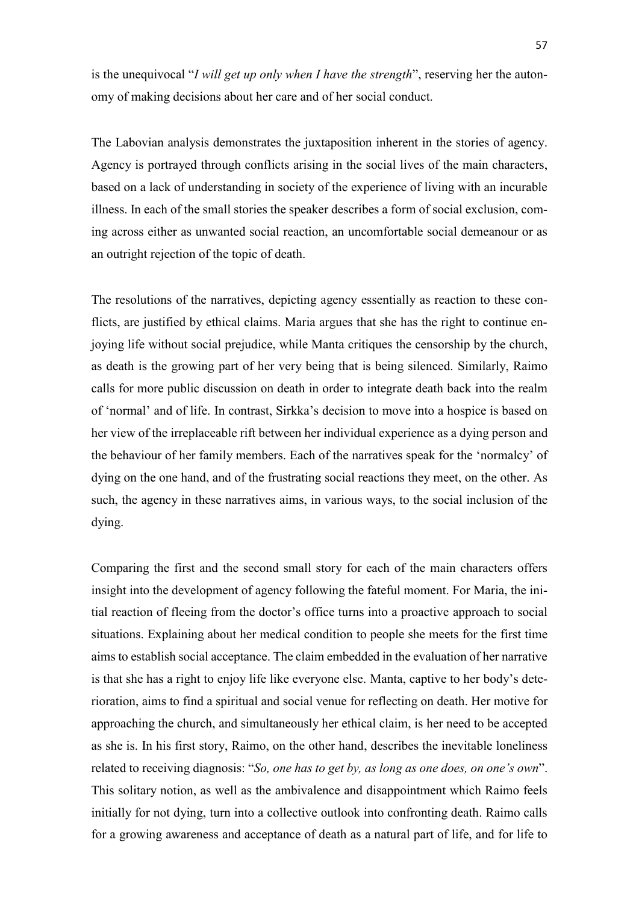is the unequivocal "*I will get up only when I have the strength*", reserving her the autonomy of making decisions about her care and of her social conduct.

The Labovian analysis demonstrates the juxtaposition inherent in the stories of agency. Agency is portrayed through conflicts arising in the social lives of the main characters, based on a lack of understanding in society of the experience of living with an incurable illness. In each of the small stories the speaker describes a form of social exclusion, coming across either as unwanted social reaction, an uncomfortable social demeanour or as an outright rejection of the topic of death.

The resolutions of the narratives, depicting agency essentially as reaction to these conflicts, are justified by ethical claims. Maria argues that she has the right to continue enjoying life without social prejudice, while Manta critiques the censorship by the church, as death is the growing part of her very being that is being silenced. Similarly, Raimo calls for more public discussion on death in order to integrate death back into the realm of 'normal' and of life. In contrast, Sirkka's decision to move into a hospice is based on her view of the irreplaceable rift between her individual experience as a dying person and the behaviour of her family members. Each of the narratives speak for the 'normalcy' of dying on the one hand, and of the frustrating social reactions they meet, on the other. As such, the agency in these narratives aims, in various ways, to the social inclusion of the dying.

Comparing the first and the second small story for each of the main characters offers insight into the development of agency following the fateful moment. For Maria, the initial reaction of fleeing from the doctor's office turns into a proactive approach to social situations. Explaining about her medical condition to people she meets for the first time aims to establish social acceptance. The claim embedded in the evaluation of her narrative is that she has a right to enjoy life like everyone else. Manta, captive to her body's deterioration, aims to find a spiritual and social venue for reflecting on death. Her motive for approaching the church, and simultaneously her ethical claim, is her need to be accepted as she is. In his first story, Raimo, on the other hand, describes the inevitable loneliness related to receiving diagnosis: "*So, one has to get by, as long as one does, on one's own*". This solitary notion, as well as the ambivalence and disappointment which Raimo feels initially for not dying, turn into a collective outlook into confronting death. Raimo calls for a growing awareness and acceptance of death as a natural part of life, and for life to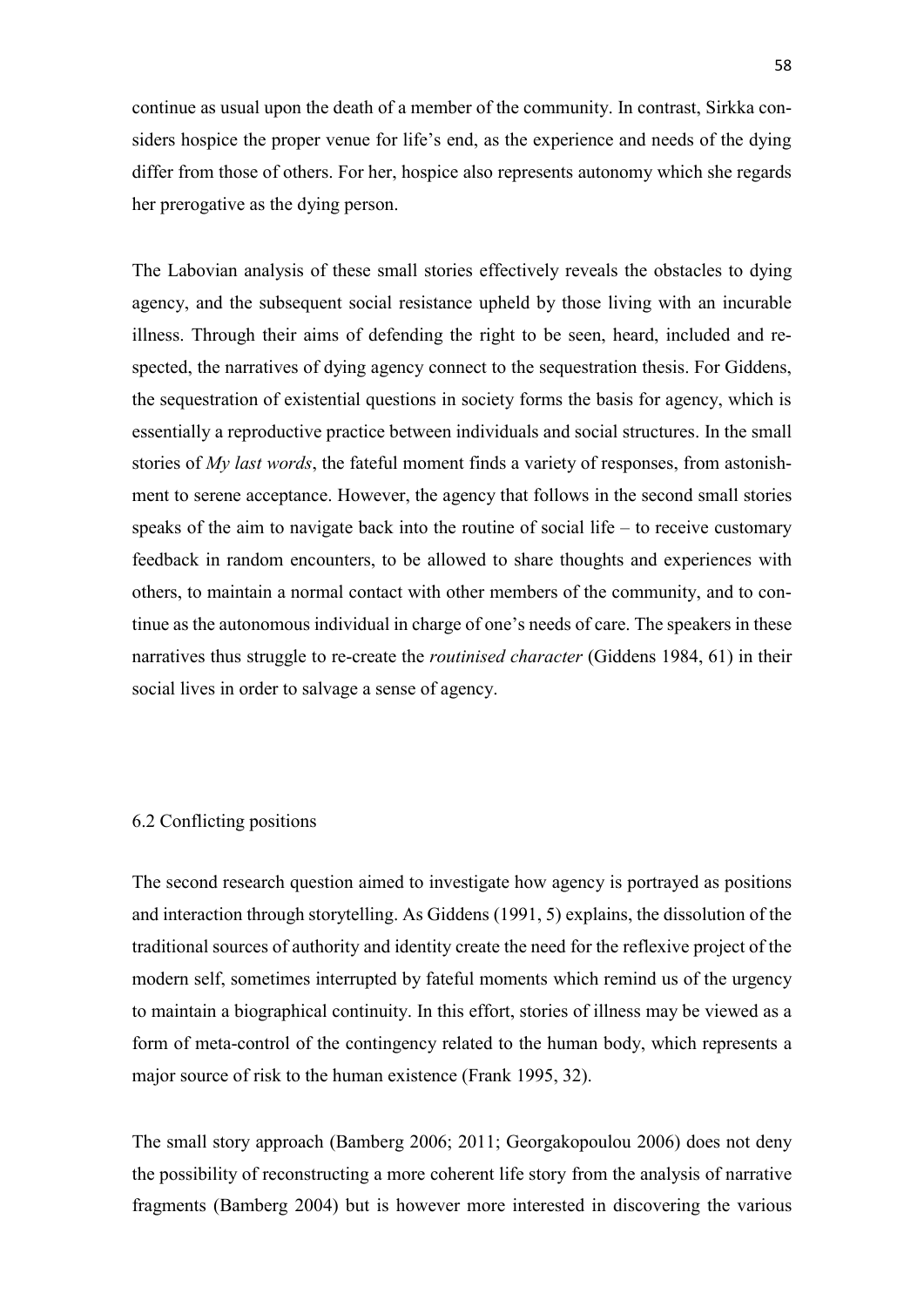continue as usual upon the death of a member of the community. In contrast, Sirkka considers hospice the proper venue for life's end, as the experience and needs of the dying differ from those of others. For her, hospice also represents autonomy which she regards her prerogative as the dying person.

The Labovian analysis of these small stories effectively reveals the obstacles to dying agency, and the subsequent social resistance upheld by those living with an incurable illness. Through their aims of defending the right to be seen, heard, included and respected, the narratives of dying agency connect to the sequestration thesis. For Giddens, the sequestration of existential questions in society forms the basis for agency, which is essentially a reproductive practice between individuals and social structures. In the small stories of *My last words*, the fateful moment finds a variety of responses, from astonishment to serene acceptance. However, the agency that follows in the second small stories speaks of the aim to navigate back into the routine of social life – to receive customary feedback in random encounters, to be allowed to share thoughts and experiences with others, to maintain a normal contact with other members of the community, and to continue as the autonomous individual in charge of one's needs of care. The speakers in these narratives thus struggle to re-create the *routinised character* (Giddens 1984, 61) in their social lives in order to salvage a sense of agency.

## 6.2 Conflicting positions

The second research question aimed to investigate how agency is portrayed as positions and interaction through storytelling. As Giddens (1991, 5) explains, the dissolution of the traditional sources of authority and identity create the need for the reflexive project of the modern self, sometimes interrupted by fateful moments which remind us of the urgency to maintain a biographical continuity. In this effort, stories of illness may be viewed as a form of meta-control of the contingency related to the human body, which represents a major source of risk to the human existence (Frank 1995, 32).

The small story approach (Bamberg 2006; 2011; Georgakopoulou 2006) does not deny the possibility of reconstructing a more coherent life story from the analysis of narrative fragments (Bamberg 2004) but is however more interested in discovering the various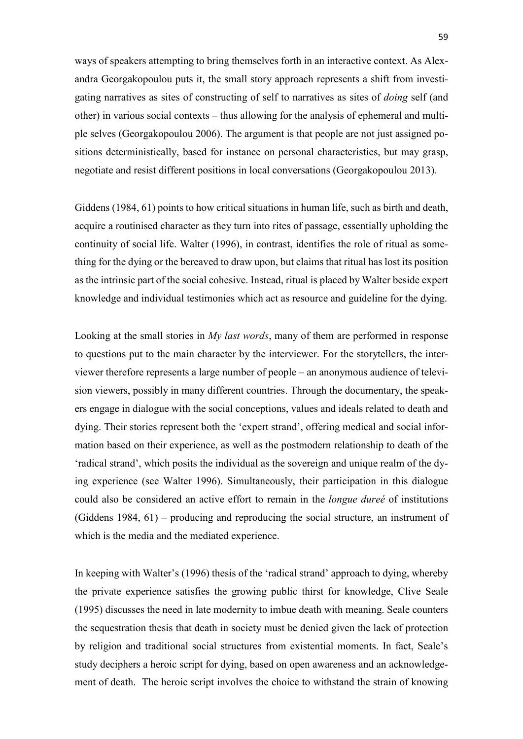ways of speakers attempting to bring themselves forth in an interactive context. As Alexandra Georgakopoulou puts it, the small story approach represents a shift from investigating narratives as sites of constructing of self to narratives as sites of *doing* self (and other) in various social contexts – thus allowing for the analysis of ephemeral and multiple selves (Georgakopoulou 2006). The argument is that people are not just assigned positions deterministically, based for instance on personal characteristics, but may grasp, negotiate and resist different positions in local conversations (Georgakopoulou 2013).

Giddens (1984, 61) points to how critical situations in human life, such as birth and death, acquire a routinised character as they turn into rites of passage, essentially upholding the continuity of social life. Walter (1996), in contrast, identifies the role of ritual as something for the dying or the bereaved to draw upon, but claims that ritual has lost its position as the intrinsic part of the social cohesive. Instead, ritual is placed by Walter beside expert knowledge and individual testimonies which act as resource and guideline for the dying.

Looking at the small stories in *My last words*, many of them are performed in response to questions put to the main character by the interviewer. For the storytellers, the interviewer therefore represents a large number of people – an anonymous audience of television viewers, possibly in many different countries. Through the documentary, the speakers engage in dialogue with the social conceptions, values and ideals related to death and dying. Their stories represent both the 'expert strand', offering medical and social information based on their experience, as well as the postmodern relationship to death of the 'radical strand', which posits the individual as the sovereign and unique realm of the dying experience (see Walter 1996). Simultaneously, their participation in this dialogue could also be considered an active effort to remain in the *longue dureé* of institutions (Giddens 1984, 61) – producing and reproducing the social structure, an instrument of which is the media and the mediated experience.

In keeping with Walter's (1996) thesis of the 'radical strand' approach to dying, whereby the private experience satisfies the growing public thirst for knowledge, Clive Seale (1995) discusses the need in late modernity to imbue death with meaning. Seale counters the sequestration thesis that death in society must be denied given the lack of protection by religion and traditional social structures from existential moments. In fact, Seale's study deciphers a heroic script for dying, based on open awareness and an acknowledgement of death. The heroic script involves the choice to withstand the strain of knowing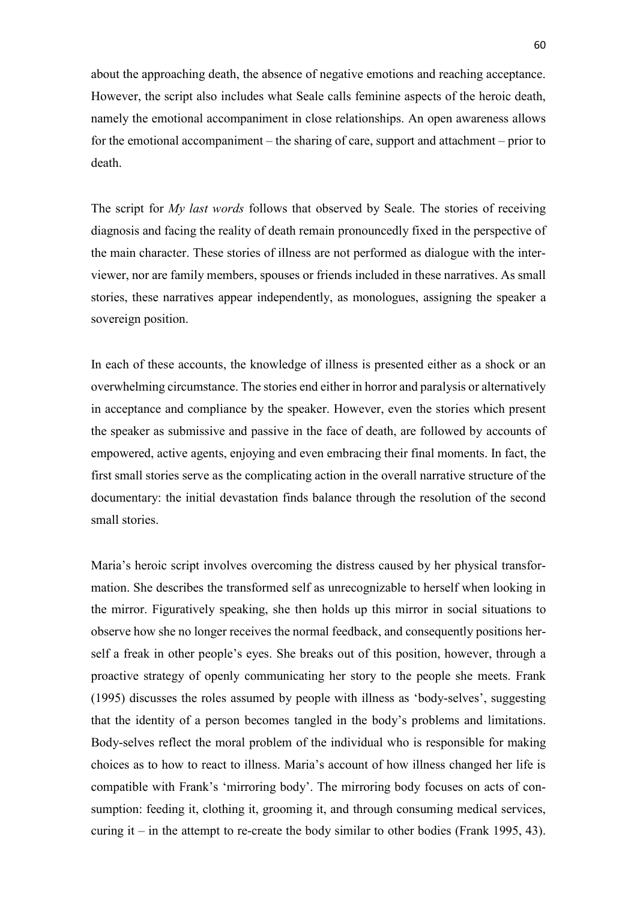about the approaching death, the absence of negative emotions and reaching acceptance. However, the script also includes what Seale calls feminine aspects of the heroic death, namely the emotional accompaniment in close relationships. An open awareness allows for the emotional accompaniment – the sharing of care, support and attachment – prior to death.

The script for *My last words* follows that observed by Seale. The stories of receiving diagnosis and facing the reality of death remain pronouncedly fixed in the perspective of the main character. These stories of illness are not performed as dialogue with the interviewer, nor are family members, spouses or friends included in these narratives. As small stories, these narratives appear independently, as monologues, assigning the speaker a sovereign position.

In each of these accounts, the knowledge of illness is presented either as a shock or an overwhelming circumstance. The stories end either in horror and paralysis or alternatively in acceptance and compliance by the speaker. However, even the stories which present the speaker as submissive and passive in the face of death, are followed by accounts of empowered, active agents, enjoying and even embracing their final moments. In fact, the first small stories serve as the complicating action in the overall narrative structure of the documentary: the initial devastation finds balance through the resolution of the second small stories.

Maria's heroic script involves overcoming the distress caused by her physical transformation. She describes the transformed self as unrecognizable to herself when looking in the mirror. Figuratively speaking, she then holds up this mirror in social situations to observe how she no longer receives the normal feedback, and consequently positions herself a freak in other people's eyes. She breaks out of this position, however, through a proactive strategy of openly communicating her story to the people she meets. Frank (1995) discusses the roles assumed by people with illness as 'body-selves', suggesting that the identity of a person becomes tangled in the body's problems and limitations. Body-selves reflect the moral problem of the individual who is responsible for making choices as to how to react to illness. Maria's account of how illness changed her life is compatible with Frank's 'mirroring body'. The mirroring body focuses on acts of consumption: feeding it, clothing it, grooming it, and through consuming medical services, curing it – in the attempt to re-create the body similar to other bodies (Frank 1995, 43).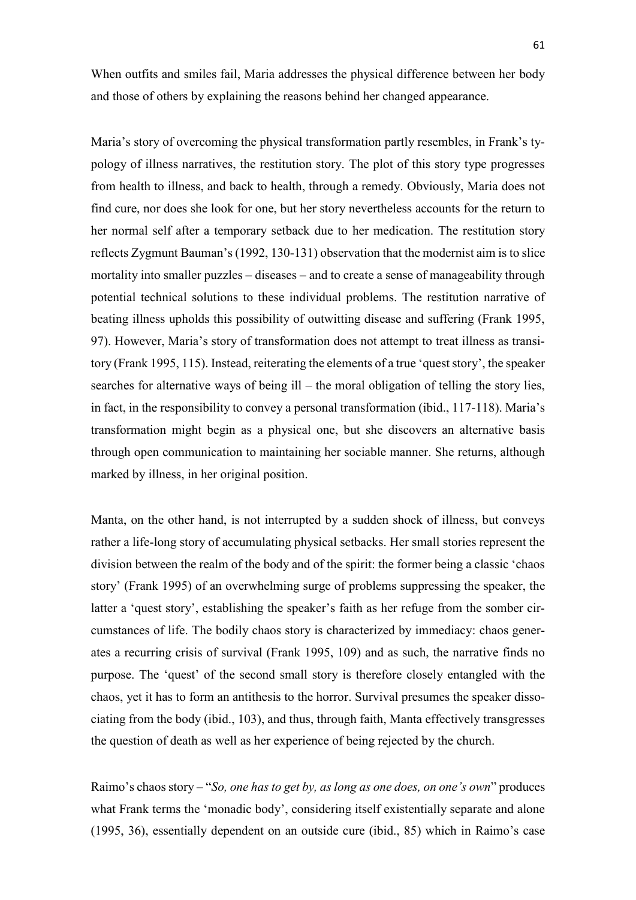When outfits and smiles fail, Maria addresses the physical difference between her body and those of others by explaining the reasons behind her changed appearance.

Maria's story of overcoming the physical transformation partly resembles, in Frank's typology of illness narratives, the restitution story. The plot of this story type progresses from health to illness, and back to health, through a remedy. Obviously, Maria does not find cure, nor does she look for one, but her story nevertheless accounts for the return to her normal self after a temporary setback due to her medication. The restitution story reflects Zygmunt Bauman's (1992, 130-131) observation that the modernist aim is to slice mortality into smaller puzzles – diseases – and to create a sense of manageability through potential technical solutions to these individual problems. The restitution narrative of beating illness upholds this possibility of outwitting disease and suffering (Frank 1995, 97). However, Maria's story of transformation does not attempt to treat illness as transitory (Frank 1995, 115). Instead, reiterating the elements of a true 'quest story', the speaker searches for alternative ways of being ill – the moral obligation of telling the story lies, in fact, in the responsibility to convey a personal transformation (ibid., 117-118). Maria's transformation might begin as a physical one, but she discovers an alternative basis through open communication to maintaining her sociable manner. She returns, although marked by illness, in her original position.

Manta, on the other hand, is not interrupted by a sudden shock of illness, but conveys rather a life-long story of accumulating physical setbacks. Her small stories represent the division between the realm of the body and of the spirit: the former being a classic 'chaos story' (Frank 1995) of an overwhelming surge of problems suppressing the speaker, the latter a 'quest story', establishing the speaker's faith as her refuge from the somber circumstances of life. The bodily chaos story is characterized by immediacy: chaos generates a recurring crisis of survival (Frank 1995, 109) and as such, the narrative finds no purpose. The 'quest' of the second small story is therefore closely entangled with the chaos, yet it has to form an antithesis to the horror. Survival presumes the speaker dissociating from the body (ibid., 103), and thus, through faith, Manta effectively transgresses the question of death as well as her experience of being rejected by the church.

Raimo's chaos story – "*So, one has to get by, as long as one does, on one's own*" produces what Frank terms the 'monadic body', considering itself existentially separate and alone (1995, 36), essentially dependent on an outside cure (ibid., 85) which in Raimo's case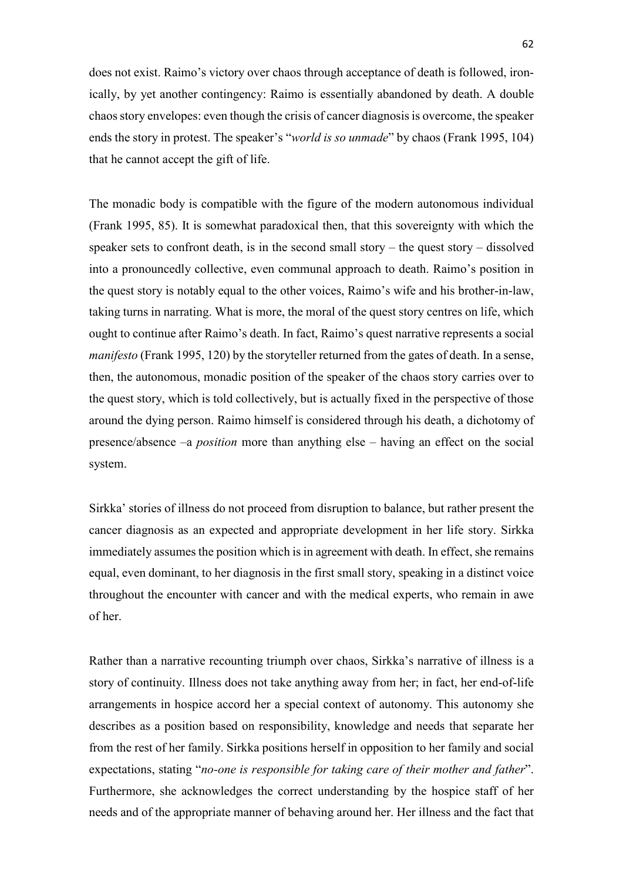does not exist. Raimo's victory over chaos through acceptance of death is followed, ironically, by yet another contingency: Raimo is essentially abandoned by death. A double chaos story envelopes: even though the crisis of cancer diagnosis is overcome, the speaker ends the story in protest. The speaker's "*world is so unmade*" by chaos (Frank 1995, 104) that he cannot accept the gift of life.

The monadic body is compatible with the figure of the modern autonomous individual (Frank 1995, 85). It is somewhat paradoxical then, that this sovereignty with which the speaker sets to confront death, is in the second small story – the quest story – dissolved into a pronouncedly collective, even communal approach to death. Raimo's position in the quest story is notably equal to the other voices, Raimo's wife and his brother-in-law, taking turns in narrating. What is more, the moral of the quest story centres on life, which ought to continue after Raimo's death. In fact, Raimo's quest narrative represents a social *manifesto* (Frank 1995, 120) by the storyteller returned from the gates of death. In a sense, then, the autonomous, monadic position of the speaker of the chaos story carries over to the quest story, which is told collectively, but is actually fixed in the perspective of those around the dying person. Raimo himself is considered through his death, a dichotomy of presence/absence –a *position* more than anything else – having an effect on the social system.

Sirkka' stories of illness do not proceed from disruption to balance, but rather present the cancer diagnosis as an expected and appropriate development in her life story. Sirkka immediately assumes the position which is in agreement with death. In effect, she remains equal, even dominant, to her diagnosis in the first small story, speaking in a distinct voice throughout the encounter with cancer and with the medical experts, who remain in awe of her.

Rather than a narrative recounting triumph over chaos, Sirkka's narrative of illness is a story of continuity. Illness does not take anything away from her; in fact, her end-of-life arrangements in hospice accord her a special context of autonomy. This autonomy she describes as a position based on responsibility, knowledge and needs that separate her from the rest of her family. Sirkka positions herself in opposition to her family and social expectations, stating "*no-one is responsible for taking care of their mother and father*". Furthermore, she acknowledges the correct understanding by the hospice staff of her needs and of the appropriate manner of behaving around her. Her illness and the fact that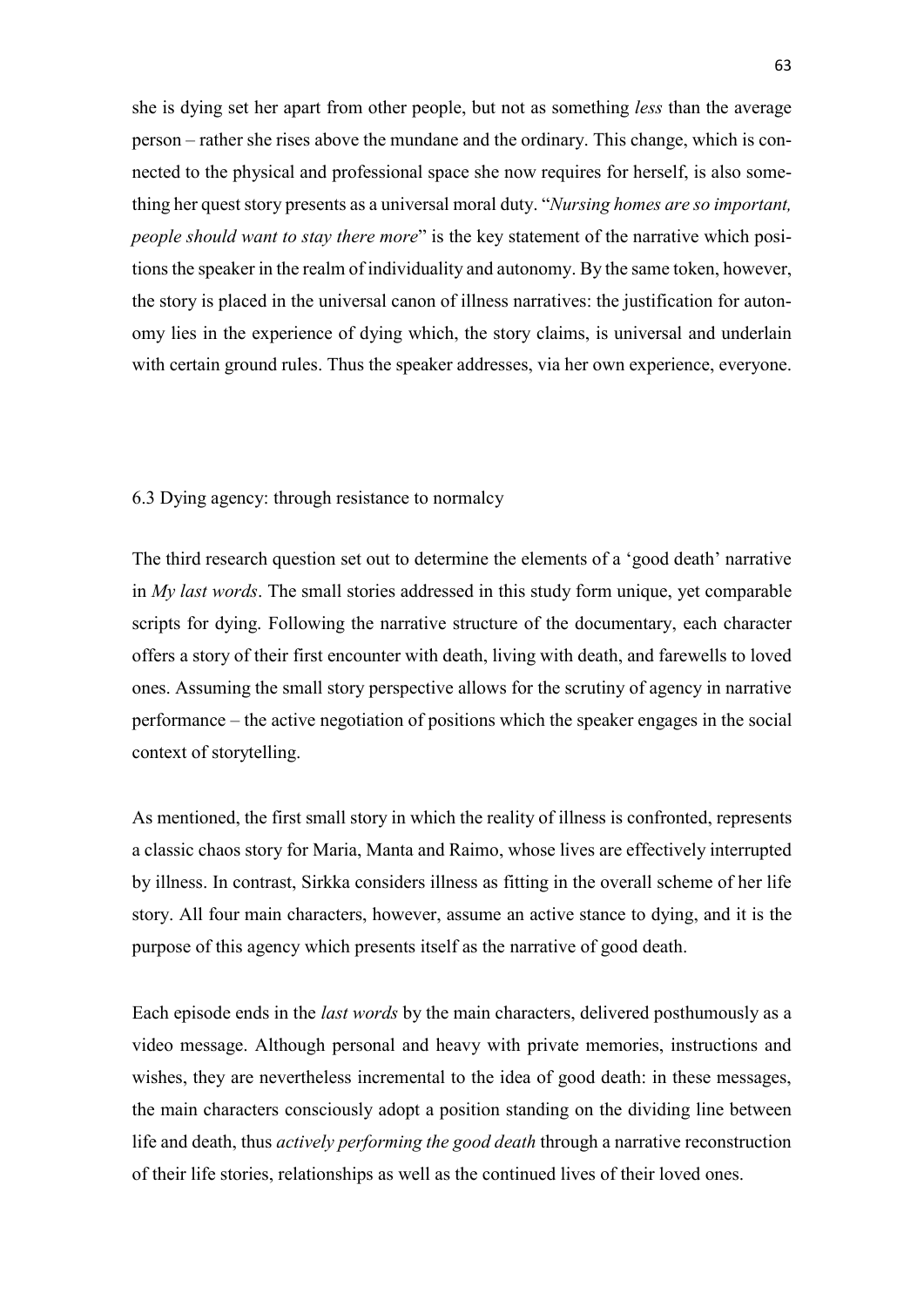she is dying set her apart from other people, but not as something *less* than the average person – rather she rises above the mundane and the ordinary. This change, which is connected to the physical and professional space she now requires for herself, is also something her quest story presents as a universal moral duty. "*Nursing homes are so important, people should want to stay there more*" is the key statement of the narrative which positions the speaker in the realm of individuality and autonomy. By the same token, however, the story is placed in the universal canon of illness narratives: the justification for autonomy lies in the experience of dying which, the story claims, is universal and underlain with certain ground rules. Thus the speaker addresses, via her own experience, everyone.

### 6.3 Dying agency: through resistance to normalcy

The third research question set out to determine the elements of a 'good death' narrative in *My last words*. The small stories addressed in this study form unique, yet comparable scripts for dying. Following the narrative structure of the documentary, each character offers a story of their first encounter with death, living with death, and farewells to loved ones. Assuming the small story perspective allows for the scrutiny of agency in narrative performance – the active negotiation of positions which the speaker engages in the social context of storytelling.

As mentioned, the first small story in which the reality of illness is confronted, represents a classic chaos story for Maria, Manta and Raimo, whose lives are effectively interrupted by illness. In contrast, Sirkka considers illness as fitting in the overall scheme of her life story. All four main characters, however, assume an active stance to dying, and it is the purpose of this agency which presents itself as the narrative of good death.

Each episode ends in the *last words* by the main characters, delivered posthumously as a video message. Although personal and heavy with private memories, instructions and wishes, they are nevertheless incremental to the idea of good death: in these messages, the main characters consciously adopt a position standing on the dividing line between life and death, thus *actively performing the good death* through a narrative reconstruction of their life stories, relationships as well as the continued lives of their loved ones.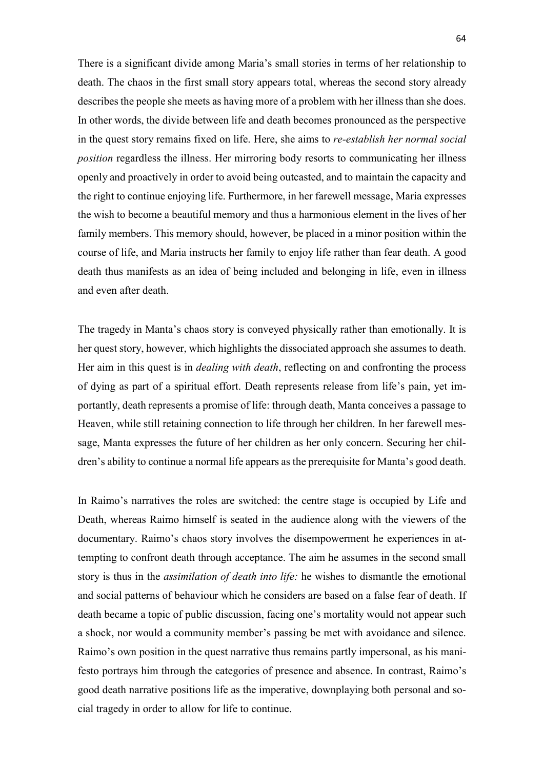There is a significant divide among Maria's small stories in terms of her relationship to death. The chaos in the first small story appears total, whereas the second story already describes the people she meets as having more of a problem with her illness than she does. In other words, the divide between life and death becomes pronounced as the perspective in the quest story remains fixed on life. Here, she aims to *re-establish her normal social position* regardless the illness. Her mirroring body resorts to communicating her illness openly and proactively in order to avoid being outcasted, and to maintain the capacity and the right to continue enjoying life. Furthermore, in her farewell message, Maria expresses the wish to become a beautiful memory and thus a harmonious element in the lives of her family members. This memory should, however, be placed in a minor position within the course of life, and Maria instructs her family to enjoy life rather than fear death. A good death thus manifests as an idea of being included and belonging in life, even in illness and even after death.

The tragedy in Manta's chaos story is conveyed physically rather than emotionally. It is her quest story, however, which highlights the dissociated approach she assumes to death. Her aim in this quest is in *dealing with death*, reflecting on and confronting the process of dying as part of a spiritual effort. Death represents release from life's pain, yet importantly, death represents a promise of life: through death, Manta conceives a passage to Heaven, while still retaining connection to life through her children. In her farewell message, Manta expresses the future of her children as her only concern. Securing her children's ability to continue a normal life appears as the prerequisite for Manta's good death.

In Raimo's narratives the roles are switched: the centre stage is occupied by Life and Death, whereas Raimo himself is seated in the audience along with the viewers of the documentary. Raimo's chaos story involves the disempowerment he experiences in attempting to confront death through acceptance. The aim he assumes in the second small story is thus in the *assimilation of death into life:* he wishes to dismantle the emotional and social patterns of behaviour which he considers are based on a false fear of death. If death became a topic of public discussion, facing one's mortality would not appear such a shock, nor would a community member's passing be met with avoidance and silence. Raimo's own position in the quest narrative thus remains partly impersonal, as his manifesto portrays him through the categories of presence and absence. In contrast, Raimo's good death narrative positions life as the imperative, downplaying both personal and social tragedy in order to allow for life to continue.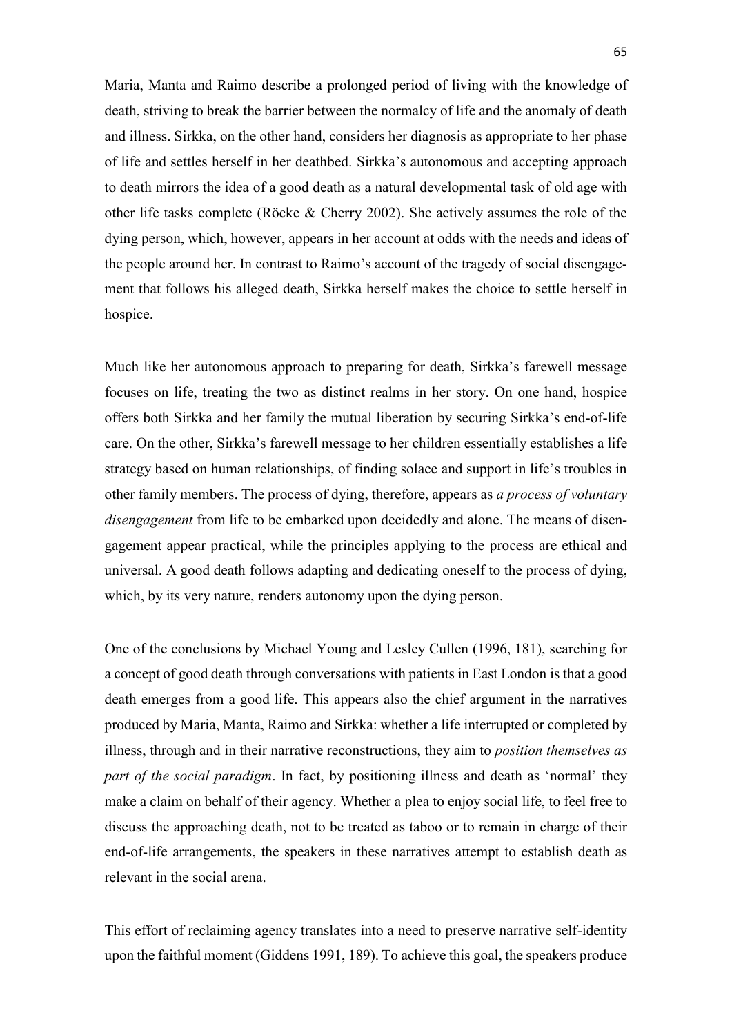Maria, Manta and Raimo describe a prolonged period of living with the knowledge of death, striving to break the barrier between the normalcy of life and the anomaly of death and illness. Sirkka, on the other hand, considers her diagnosis as appropriate to her phase of life and settles herself in her deathbed. Sirkka's autonomous and accepting approach to death mirrors the idea of a good death as a natural developmental task of old age with other life tasks complete (Röcke & Cherry 2002). She actively assumes the role of the dying person, which, however, appears in her account at odds with the needs and ideas of the people around her. In contrast to Raimo's account of the tragedy of social disengagement that follows his alleged death, Sirkka herself makes the choice to settle herself in hospice.

Much like her autonomous approach to preparing for death, Sirkka's farewell message focuses on life, treating the two as distinct realms in her story. On one hand, hospice offers both Sirkka and her family the mutual liberation by securing Sirkka's end-of-life care. On the other, Sirkka's farewell message to her children essentially establishes a life strategy based on human relationships, of finding solace and support in life's troubles in other family members. The process of dying, therefore, appears as *a process of voluntary disengagement* from life to be embarked upon decidedly and alone. The means of disengagement appear practical, while the principles applying to the process are ethical and universal. A good death follows adapting and dedicating oneself to the process of dying, which, by its very nature, renders autonomy upon the dying person.

One of the conclusions by Michael Young and Lesley Cullen (1996, 181), searching for a concept of good death through conversations with patients in East London is that a good death emerges from a good life. This appears also the chief argument in the narratives produced by Maria, Manta, Raimo and Sirkka: whether a life interrupted or completed by illness, through and in their narrative reconstructions, they aim to *position themselves as part of the social paradigm*. In fact, by positioning illness and death as 'normal' they make a claim on behalf of their agency. Whether a plea to enjoy social life, to feel free to discuss the approaching death, not to be treated as taboo or to remain in charge of their end-of-life arrangements, the speakers in these narratives attempt to establish death as relevant in the social arena.

This effort of reclaiming agency translates into a need to preserve narrative self-identity upon the faithful moment (Giddens 1991, 189). To achieve this goal, the speakers produce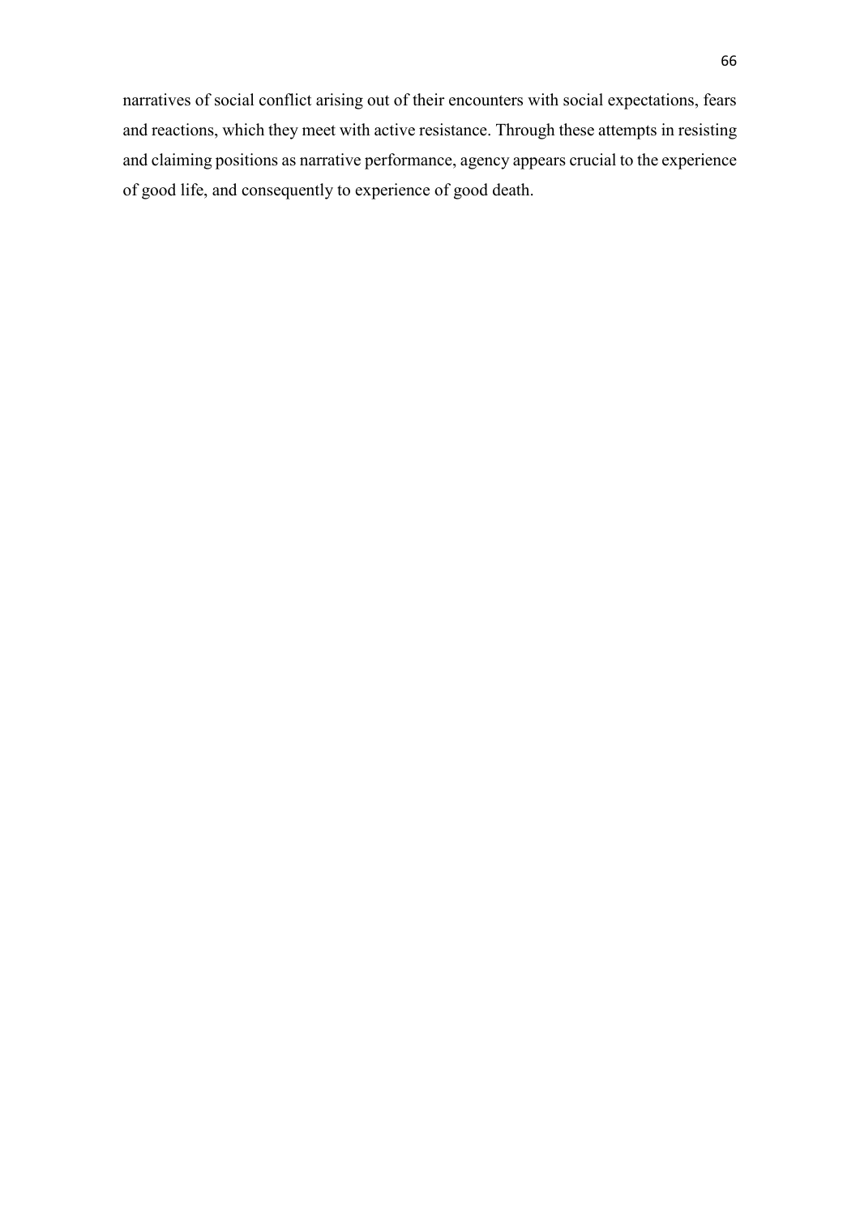narratives of social conflict arising out of their encounters with social expectations, fears and reactions, which they meet with active resistance. Through these attempts in resisting and claiming positions as narrative performance, agency appears crucial to the experience of good life, and consequently to experience of good death.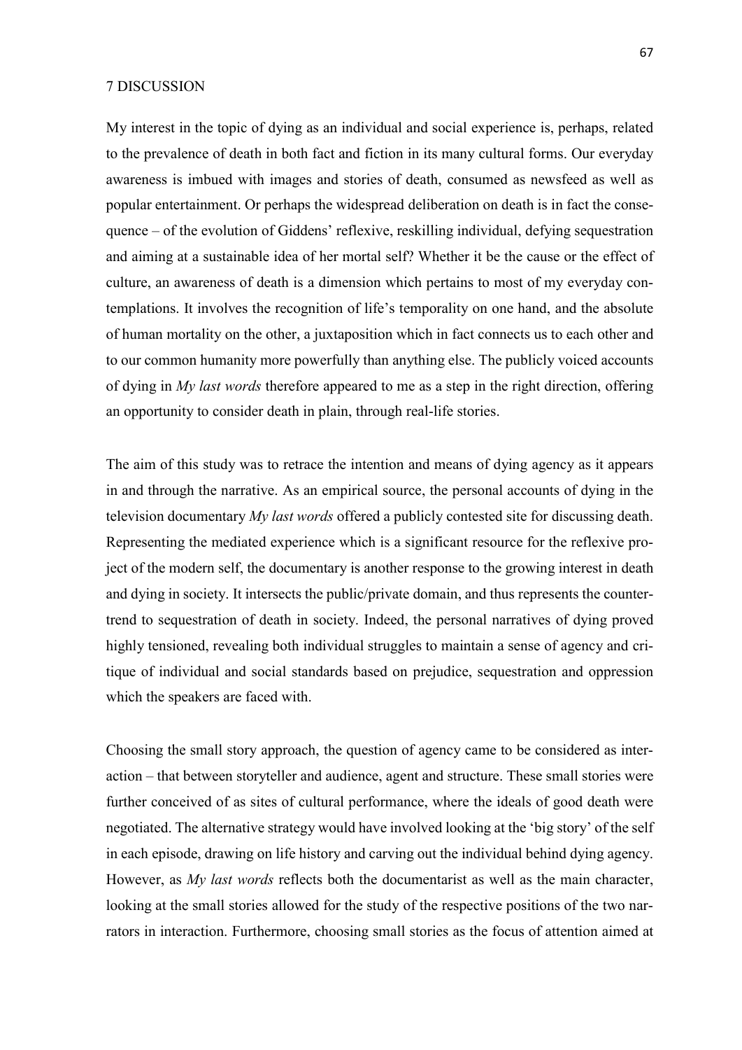# 7 DISCUSSION

My interest in the topic of dying as an individual and social experience is, perhaps, related to the prevalence of death in both fact and fiction in its many cultural forms. Our everyday awareness is imbued with images and stories of death, consumed as newsfeed as well as popular entertainment. Or perhaps the widespread deliberation on death is in fact the consequence – of the evolution of Giddens' reflexive, reskilling individual, defying sequestration and aiming at a sustainable idea of her mortal self? Whether it be the cause or the effect of culture, an awareness of death is a dimension which pertains to most of my everyday contemplations. It involves the recognition of life's temporality on one hand, and the absolute of human mortality on the other, a juxtaposition which in fact connects us to each other and to our common humanity more powerfully than anything else. The publicly voiced accounts of dying in *My last words* therefore appeared to me as a step in the right direction, offering an opportunity to consider death in plain, through real-life stories.

The aim of this study was to retrace the intention and means of dying agency as it appears in and through the narrative. As an empirical source, the personal accounts of dying in the television documentary *My last words* offered a publicly contested site for discussing death. Representing the mediated experience which is a significant resource for the reflexive project of the modern self, the documentary is another response to the growing interest in death and dying in society. It intersects the public/private domain, and thus represents the countertrend to sequestration of death in society. Indeed, the personal narratives of dying proved highly tensioned, revealing both individual struggles to maintain a sense of agency and critique of individual and social standards based on prejudice, sequestration and oppression which the speakers are faced with.

Choosing the small story approach, the question of agency came to be considered as interaction – that between storyteller and audience, agent and structure. These small stories were further conceived of as sites of cultural performance, where the ideals of good death were negotiated. The alternative strategy would have involved looking at the 'big story' of the self in each episode, drawing on life history and carving out the individual behind dying agency. However, as *My last words* reflects both the documentarist as well as the main character, looking at the small stories allowed for the study of the respective positions of the two narrators in interaction. Furthermore, choosing small stories as the focus of attention aimed at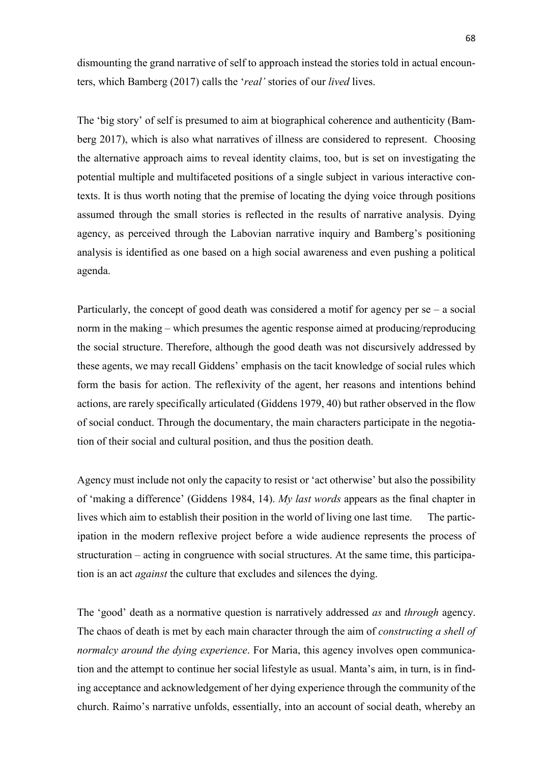dismounting the grand narrative of self to approach instead the stories told in actual encounters, which Bamberg (2017) calls the '*real'* stories of our *lived* lives.

The 'big story' of self is presumed to aim at biographical coherence and authenticity (Bamberg 2017), which is also what narratives of illness are considered to represent. Choosing the alternative approach aims to reveal identity claims, too, but is set on investigating the potential multiple and multifaceted positions of a single subject in various interactive contexts. It is thus worth noting that the premise of locating the dying voice through positions assumed through the small stories is reflected in the results of narrative analysis. Dying agency, as perceived through the Labovian narrative inquiry and Bamberg's positioning analysis is identified as one based on a high social awareness and even pushing a political agenda.

Particularly, the concept of good death was considered a motif for agency per se – a social norm in the making – which presumes the agentic response aimed at producing/reproducing the social structure. Therefore, although the good death was not discursively addressed by these agents, we may recall Giddens' emphasis on the tacit knowledge of social rules which form the basis for action. The reflexivity of the agent, her reasons and intentions behind actions, are rarely specifically articulated (Giddens 1979, 40) but rather observed in the flow of social conduct. Through the documentary, the main characters participate in the negotiation of their social and cultural position, and thus the position death.

Agency must include not only the capacity to resist or 'act otherwise' but also the possibility of 'making a difference' (Giddens 1984, 14). *My last words* appears as the final chapter in lives which aim to establish their position in the world of living one last time. The participation in the modern reflexive project before a wide audience represents the process of structuration – acting in congruence with social structures. At the same time, this participation is an act *against* the culture that excludes and silences the dying.

The 'good' death as a normative question is narratively addressed *as* and *through* agency. The chaos of death is met by each main character through the aim of *constructing a shell of normalcy around the dying experience*. For Maria, this agency involves open communication and the attempt to continue her social lifestyle as usual. Manta's aim, in turn, is in finding acceptance and acknowledgement of her dying experience through the community of the church. Raimo's narrative unfolds, essentially, into an account of social death, whereby an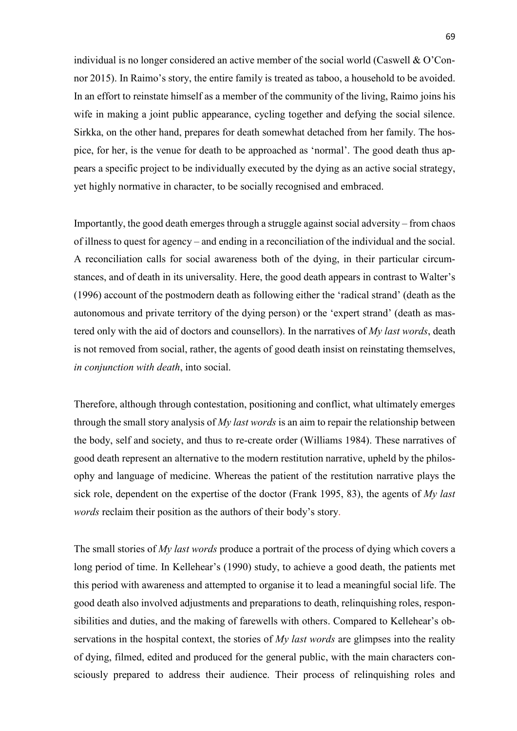individual is no longer considered an active member of the social world (Caswell & O'Connor 2015). In Raimo's story, the entire family is treated as taboo, a household to be avoided. In an effort to reinstate himself as a member of the community of the living, Raimo joins his wife in making a joint public appearance, cycling together and defying the social silence. Sirkka, on the other hand, prepares for death somewhat detached from her family. The hospice, for her, is the venue for death to be approached as 'normal'. The good death thus appears a specific project to be individually executed by the dying as an active social strategy, yet highly normative in character, to be socially recognised and embraced.

Importantly, the good death emerges through a struggle against social adversity – from chaos of illness to quest for agency – and ending in a reconciliation of the individual and the social. A reconciliation calls for social awareness both of the dying, in their particular circumstances, and of death in its universality. Here, the good death appears in contrast to Walter's (1996) account of the postmodern death as following either the 'radical strand' (death as the autonomous and private territory of the dying person) or the 'expert strand' (death as mastered only with the aid of doctors and counsellors). In the narratives of *My last words*, death is not removed from social, rather, the agents of good death insist on reinstating themselves, *in conjunction with death*, into social.

Therefore, although through contestation, positioning and conflict, what ultimately emerges through the small story analysis of *My last words* is an aim to repair the relationship between the body, self and society, and thus to re-create order (Williams 1984). These narratives of good death represent an alternative to the modern restitution narrative, upheld by the philosophy and language of medicine. Whereas the patient of the restitution narrative plays the sick role, dependent on the expertise of the doctor (Frank 1995, 83), the agents of *My last words* reclaim their position as the authors of their body's story.

The small stories of *My last words* produce a portrait of the process of dying which covers a long period of time. In Kellehear's (1990) study, to achieve a good death, the patients met this period with awareness and attempted to organise it to lead a meaningful social life. The good death also involved adjustments and preparations to death, relinquishing roles, responsibilities and duties, and the making of farewells with others. Compared to Kellehear's observations in the hospital context, the stories of *My last words* are glimpses into the reality of dying, filmed, edited and produced for the general public, with the main characters consciously prepared to address their audience. Their process of relinquishing roles and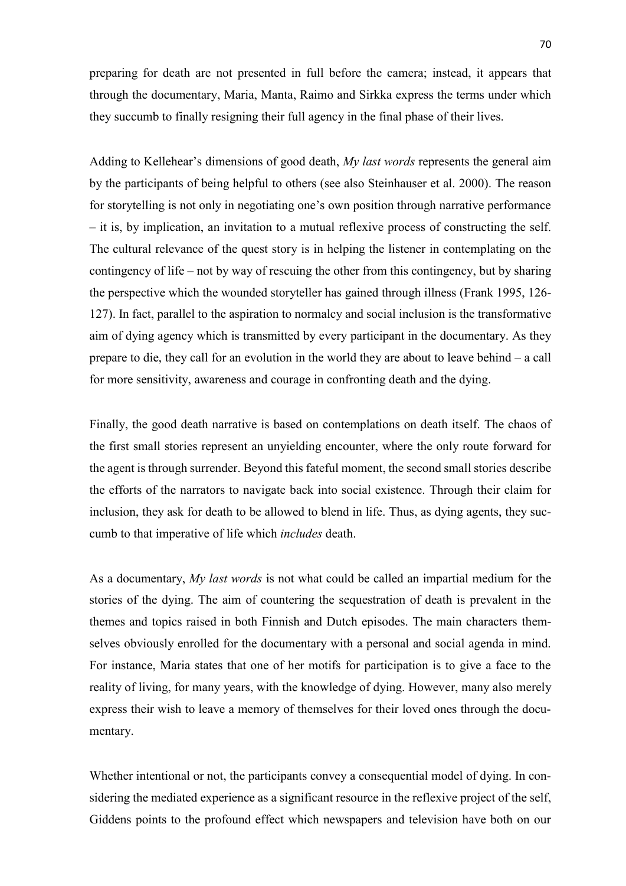preparing for death are not presented in full before the camera; instead, it appears that through the documentary, Maria, Manta, Raimo and Sirkka express the terms under which they succumb to finally resigning their full agency in the final phase of their lives.

Adding to Kellehear's dimensions of good death, *My last words* represents the general aim by the participants of being helpful to others (see also Steinhauser et al. 2000). The reason for storytelling is not only in negotiating one's own position through narrative performance – it is, by implication, an invitation to a mutual reflexive process of constructing the self. The cultural relevance of the quest story is in helping the listener in contemplating on the contingency of life – not by way of rescuing the other from this contingency, but by sharing the perspective which the wounded storyteller has gained through illness (Frank 1995, 126-127). In fact, parallel to the aspiration to normalcy and social inclusion is the transformative aim of dying agency which is transmitted by every participant in the documentary. As they prepare to die, they call for an evolution in the world they are about to leave behind – a call for more sensitivity, awareness and courage in confronting death and the dying.

Finally, the good death narrative is based on contemplations on death itself. The chaos of the first small stories represent an unyielding encounter, where the only route forward for the agent is through surrender. Beyond this fateful moment, the second small stories describe the efforts of the narrators to navigate back into social existence. Through their claim for inclusion, they ask for death to be allowed to blend in life. Thus, as dying agents, they succumb to that imperative of life which *includes* death.

As a documentary, *My last words* is not what could be called an impartial medium for the stories of the dying. The aim of countering the sequestration of death is prevalent in the themes and topics raised in both Finnish and Dutch episodes. The main characters themselves obviously enrolled for the documentary with a personal and social agenda in mind. For instance, Maria states that one of her motifs for participation is to give a face to the reality of living, for many years, with the knowledge of dying. However, many also merely express their wish to leave a memory of themselves for their loved ones through the documentary.

Whether intentional or not, the participants convey a consequential model of dying. In considering the mediated experience as a significant resource in the reflexive project of the self, Giddens points to the profound effect which newspapers and television have both on our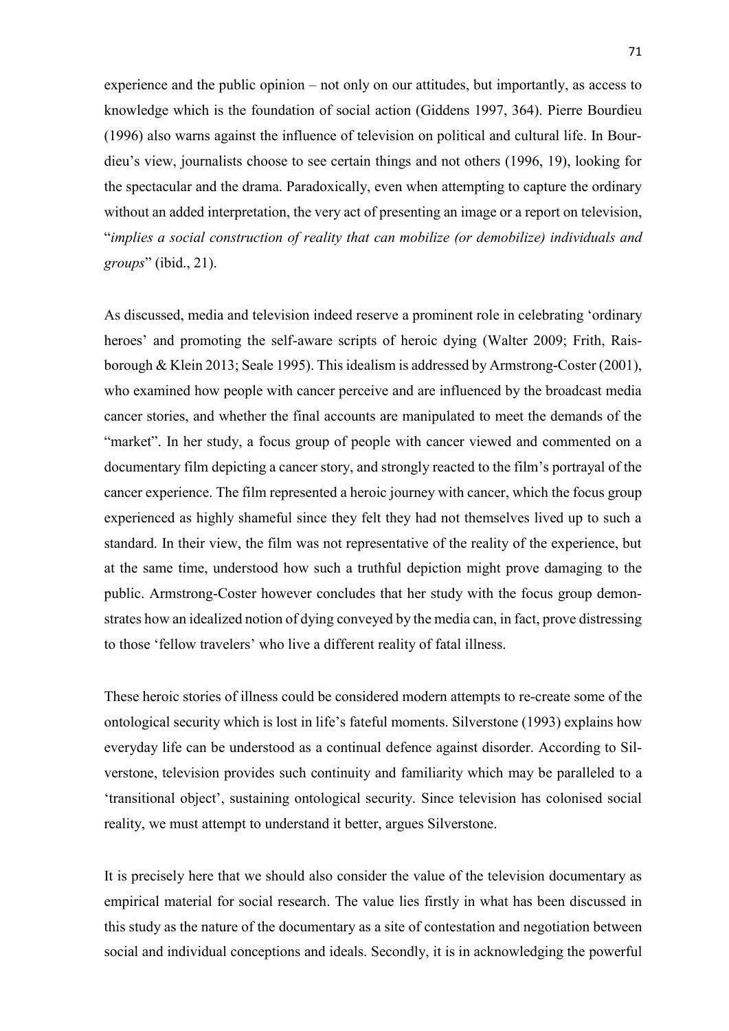experience and the public opinion – not only on our attitudes, but importantly, as access to knowledge which is the foundation of social action (Giddens 1997, 364). Pierre Bourdieu (1996) also warns against the influence of television on political and cultural life. In Bourdieu's view, journalists choose to see certain things and not others (1996, 19), looking for the spectacular and the drama. Paradoxically, even when attempting to capture the ordinary without an added interpretation, the very act of presenting an image or a report on television, "*implies a social construction of reality that can mobilize (or demobilize) individuals and groups*" (ibid., 21).

As discussed, media and television indeed reserve a prominent role in celebrating 'ordinary heroes' and promoting the self-aware scripts of heroic dying (Walter 2009; Frith, Raisborough & Klein 2013; Seale 1995). This idealism is addressed by Armstrong-Coster (2001), who examined how people with cancer perceive and are influenced by the broadcast media cancer stories, and whether the final accounts are manipulated to meet the demands of the "market". In her study, a focus group of people with cancer viewed and commented on a documentary film depicting a cancer story, and strongly reacted to the film's portrayal of the cancer experience. The film represented a heroic journey with cancer, which the focus group experienced as highly shameful since they felt they had not themselves lived up to such a standard. In their view, the film was not representative of the reality of the experience, but at the same time, understood how such a truthful depiction might prove damaging to the public. Armstrong-Coster however concludes that her study with the focus group demonstrates how an idealized notion of dying conveyed by the media can, in fact, prove distressing to those 'fellow travelers' who live a different reality of fatal illness.

These heroic stories of illness could be considered modern attempts to re-create some of the ontological security which is lost in life's fateful moments. Silverstone (1993) explains how everyday life can be understood as a continual defence against disorder. According to Silverstone, television provides such continuity and familiarity which may be paralleled to a 'transitional object', sustaining ontological security. Since television has colonised social reality, we must attempt to understand it better, argues Silverstone.

It is precisely here that we should also consider the value of the television documentary as empirical material for social research. The value lies firstly in what has been discussed in this study as the nature of the documentary as a site of contestation and negotiation between social and individual conceptions and ideals. Secondly, it is in acknowledging the powerful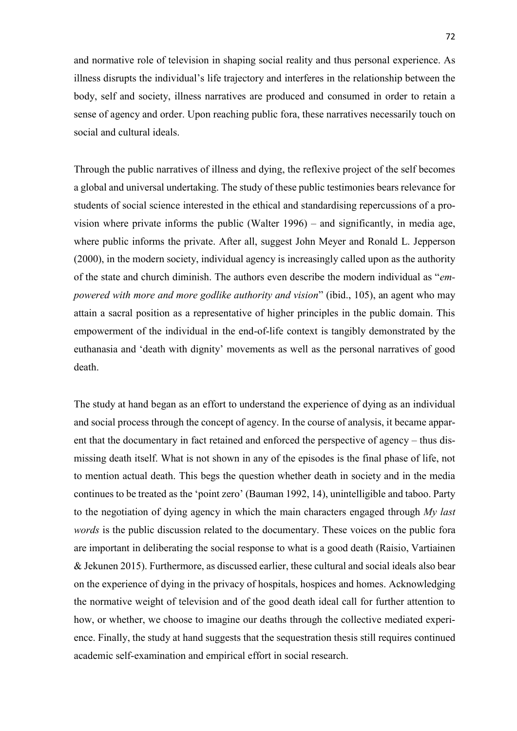and normative role of television in shaping social reality and thus personal experience. As illness disrupts the individual's life trajectory and interferes in the relationship between the body, self and society, illness narratives are produced and consumed in order to retain a sense of agency and order. Upon reaching public fora, these narratives necessarily touch on social and cultural ideals.

Through the public narratives of illness and dying, the reflexive project of the self becomes a global and universal undertaking. The study of these public testimonies bears relevance for students of social science interested in the ethical and standardising repercussions of a provision where private informs the public (Walter 1996) – and significantly, in media age, where public informs the private. After all, suggest John Meyer and Ronald L. Jepperson (2000), in the modern society, individual agency is increasingly called upon as the authority of the state and church diminish. The authors even describe the modern individual as "*empowered with more and more godlike authority and vision*" (ibid., 105), an agent who may attain a sacral position as a representative of higher principles in the public domain. This empowerment of the individual in the end-of-life context is tangibly demonstrated by the euthanasia and 'death with dignity' movements as well as the personal narratives of good death.

The study at hand began as an effort to understand the experience of dying as an individual and social process through the concept of agency. In the course of analysis, it became apparent that the documentary in fact retained and enforced the perspective of agency – thus dismissing death itself. What is not shown in any of the episodes is the final phase of life, not to mention actual death. This begs the question whether death in society and in the media continues to be treated as the 'point zero' (Bauman 1992, 14), unintelligible and taboo. Party to the negotiation of dying agency in which the main characters engaged through *My last words* is the public discussion related to the documentary. These voices on the public fora are important in deliberating the social response to what is a good death (Raisio, Vartiainen & Jekunen 2015). Furthermore, as discussed earlier, these cultural and social ideals also bear on the experience of dying in the privacy of hospitals, hospices and homes. Acknowledging the normative weight of television and of the good death ideal call for further attention to how, or whether, we choose to imagine our deaths through the collective mediated experience. Finally, the study at hand suggests that the sequestration thesis still requires continued academic self-examination and empirical effort in social research.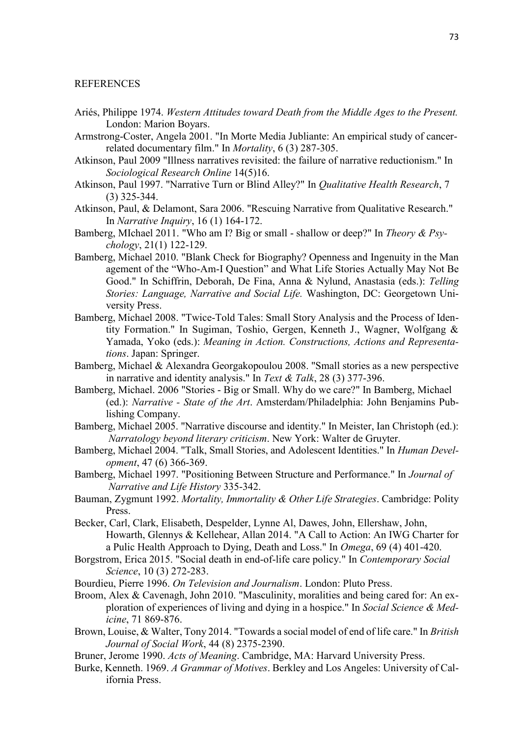REFERENCES

Ariés, Philippe 1974. *Western Attitudes toward Death from the Middle Ages to the Present.* London: Marion Boyars.

Armstrong-Coster, Angela 2001. "In Morte Media Jubliante: An empirical study of cancer-related documentary film." In *Mortality*, 6 (3) 287-305.

Atkinson, Paul 2009 "Illness narratives revisited: the failure of narrative reductionism." In *Sociological Research Online* 14(5)16.

Atkinson, Paul 1997. "Narrative Turn or Blind Alley?" In *Qualitative Health Research*, 7 (3) 325-344.

Atkinson, Paul, & Delamont, Sara 2006. "Rescuing Narrative from Qualitative Research." In *Narrative Inquiry*, 16 (1) 164-172.

Bamberg, MIchael 2011. "Who am I? Big or small - shallow or deep?" In *Theory & Psychology*, 21(1) 122-129.

Bamberg, Michael 2010. "Blank Check for Biography? Openness and Ingenuity in the Man agement of the "Who-Am-I Question" and What Life Stories Actually May Not Be Good." In Schiffrin, Deborah, De Fina, Anna & Nylund, Anastasia (eds.): *Telling Stories: Language, Narrative and Social Life.* Washington, DC: Georgetown University Press.

Bamberg, Michael 2008. "Twice-Told Tales: Small Story Analysis and the Process of Identity Formation." In Sugiman, Toshio, Gergen, Kenneth J., Wagner, Wolfgang & Yamada, Yoko (eds.): *Meaning in Action. Constructions, Actions and Representations*. Japan: Springer.

Bamberg, Michael & Alexandra Georgakopoulou 2008. "Small stories as a new perspective in narrative and identity analysis." In *Text & Talk*, 28 (3) 377-396.

Bamberg, Michael. 2006 "Stories - Big or Small. Why do we care?" In Bamberg, Michael (ed.): *Narrative - State of the Art*. Amsterdam/Philadelphia: John Benjamins Publishing Company.

Bamberg, Michael 2005. "Narrative discourse and identity." In Meister, Ian Christoph (ed.): *Narratology beyond literary criticism*. New York: Walter de Gruyter.

Bamberg, Michael 2004. "Talk, Small Stories, and Adolescent Identities." In *Human Development*, 47 (6) 366-369.

Bamberg, Michael 1997. "Positioning Between Structure and Performance." In *Journal of Narrative and Life History* 335-342.

Bauman, Zygmunt 1992. *Mortality, Immortality & Other Life Strategies*. Cambridge: Polity Press.

Becker, Carl, Clark, Elisabeth, Despelder, Lynne Al, Dawes, John, Ellershaw, John, Howarth, Glennys & Kellehear, Allan 2014. "A Call to Action: An IWG Charter for a Pulic Health Approach to Dying, Death and Loss." In *Omega*, 69 (4) 401-420.

Borgstrom, Erica 2015. "Social death in end-of-life care policy." In *Contemporary Social Science*, 10 (3) 272-283.

Bourdieu, Pierre 1996. *On Television and Journalism*. London: Pluto Press.

Broom, Alex & Cavenagh, John 2010. "Masculinity, moralities and being cared for: An exploration of experiences of living and dying in a hospice." In *Social Science & Medicine*, 71 869-876.

Brown, Louise, & Walter, Tony 2014. "Towards a social model of end of life care." In *British Journal of Social Work*, 44 (8) 2375-2390.

Bruner, Jerome 1990. *Acts of Meaning*. Cambridge, MA: Harvard University Press.

Burke, Kenneth. 1969. *A Grammar of Motives*. Berkley and Los Angeles: University of California Press.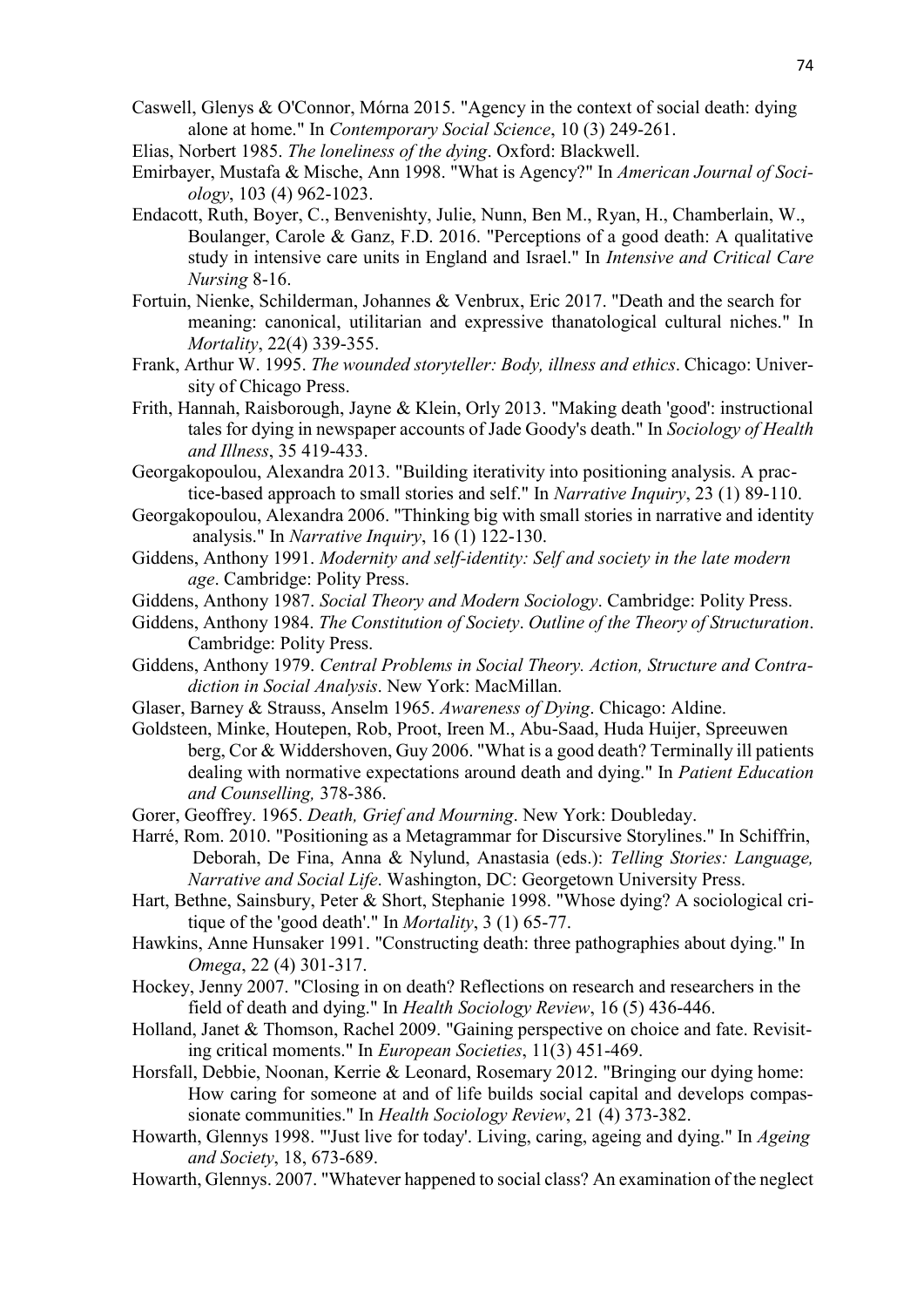Caswell, Glenys & O'Connor, Mórna 2015. "Agency in the context of social death: dying alone at home." In *Contemporary Social Science*, 10 (3) 249-261.

Elias, Norbert 1985. *The loneliness of the dying*. Oxford: Blackwell.

Emirbayer, Mustafa & Mische, Ann 1998. "What is Agency?" In *American Journal of Sociology*, 103 (4) 962-1023.

Endacott, Ruth, Boyer, C., Benvenishty, Julie, Nunn, Ben M., Ryan, H., Chamberlain, W., Boulanger, Carole & Ganz, F.D. 2016. "Perceptions of a good death: A qualitative study in intensive care units in England and Israel." In *Intensive and Critical Care Nursing* 8-16.

Fortuin, Nienke, Schilderman, Johannes & Venbrux, Eric 2017. "Death and the search for meaning: canonical, utilitarian and expressive thanatological cultural niches." In *Mortality*, 22(4) 339-355.

Frank, Arthur W. 1995. *The wounded storyteller: Body, illness and ethics*. Chicago: University of Chicago Press.

Frith, Hannah, Raisborough, Jayne & Klein, Orly 2013. "Making death 'good': instructional tales for dying in newspaper accounts of Jade Goody's death." In *Sociology of Health and Illness*, 35 419-433.

Georgakopoulou, Alexandra 2013. "Building iterativity into positioning analysis. A practice-based approach to small stories and self." In *Narrative Inquiry*, 23 (1) 89-110.

Georgakopoulou, Alexandra 2006. "Thinking big with small stories in narrative and identity analysis." In *Narrative Inquiry*, 16 (1) 122-130.

Giddens, Anthony 1991. *Modernity and self-identity: Self and society in the late modern age*. Cambridge: Polity Press.

Giddens, Anthony 1987. *Social Theory and Modern Sociology*. Cambridge: Polity Press.

Giddens, Anthony 1984. *The Constitution of Society*. *Outline of the Theory of Structuration*. Cambridge: Polity Press.

Giddens, Anthony 1979. *Central Problems in Social Theory. Action, Structure and Contradiction in Social Analysis*. New York: MacMillan.

Glaser, Barney & Strauss, Anselm 1965. *Awareness of Dying*. Chicago: Aldine.

Goldsteen, Minke, Houtepen, Rob, Proot, Ireen M., Abu-Saad, Huda Huijer, Spreeuwen berg, Cor & Widdershoven, Guy 2006. "What is a good death? Terminally ill patients dealing with normative expectations around death and dying." In *Patient Education and Counselling,* 378-386.

Gorer, Geoffrey. 1965. *Death, Grief and Mourning*. New York: Doubleday.

Harré, Rom. 2010. "Positioning as a Metagrammar for Discursive Storylines." In Schiffrin, Deborah, De Fina, Anna & Nylund, Anastasia (eds.): *Telling Stories: Language, Narrative and Social Life*. Washington, DC: Georgetown University Press.

Hart, Bethne, Sainsbury, Peter & Short, Stephanie 1998. "Whose dying? A sociological critique of the 'good death'." In *Mortality*, 3 (1) 65-77.

Hawkins, Anne Hunsaker 1991. "Constructing death: three pathographies about dying." In *Omega*, 22 (4) 301-317.

Hockey, Jenny 2007. "Closing in on death? Reflections on research and researchers in the field of death and dying." In *Health Sociology Review*, 16 (5) 436-446.

Holland, Janet & Thomson, Rachel 2009. "Gaining perspective on choice and fate. Revisiting critical moments." In *European Societies*, 11(3) 451-469.

Horsfall, Debbie, Noonan, Kerrie & Leonard, Rosemary 2012. "Bringing our dying home: How caring for someone at and of life builds social capital and develops compassionate communities." In *Health Sociology Review*, 21 (4) 373-382.

Howarth, Glennys 1998. "'Just live for today'. Living, caring, ageing and dying." In *Ageing and Society*, 18, 673-689.

Howarth, Glennys. 2007. "Whatever happened to social class? An examination of the neglect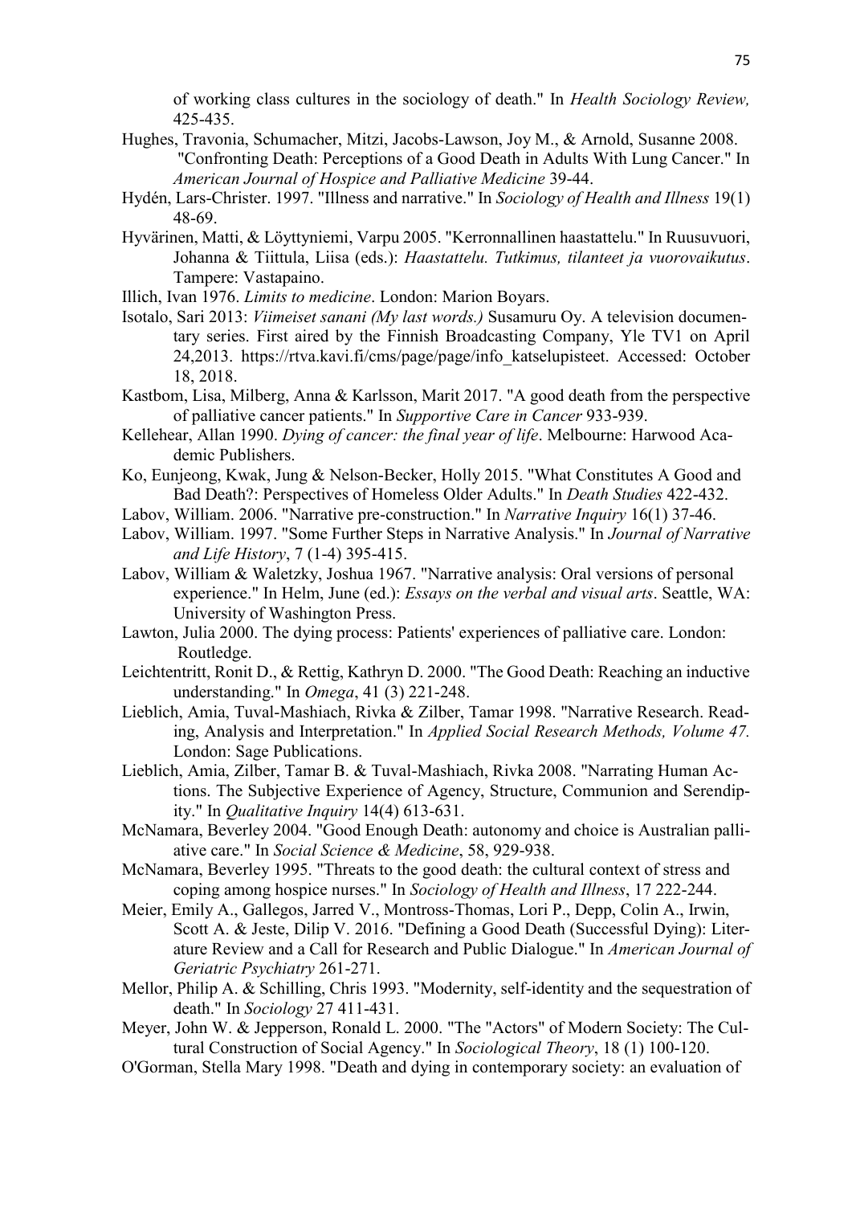of working class cultures in the sociology of death." In *Health Sociology Review,* 425-435.

Hughes, Travonia, Schumacher, Mitzi, Jacobs-Lawson, Joy M., & Arnold, Susanne 2008. "Confronting Death: Perceptions of a Good Death in Adults With Lung Cancer." In *American Journal of Hospice and Palliative Medicine* 39-44.

Hydén, Lars-Christer. 1997. "Illness and narrative." In *Sociology of Health and Illness* 19(1) 48-69.

Hyvärinen, Matti, & Löyttyniemi, Varpu 2005. "Kerronnallinen haastattelu." In Ruusuvuori, Johanna & Tiittula, Liisa (eds.): *Haastattelu. Tutkimus, tilanteet ja vuorovaikutus*. Tampere: Vastapaino.

Illich, Ivan 1976. *Limits to medicine*. London: Marion Boyars.

Isotalo, Sari 2013: *Viimeiset sanani (My last words.)* Susamuru Oy. A television documentary series. First aired by the Finnish Broadcasting Company, Yle TV1 on April 24,2013. https://rtva.kavi.fi/cms/page/page/info_katselupisteet. Accessed: October 18, 2018.

Kastbom, Lisa, Milberg, Anna & Karlsson, Marit 2017. "A good death from the perspective of palliative cancer patients." In *Supportive Care in Cancer* 933-939.

Kellehear, Allan 1990. *Dying of cancer: the final year of life*. Melbourne: Harwood Academic Publishers.

Ko, Eunjeong, Kwak, Jung & Nelson-Becker, Holly 2015. "What Constitutes A Good and Bad Death?: Perspectives of Homeless Older Adults." In *Death Studies* 422-432.

Labov, William. 2006. "Narrative pre-construction." In *Narrative Inquiry* 16(1) 37-46.

Labov, William. 1997. "Some Further Steps in Narrative Analysis." In *Journal of Narrative and Life History*, 7 (1-4) 395-415.

Labov, William & Waletzky, Joshua 1967. "Narrative analysis: Oral versions of personal experience." In Helm, June (ed.): *Essays on the verbal and visual arts*. Seattle, WA: University of Washington Press.

Lawton, Julia 2000. The dying process: Patients' experiences of palliative care. London: Routledge.

Leichtentritt, Ronit D., & Rettig, Kathryn D. 2000. "The Good Death: Reaching an inductive understanding." In *Omega*, 41 (3) 221-248.

Lieblich, Amia, Tuval-Mashiach, Rivka & Zilber, Tamar 1998. "Narrative Research. Reading, Analysis and Interpretation." In *Applied Social Research Methods, Volume 47.* London: Sage Publications.

Lieblich, Amia, Zilber, Tamar B. & Tuval-Mashiach, Rivka 2008. "Narrating Human Actions. The Subjective Experience of Agency, Structure, Communion and Serendipity." In *Qualitative Inquiry* 14(4) 613-631.

McNamara, Beverley 2004. "Good Enough Death: autonomy and choice is Australian palliative care." In *Social Science & Medicine*, 58, 929-938.

McNamara, Beverley 1995. "Threats to the good death: the cultural context of stress and coping among hospice nurses." In *Sociology of Health and Illness*, 17 222-244.

Meier, Emily A., Gallegos, Jarred V., Montross-Thomas, Lori P., Depp, Colin A., Irwin, Scott A. & Jeste, Dilip V. 2016. "Defining a Good Death (Successful Dying): Literature Review and a Call for Research and Public Dialogue." In *American Journal of Geriatric Psychiatry* 261-271.

Mellor, Philip A. & Schilling, Chris 1993. "Modernity, self-identity and the sequestration of death." In *Sociology* 27 411-431.

Meyer, John W. & Jepperson, Ronald L. 2000. "The "Actors" of Modern Society: The Cultural Construction of Social Agency." In *Sociological Theory*, 18 (1) 100-120.

O'Gorman, Stella Mary 1998. "Death and dying in contemporary society: an evaluation of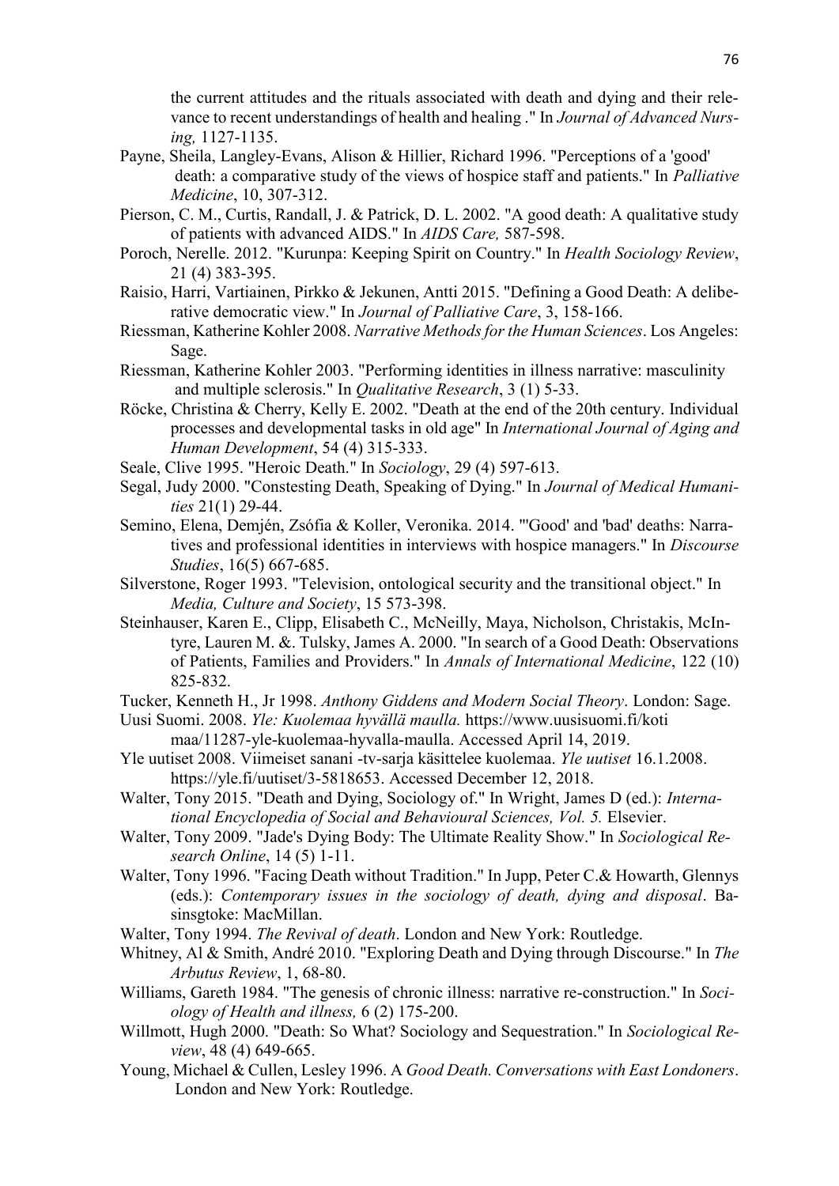the current attitudes and the rituals associated with death and dying and their relevance to recent understandings of health and healing ." In *Journal of Advanced Nursing,* 1127-1135.

Payne, Sheila, Langley-Evans, Alison & Hillier, Richard 1996. "Perceptions of a 'good' death: a comparative study of the views of hospice staff and patients." In *Palliative Medicine*, 10, 307-312.

Pierson, C. M., Curtis, Randall, J. & Patrick, D. L. 2002. "A good death: A qualitative study of patients with advanced AIDS." In *AIDS Care,* 587-598.

Poroch, Nerelle. 2012. "Kurunpa: Keeping Spirit on Country." In *Health Sociology Review*, 21 (4) 383-395.

Raisio, Harri, Vartiainen, Pirkko & Jekunen, Antti 2015. "Defining a Good Death: A deliberative democratic view." In *Journal of Palliative Care*, 3, 158-166.

Riessman, Katherine Kohler 2008. *Narrative Methods for the Human Sciences*. Los Angeles: Sage.

Riessman, Katherine Kohler 2003. "Performing identities in illness narrative: masculinity and multiple sclerosis." In *Qualitative Research*, 3 (1) 5-33.

Röcke, Christina & Cherry, Kelly E. 2002. "Death at the end of the 20th century. Individual processes and developmental tasks in old age" In *International Journal of Aging and Human Development*, 54 (4) 315-333.

Seale, Clive 1995. "Heroic Death." In *Sociology*, 29 (4) 597-613.

Segal, Judy 2000. "Constesting Death, Speaking of Dying." In *Journal of Medical Humanities* 21(1) 29-44.

Semino, Elena, Demjén, Zsófia & Koller, Veronika. 2014. "'Good' and 'bad' deaths: Narratives and professional identities in interviews with hospice managers." In *Discourse Studies*, 16(5) 667-685.

Silverstone, Roger 1993. "Television, ontological security and the transitional object." In *Media, Culture and Society*, 15 573-398.

Steinhauser, Karen E., Clipp, Elisabeth C., McNeilly, Maya, Nicholson, Christakis, McIntyre, Lauren M. &. Tulsky, James A. 2000. "In search of a Good Death: Observations of Patients, Families and Providers." In *Annals of International Medicine*, 122 (10) 825-832.

Tucker, Kenneth H., Jr 1998. *Anthony Giddens and Modern Social Theory*. London: Sage.

Uusi Suomi. 2008. *Yle: Kuolemaa hyvällä maulla.* https://www.uusisuomi.fi/kotimaa/11287-yle-kuolemaa-hyvalla-maulla. Accessed April 14, 2019.

Yle uutiset 2008. Viimeiset sanani -tv-sarja käsittelee kuolemaa. *Yle uutiset* 16.1.2008. https://yle.fi/uutiset/3-5818653. Accessed December 12, 2018.

Walter, Tony 2015. "Death and Dying, Sociology of." In Wright, James D (ed.): *International Encyclopedia of Social and Behavioural Sciences, Vol. 5.* Elsevier.

Walter, Tony 2009. "Jade's Dying Body: The Ultimate Reality Show." In *Sociological Research Online*, 14 (5) 1-11.

Walter, Tony 1996. "Facing Death without Tradition." In Jupp, Peter C.& Howarth, Glennys (eds.): *Contemporary issues in the sociology of death, dying and disposal*. Basinsgtoke: MacMillan.

Walter, Tony 1994. *The Revival of death*. London and New York: Routledge.

Whitney, Al & Smith, André 2010. "Exploring Death and Dying through Discourse." In *The Arbutus Review*, 1, 68-80.

Williams, Gareth 1984. "The genesis of chronic illness: narrative re-construction." In *Sociology of Health and illness,* 6 (2) 175-200.

Willmott, Hugh 2000. "Death: So What? Sociology and Sequestration." In *Sociological Review*, 48 (4) 649-665.

Young, Michael & Cullen, Lesley 1996. A *Good Death. Conversations with East Londoners*. London and New York: Routledge.